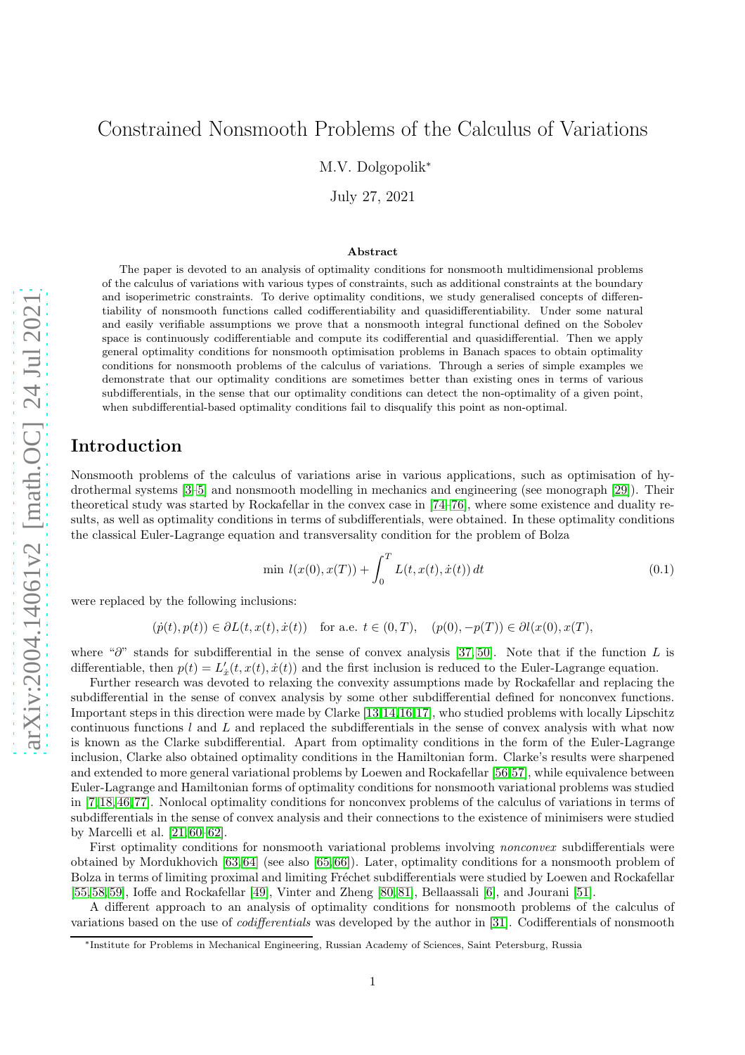# Constrained Nonsmooth Problems of the Calculus of Variations

M.V. Dolgopolik*

July 27, 2021

### Abstract

The paper is devoted to an analysis of optimality conditions for nonsmooth multidimensional problems of the calculus of variations with various types of constraints, such as additional constraints at the boundary and isoperimetric constraints. To derive optimality conditions, we study generalised concepts of differentiability of nonsmooth functions called codifferentiability and quasidifferentiability. Under some natural and easily verifiable assumptions we prove that a nonsmooth integral functional defined on the Sobolev space is continuously codifferentiable and compute its codifferential and quasidifferential. Then we apply general optimality conditions for nonsmooth optimisation problems in Banach spaces to obtain optimality conditions for nonsmooth problems of the calculus of variations. Through a series of simple examples we demonstrate that our optimality conditions are sometimes better than existing ones in terms of various subdifferentials, in the sense that our optimality conditions can detect the non-optimality of a given point, when subdifferential-based optimality conditions fail to disqualify this point as non-optimal.

## Introduction

Nonsmooth problems of the calculus of variations arise in various applications, such as optimisation of hydrothermal systems [3–5] and nonsmooth modelling in mechanics and engineering (see monograph [29]). Their theoretical study was started by Rockafellar in the convex case in [74–76], where some existence and duality results, as well as optimality conditions in terms of subdifferentials, were obtained. In these optimality conditions the classical Euler-Lagrange equation and transversality condition for the problem of Bolza

$$\min \, l(x(0), x(T)) + \int_0^T L(t, x(t), \dot{x}(t)) \, dt \tag{0.1}$$

were replaced by the following inclusions:

$$(\dot{p}(t), p(t)) \in \partial L(t, x(t), \dot{x}(t)) \quad \text{for a.e. } t \in (0, T), \quad (p(0), -p(T)) \in \partial l(x(0), x(T),$$

where "$\partial$" stands for subdifferential in the sense of convex analysis [37, 50]. Note that if the function $L$ is differentiable, then $p(t) = L'_{\dot{x}}(t, x(t), \dot{x}(t))$ and the first inclusion is reduced to the Euler-Lagrange equation.

Further research was devoted to relaxing the convexity assumptions made by Rockafellar and replacing the subdifferential in the sense of convex analysis by some other subdifferential defined for nonconvex functions. Important steps in this direction were made by Clarke [13, 14, 16, 17], who studied problems with locally Lipschitz continuous functions $l$ and $L$ and replaced the subdifferentials in the sense of convex analysis with what now is known as the Clarke subdifferential. Apart from optimality conditions in the form of the Euler-Lagrange inclusion, Clarke also obtained optimality conditions in the Hamiltonian form. Clarke's results were sharpened and extended to more general variational problems by Loewen and Rockafellar [56, 57], while equivalence between Euler-Lagrange and Hamiltonian forms of optimality conditions for nonsmooth variational problems was studied in [7, 18, 46, 77]. Nonlocal optimality conditions for nonconvex problems of the calculus of variations in terms of subdifferentials in the sense of convex analysis and their connections to the existence of minimisers were studied by Marcelli et al. [21, 60–62].

First optimality conditions for nonsmooth variational problems involving *nonconvex* subdifferentials were obtained by Mordukhovich [63, 64] (see also [65, 66]). Later, optimality conditions for a nonsmooth problem of Bolza in terms of limiting proximal and limiting Fréchet subdifferentials were studied by Loewen and Rockafellar [55, 58, 59], Ioffe and Rockafellar [49], Vinter and Zheng [80, 81], Bellaassali [6], and Jourani [51].

A different approach to an analysis of optimality conditions for nonsmooth problems of the calculus of variations based on the use of *codifferentials* was developed by the author in [31]. Codifferentials of nonsmooth

*Institute for Problems in Mechanical Engineering, Russian Academy of Sciences, Saint Petersburg, Russia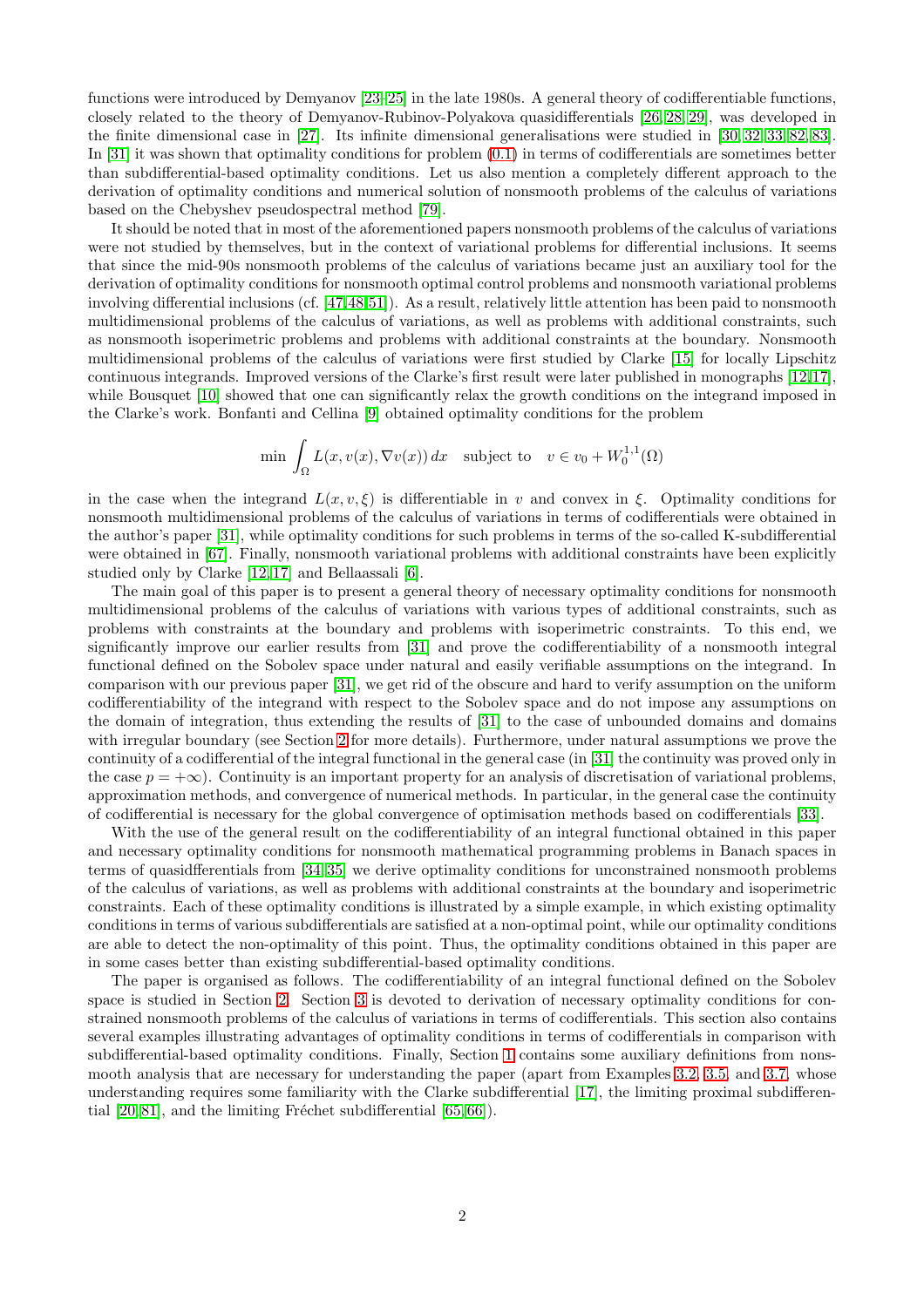functions were introduced by Demyanov [23–25] in the late 1980s. A general theory of codifferentiable functions, closely related to the theory of Demyanov-Rubinov-Polyakova quasidifferentials [26, 28, 29], was developed in the finite dimensional case in [27]. Its infinite dimensional generalisations were studied in [30, 32, 33, 82, 83]. In [31] it was shown that optimality conditions for problem (0.1) in terms of codifferentials are sometimes better than subdifferential-based optimality conditions. Let us also mention a completely different approach to the derivation of optimality conditions and numerical solution of nonsmooth problems of the calculus of variations based on the Chebyshev pseudospectral method [79].

It should be noted that in most of the aforementioned papers nonsmooth problems of the calculus of variations were not studied by themselves, but in the context of variational problems for differential inclusions. It seems that since the mid-90s nonsmooth problems of the calculus of variations became just an auxiliary tool for the derivation of optimality conditions for nonsmooth optimal control problems and nonsmooth variational problems involving differential inclusions (cf. [47, 48, 51]). As a result, relatively little attention has been paid to nonsmooth multidimensional problems of the calculus of variations, as well as problems with additional constraints, such as nonsmooth isoperimetric problems and problems with additional constraints at the boundary. Nonsmooth multidimensional problems of the calculus of variations were first studied by Clarke [15] for locally Lipschitz continuous integrands. Improved versions of the Clarke's first result were later published in monographs [12, 17], while Bousquet [10] showed that one can significantly relax the growth conditions on the integrand imposed in the Clarke's work. Bonfanti and Cellina [9] obtained optimality conditions for the problem

$$\min \int_\Omega L(x, v(x), \nabla v(x))\, dx \quad \text{subject to} \quad v \in v_0 + W_0^{1,1}(\Omega)$$

in the case when the integrand $L(x, v, \xi)$ is differentiable in $v$ and convex in $\xi$. Optimality conditions for nonsmooth multidimensional problems of the calculus of variations in terms of codifferentials were obtained in the author's paper [31], while optimality conditions for such problems in terms of the so-called K-subdifferential were obtained in [67]. Finally, nonsmooth variational problems with additional constraints have been explicitly studied only by Clarke [12, 17] and Bellaassali [6].

The main goal of this paper is to present a general theory of necessary optimality conditions for nonsmooth multidimensional problems of the calculus of variations with various types of additional constraints, such as problems with constraints at the boundary and problems with isoperimetric constraints. To this end, we significantly improve our earlier results from [31] and prove the codifferentiability of a nonsmooth integral functional defined on the Sobolev space under natural and easily verifiable assumptions on the integrand. In comparison with our previous paper [31], we get rid of the obscure and hard to verify assumption on the uniform codifferentiability of the integrand with respect to the Sobolev space and do not impose any assumptions on the domain of integration, thus extending the results of [31] to the case of unbounded domains and domains with irregular boundary (see Section 2 for more details). Furthermore, under natural assumptions we prove the continuity of a codifferential of the integral functional in the general case (in [31] the continuity was proved only in the case $p = +\infty$). Continuity is an important property for an analysis of discretisation of variational problems, approximation methods, and convergence of numerical methods. In particular, in the general case the continuity of codifferential is necessary for the global convergence of optimisation methods based on codifferentials [33].

With the use of the general result on the codifferentiability of an integral functional obtained in this paper and necessary optimality conditions for nonsmooth mathematical programming problems in Banach spaces in terms of quasidifferentials from [34, 35] we derive optimality conditions for unconstrained nonsmooth problems of the calculus of variations, as well as problems with additional constraints at the boundary and isoperimetric constraints. Each of these optimality conditions is illustrated by a simple example, in which existing optimality conditions in terms of various subdifferentials are satisfied at a non-optimal point, while our optimality conditions are able to detect the non-optimality of this point. Thus, the optimality conditions obtained in this paper are in some cases better than existing subdifferential-based optimality conditions.

The paper is organised as follows. The codifferentiability of an integral functional defined on the Sobolev space is studied in Section 2. Section 3 is devoted to derivation of necessary optimality conditions for constrained nonsmooth problems of the calculus of variations in terms of codifferentials. This section also contains several examples illustrating advantages of optimality conditions in terms of codifferentials in comparison with subdifferential-based optimality conditions. Finally, Section 1 contains some auxiliary definitions from nonsmooth analysis that are necessary for understanding the paper (apart from Examples 3.2, 3.5, and 3.7, whose understanding requires some familiarity with the Clarke subdifferential [17], the limiting proximal subdifferential [20, 81], and the limiting Fréchet subdifferential [65, 66]).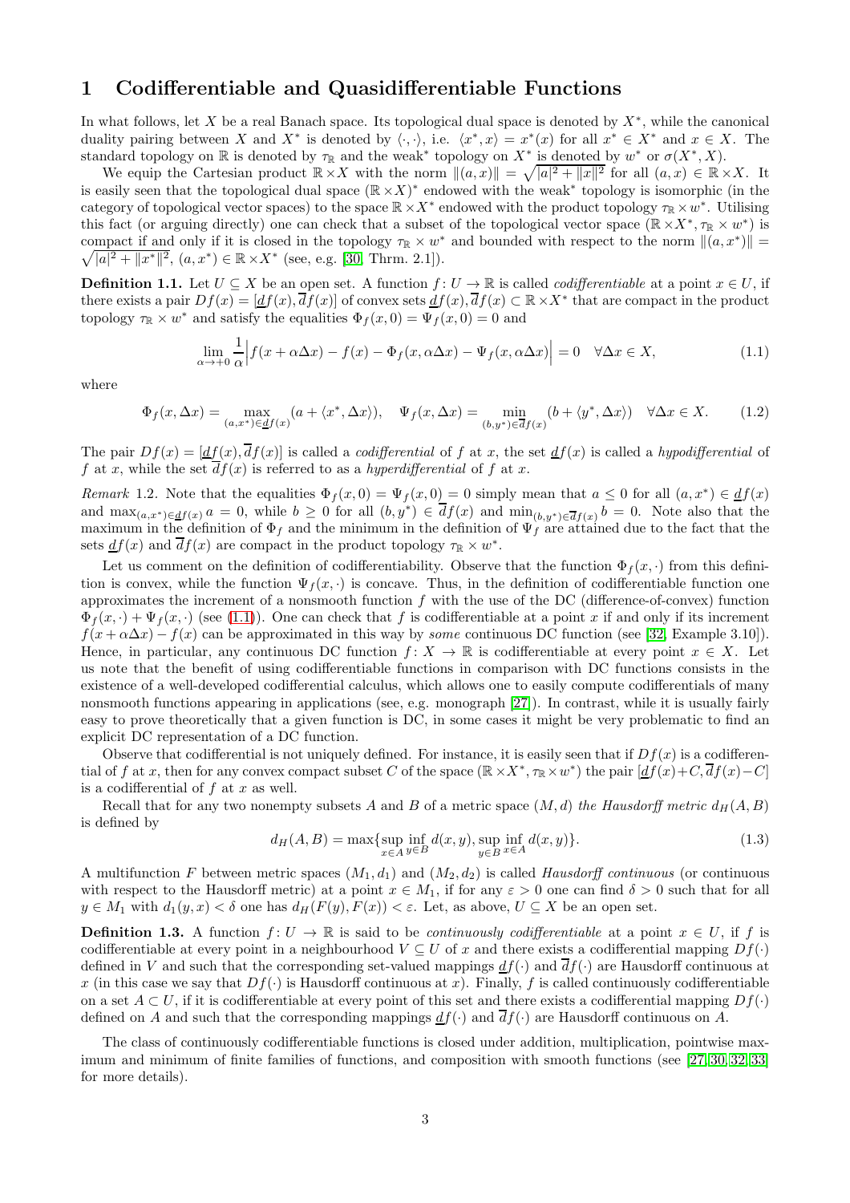# 1 Codifferentiable and Quasidifferentiable Functions

In what follows, let $X$ be a real Banach space. Its topological dual space is denoted by $X^*$, while the canonical duality pairing between $X$ and $X^*$ is denoted by $\langle \cdot, \cdot \rangle$, i.e. $\langle x^*, x \rangle = x^*(x)$ for all $x^* \in X^*$ and $x \in X$. The standard topology on $\mathbb{R}$ is denoted by $\tau_{\mathbb{R}}$ and the weak* topology on $X^*$ is denoted by $w^*$ or $\sigma(X^*, X)$.

We equip the Cartesian product $\mathbb{R} \times X$ with the norm $\|(a, x)\| = \sqrt{|a|^2 + \|x\|^2}$ for all $(a, x) \in \mathbb{R} \times X$. It is easily seen that the topological dual space $(\mathbb{R} \times X)^*$ endowed with the weak* topology is isomorphic (in the category of topological vector spaces) to the space $\mathbb{R} \times X^*$ endowed with the product topology $\tau_{\mathbb{R}} \times w^*$. Utilising this fact (or arguing directly) one can check that a subset of the topological vector space $(\mathbb{R} \times X^*, \tau_{\mathbb{R}} \times w^*)$ is compact if and only if it is closed in the topology $\tau_{\mathbb{R}} \times w^*$ and bounded with respect to the norm $\|(a, x^*)\| = \sqrt{|a|^2 + \|x^*\|^2}$, $(a, x^*) \in \mathbb{R} \times X^*$ (see, e.g. [30, Thrm. 2.1]).

**Definition 1.1.** Let $U \subseteq X$ be an open set. A function $f \colon U \to \mathbb{R}$ is called *codifferentiable* at a point $x \in U$, if there exists a pair $Df(x) = [\underline{d}f(x), \overline{d}f(x)]$ of convex sets $\underline{d}f(x), \overline{d}f(x) \subset \mathbb{R} \times X^*$ that are compact in the product topology $\tau_{\mathbb{R}} \times w^*$ and satisfy the equalities $\Phi_f(x, 0) = \Psi_f(x, 0) = 0$ and

$$\lim_{\alpha \to +0} \frac{1}{\alpha} \Big| f(x + \alpha \Delta x) - f(x) - \Phi_f(x, \alpha \Delta x) - \Psi_f(x, \alpha \Delta x) \Big| = 0 \quad \forall \Delta x \in X, \tag{1.1}$$

where

$$\Phi_f(x, \Delta x) = \max_{(a, x^*) \in \underline{d}f(x)} (a + \langle x^*, \Delta x \rangle), \quad \Psi_f(x, \Delta x) = \min_{(b, y^*) \in \overline{d}f(x)} (b + \langle y^*, \Delta x \rangle) \quad \forall \Delta x \in X. \tag{1.2}$$

The pair $Df(x) = [\underline{d}f(x), \overline{d}f(x)]$ is called a *codifferential* of $f$ at $x$, the set $\underline{d}f(x)$ is called a *hypodifferential* of $f$ at $x$, while the set $\overline{d}f(x)$ is referred to as a *hyperdifferential* of $f$ at $x$.

*Remark* 1.2. Note that the equalities $\Phi_f(x, 0) = \Psi_f(x, 0) = 0$ simply mean that $a \le 0$ for all $(a, x^*) \in \underline{d}f(x)$ and $\max_{(a, x^*) \in \underline{d}f(x)} a = 0$, while $b \ge 0$ for all $(b, y^*) \in \overline{d}f(x)$ and $\min_{(b, y^*) \in \overline{d}f(x)} b = 0$. Note also that the maximum in the definition of $\Phi_f$ and the minimum in the definition of $\Psi_f$ are attained due to the fact that the sets $\underline{d}f(x)$ and $\overline{d}f(x)$ are compact in the product topology $\tau_{\mathbb{R}} \times w^*$.

Let us comment on the definition of codifferentiability. Observe that the function $\Phi_f(x, \cdot)$ from this definition is convex, while the function $\Psi_f(x, \cdot)$ is concave. Thus, in the definition of codifferentiable function one approximates the increment of a nonsmooth function $f$ with the use of the DC (difference-of-convex) function $\Phi_f(x, \cdot) + \Psi_f(x, \cdot)$ (see (1.1)). One can check that $f$ is codifferentiable at a point $x$ if and only if its increment $f(x + \alpha \Delta x) - f(x)$ can be approximated in this way by *some* continuous DC function (see [32, Example 3.10]). Hence, in particular, any continuous DC function $f \colon X \to \mathbb{R}$ is codifferentiable at every point $x \in X$. Let us note that the benefit of using codifferentiable functions in comparison with DC functions consists in the existence of a well-developed codifferential calculus, which allows one to easily compute codifferentials of many nonsmooth functions appearing in applications (see, e.g. monograph [27]). In contrast, while it is usually fairly easy to prove theoretically that a given function is DC, in some cases it might be very problematic to find an explicit DC representation of a DC function.

Observe that codifferential is not uniquely defined. For instance, it is easily seen that if $Df(x)$ is a codifferential of $f$ at $x$, then for any convex compact subset $C$ of the space $(\mathbb{R} \times X^*, \tau_{\mathbb{R}} \times w^*)$ the pair $[\underline{d}f(x) + C, \overline{d}f(x) - C]$ is a codifferential of $f$ at $x$ as well.

Recall that for any two nonempty subsets $A$ and $B$ of a metric space $(M, d)$ *the Hausdorff metric* $d_H(A, B)$ is defined by

$$d_H(A, B) = \max\{\sup_{x \in A} \inf_{y \in B} d(x, y), \sup_{y \in B} \inf_{x \in A} d(x, y)\}. \tag{1.3}$$

A multifunction $F$ between metric spaces $(M_1, d_1)$ and $(M_2, d_2)$ is called *Hausdorff continuous* (or continuous with respect to the Hausdorff metric) at a point $x \in M_1$, if for any $\varepsilon > 0$ one can find $\delta > 0$ such that for all $y \in M_1$ with $d_1(y, x) < \delta$ one has $d_H(F(y), F(x)) < \varepsilon$. Let, as above, $U \subseteq X$ be an open set.

**Definition 1.3.** A function $f \colon U \to \mathbb{R}$ is said to be *continuously codifferentiable* at a point $x \in U$, if $f$ is codifferentiable at every point in a neighbourhood $V \subseteq U$ of $x$ and there exists a codifferential mapping $Df(\cdot)$ defined in $V$ and such that the corresponding set-valued mappings $\underline{d}f(\cdot)$ and $\overline{d}f(\cdot)$ are Hausdorff continuous at $x$ (in this case we say that $Df(\cdot)$ is Hausdorff continuous at $x$). Finally, $f$ is called continuously codifferentiable on a set $A \subset U$, if it is codifferentiable at every point of this set and there exists a codifferential mapping $Df(\cdot)$ defined on $A$ and such that the corresponding mappings $\underline{d}f(\cdot)$ and $\overline{d}f(\cdot)$ are Hausdorff continuous on $A$.

The class of continuously codifferentiable functions is closed under addition, multiplication, pointwise maximum and minimum of finite families of functions, and composition with smooth functions (see [27, 30, 32, 33] for more details).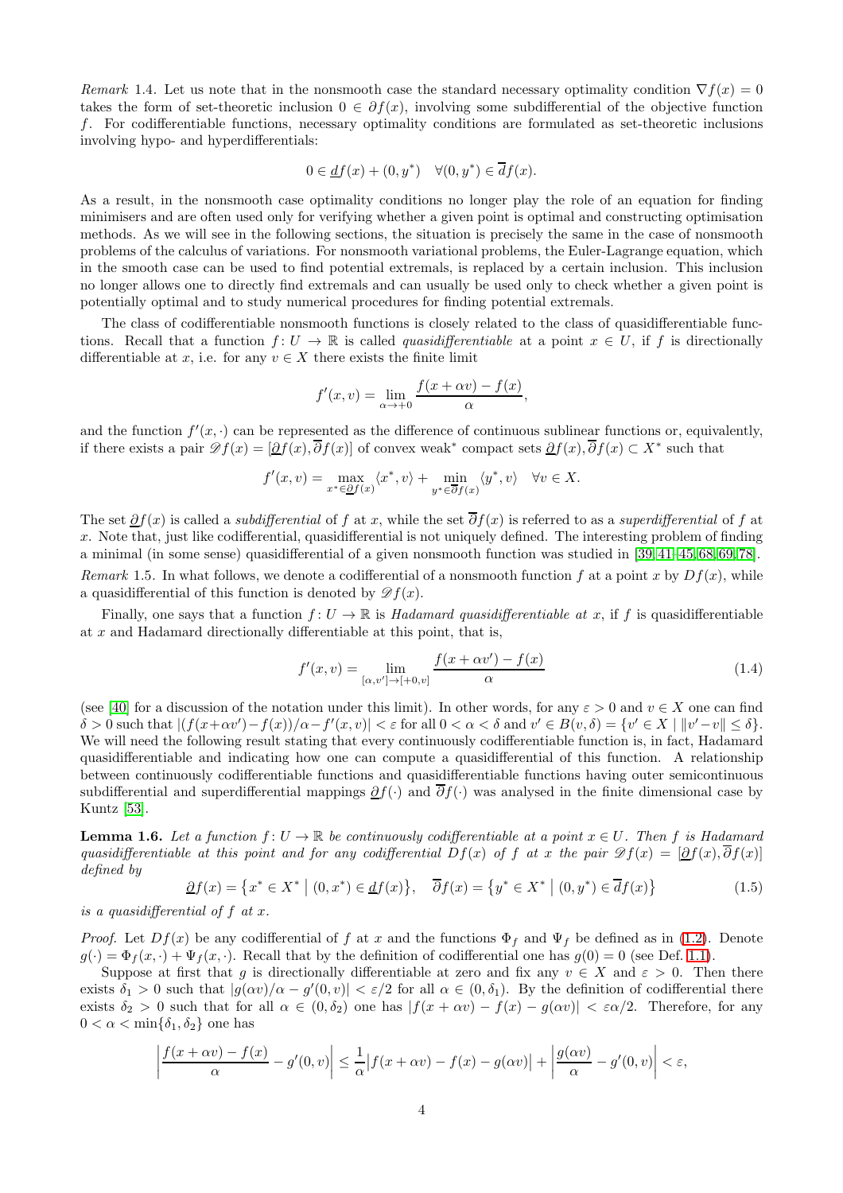*Remark* 1.4. Let us note that in the nonsmooth case the standard necessary optimality condition $\nabla f(x) = 0$ takes the form of set-theoretic inclusion $0 \in \partial f(x)$, involving some subdifferential of the objective function $f$. For codifferentiable functions, necessary optimality conditions are formulated as set-theoretic inclusions involving hypo- and hyperdifferentials:

$$0 \in \underline{d}f(x) + (0, y^*) \quad \forall (0, y^*) \in \overline{d}f(x).$$

As a result, in the nonsmooth case optimality conditions no longer play the role of an equation for finding minimisers and are often used only for verifying whether a given point is optimal and constructing optimisation methods. As we will see in the following sections, the situation is precisely the same in the case of nonsmooth problems of the calculus of variations. For nonsmooth variational problems, the Euler-Lagrange equation, which in the smooth case can be used to find potential extremals, is replaced by a certain inclusion. This inclusion no longer allows one to directly find extremals and can usually be used only to check whether a given point is potentially optimal and to study numerical procedures for finding potential extremals.

The class of codifferentiable nonsmooth functions is closely related to the class of quasidifferentiable functions. Recall that a function $f \colon U \to \mathbb{R}$ is called *quasidifferentiable* at a point $x \in U$, if $f$ is directionally differentiable at $x$, i.e. for any $v \in X$ there exists the finite limit

$$f'(x, v) = \lim_{\alpha \to +0} \frac{f(x + \alpha v) - f(x)}{\alpha},$$

and the function $f'(x, \cdot)$ can be represented as the difference of continuous sublinear functions or, equivalently, if there exists a pair $\mathscr{D}f(x) = [\underline{\partial}f(x), \overline{\partial}f(x)]$ of convex weak$^*$ compact sets $\underline{\partial}f(x), \overline{\partial}f(x) \subset X^*$ such that

$$f'(x, v) = \max_{x^* \in \underline{\partial}f(x)} \langle x^*, v \rangle + \min_{y^* \in \overline{\partial}f(x)} \langle y^*, v \rangle \quad \forall v \in X.$$

The set $\underline{\partial}f(x)$ is called a *subdifferential* of $f$ at $x$, while the set $\overline{\partial}f(x)$ is referred to as a *superdifferential* of $f$ at $x$. Note that, just like codifferential, quasidifferential is not uniquely defined. The interesting problem of finding a minimal (in some sense) quasidifferential of a given nonsmooth function was studied in [39, 41–45, 68, 69, 78].

*Remark* 1.5. In what follows, we denote a codifferential of a nonsmooth function $f$ at a point $x$ by $Df(x)$, while a quasidifferential of this function is denoted by $\mathscr{D}f(x)$.

Finally, one says that a function $f \colon U \to \mathbb{R}$ is *Hadamard quasidifferentiable at* $x$, if $f$ is quasidifferentiable at $x$ and Hadamard directionally differentiable at this point, that is,

$$f'(x, v) = \lim_{[\alpha, v'] \to [+0, v]} \frac{f(x + \alpha v') - f(x)}{\alpha} \tag{1.4}$$

(see [40] for a discussion of the notation under this limit). In other words, for any $\varepsilon > 0$ and $v \in X$ one can find $\delta > 0$ such that $|(f(x+\alpha v') - f(x))/\alpha - f'(x, v)| < \varepsilon$ for all $0 < \alpha < \delta$ and $v' \in B(v, \delta) = \{v' \in X \mid \|v' - v\| \le \delta\}$. We will need the following result stating that every continuously codifferentiable function is, in fact, Hadamard quasidifferentiable and indicating how one can compute a quasidifferential of this function. A relationship between continuously codifferentiable functions and quasidifferentiable functions having outer semicontinuous subdifferential and superdifferential mappings $\underline{\partial}f(\cdot)$ and $\overline{\partial}f(\cdot)$ was analysed in the finite dimensional case by Kuntz [53].

**Lemma 1.6.** *Let a function $f \colon U \to \mathbb{R}$ be continuously codifferentiable at a point $x \in U$. Then $f$ is Hadamard quasidifferentiable at this point and for any codifferential $Df(x)$ of $f$ at $x$ the pair $\mathscr{D}f(x) = [\underline{\partial}f(x), \overline{\partial}f(x)]$ defined by*

$$\underline{\partial}f(x) = \{x^* \in X^* \mid (0, x^*) \in \underline{d}f(x)\}, \quad \overline{\partial}f(x) = \{y^* \in X^* \mid (0, y^*) \in \overline{d}f(x)\} \tag{1.5}$$

*is a quasidifferential of $f$ at $x$.*

*Proof.* Let $Df(x)$ be any codifferential of $f$ at $x$ and the functions $\Phi_f$ and $\Psi_f$ be defined as in (1.2). Denote $g(\cdot) = \Phi_f(x, \cdot) + \Psi_f(x, \cdot)$. Recall that by the definition of codifferential one has $g(0) = 0$ (see Def. 1.1).

Suppose at first that $g$ is directionally differentiable at zero and fix any $v \in X$ and $\varepsilon > 0$. Then there exists $\delta_1 > 0$ such that $|g(\alpha v)/\alpha - g'(0, v)| < \varepsilon/2$ for all $\alpha \in (0, \delta_1)$. By the definition of codifferential there exists $\delta_2 > 0$ such that for all $\alpha \in (0, \delta_2)$ one has $|f(x + \alpha v) - f(x) - g(\alpha v)| < \varepsilon\alpha/2$. Therefore, for any $0 < \alpha < \min\{\delta_1, \delta_2\}$ one has

$$\left| \frac{f(x + \alpha v) - f(x)}{\alpha} - g'(0, v) \right| \le \frac{1}{\alpha} \big| f(x + \alpha v) - f(x) - g(\alpha v) \big| + \left| \frac{g(\alpha v)}{\alpha} - g'(0, v) \right| < \varepsilon,$$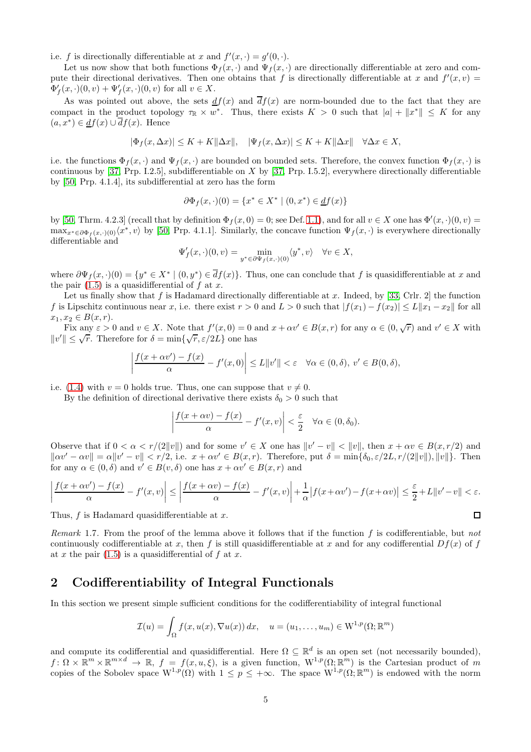i.e. $f$ is directionally differentiable at $x$ and $f'(x,\cdot) = g'(0,\cdot)$.

Let us now show that both functions $\Phi_f(x,\cdot)$ and $\Psi_f(x,\cdot)$ are directionally differentiable at zero and compute their directional derivatives. Then one obtains that $f$ is directionally differentiable at $x$ and $f'(x,v) = \Phi_f'(x,\cdot)(0,v) + \Psi_f'(x,\cdot)(0,v)$ for all $v \in X$.

As was pointed out above, the sets $\underline{d}f(x)$ and $\overline{d}f(x)$ are norm-bounded due to the fact that they are compact in the product topology $\tau_{\mathbb{R}} \times w^*$. Thus, there exists $K > 0$ such that $|a| + \|x^*\| \le K$ for any $(a, x^*) \in \underline{d}f(x) \cup \overline{d}f(x)$. Hence

$$|\Phi_f(x, \Delta x)| \le K + K\|\Delta x\|, \quad |\Psi_f(x, \Delta x)| \le K + K\|\Delta x\| \quad \forall \Delta x \in X,$$

i.e. the functions $\Phi_f(x,\cdot)$ and $\Psi_f(x,\cdot)$ are bounded on bounded sets. Therefore, the convex function $\Phi_f(x,\cdot)$ is continuous by [37, Prp. I.2.5], subdifferentiable on $X$ by [37, Prp. I.5.2], everywhere directionally differentiable by [50, Prp. 4.1.4], its subdifferential at zero has the form

$$\partial\Phi_f(x,\cdot)(0) = \{x^* \in X^* \mid (0, x^*) \in \underline{d}f(x)\}$$

by [50, Thrm. 4.2.3] (recall that by definition $\Phi_f(x, 0) = 0$; see Def. 1.1), and for all $v \in X$ one has $\Phi'(x,\cdot)(0,v) = \max_{x^* \in \partial\Phi_f(x,\cdot)(0)} \langle x^*, v\rangle$ by [50, Prp. 4.1.1]. Similarly, the concave function $\Psi_f(x,\cdot)$ is everywhere directionally differentiable and

$$\Psi_f'(x,\cdot)(0,v) = \min_{y^* \in \partial\Psi_f(x,\cdot)(0)} \langle y^*, v\rangle \quad \forall v \in X,$$

where $\partial\Psi_f(x,\cdot)(0) = \{y^* \in X^* \mid (0, y^*) \in \overline{d}f(x)\}$. Thus, one can conclude that $f$ is quasidifferentiable at $x$ and the pair (1.5) is a quasidifferential of $f$ at $x$.

Let us finally show that $f$ is Hadamard directionally differentiable at $x$. Indeed, by [33, Crlr. 2] the function $f$ is Lipschitz continuous near $x$, i.e. there exist $r > 0$ and $L > 0$ such that $|f(x_1) - f(x_2)| \le L\|x_1 - x_2\|$ for all $x_1, x_2 \in B(x, r)$.

Fix any $\varepsilon > 0$ and $v \in X$. Note that $f'(x, 0) = 0$ and $x + \alpha v' \in B(x, r)$ for any $\alpha \in (0, \sqrt{r})$ and $v' \in X$ with $\|v'\| \le \sqrt{r}$. Therefore for $\delta = \min\{\sqrt{r}, \varepsilon/2L\}$ one has

$$\left| \frac{f(x + \alpha v') - f(x)}{\alpha} - f'(x, 0) \right| \le L\|v'\| < \varepsilon \quad \forall \alpha \in (0, \delta),\ v' \in B(0, \delta),$$

i.e. (1.4) with $v = 0$ holds true. Thus, one can suppose that $v \ne 0$.

By the definition of directional derivative there exists $\delta_0 > 0$ such that

$$\left| \frac{f(x + \alpha v) - f(x)}{\alpha} - f'(x, v) \right| < \frac{\varepsilon}{2} \quad \forall \alpha \in (0, \delta_0).$$

Observe that if $0 < \alpha < r/(2\|v\|)$ and for some $v' \in X$ one has $\|v' - v\| < \|v\|$, then $x + \alpha v \in B(x, r/2)$ and $\|\alpha v' - \alpha v\| = \alpha\|v' - v\| < r/2$, i.e. $x + \alpha v' \in B(x, r)$. Therefore, put $\delta = \min\{\delta_0, \varepsilon/2L, r/(2\|v\|), \|v\|\}$. Then for any $\alpha \in (0, \delta)$ and $v' \in B(v, \delta)$ one has $x + \alpha v' \in B(x, r)$ and

$$\left| \frac{f(x + \alpha v') - f(x)}{\alpha} - f'(x, v) \right| \le \left| \frac{f(x + \alpha v) - f(x)}{\alpha} - f'(x, v) \right| + \frac{1}{\alpha}\big|f(x + \alpha v') - f(x + \alpha v)\big| \le \frac{\varepsilon}{2} + L\|v' - v\| < \varepsilon.$$

Thus, $f$ is Hadamard quasidifferentiable at $x$. ∎

*Remark* 1.7. From the proof of the lemma above it follows that if the function $f$ is codifferentiable, but *not* continuously codifferentiable at $x$, then $f$ is still quasidifferentiable at $x$ and for any codifferential $Df(x)$ of $f$ at $x$ the pair (1.5) is a quasidifferential of $f$ at $x$.

## 2 Codifferentiability of Integral Functionals

In this section we present simple sufficient conditions for the codifferentiability of integral functional

$$\mathcal{I}(u) = \int_\Omega f(x, u(x), \nabla u(x))\, dx, \quad u = (u_1, \ldots, u_m) \in \mathrm{W}^{1,p}(\Omega; \mathbb{R}^m)$$

and compute its codifferential and quasidifferential. Here $\Omega \subseteq \mathbb{R}^d$ is an open set (not necessarily bounded), $f \colon \Omega \times \mathbb{R}^m \times \mathbb{R}^{m \times d} \to \mathbb{R}$, $f = f(x, u, \xi)$, is a given function, $\mathrm{W}^{1,p}(\Omega; \mathbb{R}^m)$ is the Cartesian product of $m$ copies of the Sobolev space $\mathrm{W}^{1,p}(\Omega)$ with $1 \le p \le +\infty$. The space $\mathrm{W}^{1,p}(\Omega; \mathbb{R}^m)$ is endowed with the norm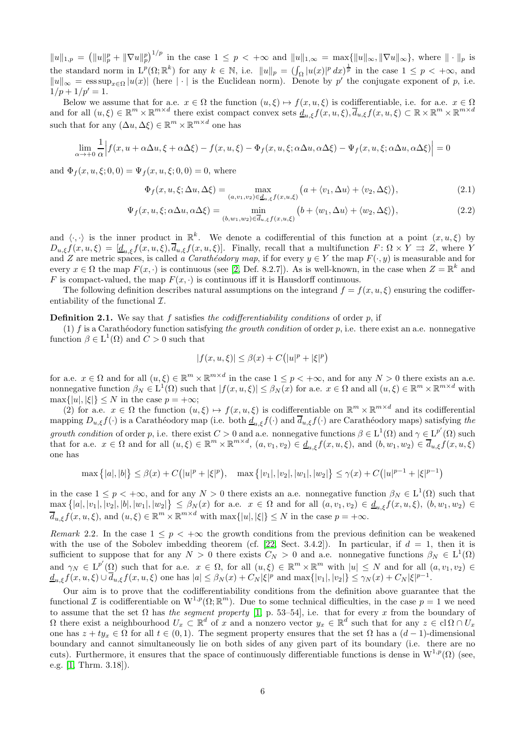$\|u\|_{1,p} = \big(\|u\|_p^p + \|\nabla u\|_p^p\big)^{1/p}$ in the case $1 \le p < +\infty$ and $\|u\|_{1,\infty} = \max\{\|u\|_\infty, \|\nabla u\|_\infty\}$, where $\|\cdot\|_p$ is the standard norm in $\mathrm{L}^p(\Omega;\mathbb{R}^k)$ for any $k \in \mathbb{N}$, i.e. $\|u\|_p = \big(\int_\Omega |u(x)|^p\,dx\big)^{\frac{1}{p}}$ in the case $1 \le p < +\infty$, and $\|u\|_\infty = \operatorname{ess\,sup}_{x\in\Omega}|u(x)|$ (here $|\cdot|$ is the Euclidean norm). Denote by $p'$ the conjugate exponent of $p$, i.e. $1/p + 1/p' = 1$.

Below we assume that for a.e. $x \in \Omega$ the function $(u,\xi) \mapsto f(x,u,\xi)$ is codifferentiable, i.e. for a.e. $x \in \Omega$ and for all $(u,\xi) \in \mathbb{R}^m \times \mathbb{R}^{m\times d}$ there exist compact convex sets $\underline{d}_{u,\xi}f(x,u,\xi), \overline{d}_{u,\xi}f(x,u,\xi) \subset \mathbb{R}\times\mathbb{R}^m\times\mathbb{R}^{m\times d}$ such that for any $(\Delta u, \Delta\xi) \in \mathbb{R}^m \times \mathbb{R}^{m\times d}$ one has

$$\lim_{\alpha\to+0}\frac{1}{\alpha}\Big|f(x,u+\alpha\Delta u,\xi+\alpha\Delta\xi) - f(x,u,\xi) - \Phi_f(x,u,\xi;\alpha\Delta u,\alpha\Delta\xi) - \Psi_f(x,u,\xi;\alpha\Delta u,\alpha\Delta\xi)\Big| = 0$$

and $\Phi_f(x,u,\xi;0,0) = \Psi_f(x,u,\xi;0,0) = 0$, where

$$\Phi_f(x,u,\xi;\Delta u,\Delta\xi) = \max_{(a,v_1,v_2)\in\underline{d}_{u,\xi}f(x,u,\xi)}\big(a + \langle v_1,\Delta u\rangle + \langle v_2,\Delta\xi\rangle\big), \tag{2.1}$$

$$\Psi_f(x,u,\xi;\alpha\Delta u,\alpha\Delta\xi) = \min_{(b,w_1,w_2)\in\overline{d}_{u,\xi}f(x,u,\xi)}\big(b + \langle w_1,\Delta u\rangle + \langle w_2,\Delta\xi\rangle\big), \tag{2.2}$$

and $\langle\cdot,\cdot\rangle$ is the inner product in $\mathbb{R}^k$. We denote a codifferential of this function at a point $(x,u,\xi)$ by $D_{u,\xi}f(x,u,\xi) = [\underline{d}_{u,\xi}f(x,u,\xi), \overline{d}_{u,\xi}f(x,u,\xi)]$. Finally, recall that a multifunction $F\colon \Omega\times Y \rightrightarrows Z$, where $Y$ and $Z$ are metric spaces, is called *a Carathéodory map*, if for every $y \in Y$ the map $F(\cdot,y)$ is measurable and for every $x \in \Omega$ the map $F(x,\cdot)$ is continuous (see [2, Def. 8.2.7]). As is well-known, in the case when $Z = \mathbb{R}^k$ and $F$ is compact-valued, the map $F(x,\cdot)$ is continuous iff it is Hausdorff continuous.

The following definition describes natural assumptions on the integrand $f = f(x,u,\xi)$ ensuring the codifferentiability of the functional $\mathcal{I}$.

**Definition 2.1.** We say that $f$ satisfies *the codifferentiability conditions* of order $p$, if

(1) $f$ is a Carathéodory function satisfying *the growth condition* of order $p$, i.e. there exist an a.e. nonnegative function $\beta \in \mathrm{L}^1(\Omega)$ and $C > 0$ such that

$$|f(x,u,\xi)| \le \beta(x) + C\big(|u|^p + |\xi|^p\big)$$

for a.e. $x \in \Omega$ and for all $(u,\xi) \in \mathbb{R}^m\times\mathbb{R}^{m\times d}$ in the case $1 \le p < +\infty$, and for any $N > 0$ there exists an a.e. nonnegative function $\beta_N \in \mathrm{L}^1(\Omega)$ such that $|f(x,u,\xi)| \le \beta_N(x)$ for a.e. $x \in \Omega$ and all $(u,\xi) \in \mathbb{R}^m\times\mathbb{R}^{m\times d}$ with $\max\{|u|,|\xi|\} \le N$ in the case $p = +\infty$;

(2) for a.e. $x \in \Omega$ the function $(u,\xi) \mapsto f(x,u,\xi)$ is codifferentiable on $\mathbb{R}^m\times\mathbb{R}^{m\times d}$ and its codifferential mapping $D_{u,\xi}f(\cdot)$ is a Carathéodory map (i.e. both $\underline{d}_{u,\xi}f(\cdot)$ and $\overline{d}_{u,\xi}f(\cdot)$ are Carathéodory maps) satisfying *the growth condition* of order $p$, i.e. there exist $C > 0$ and a.e. nonnegative functions $\beta \in \mathrm{L}^1(\Omega)$ and $\gamma \in \mathrm{L}^{p'}(\Omega)$ such that for a.e. $x \in \Omega$ and for all $(u,\xi) \in \mathbb{R}^m\times\mathbb{R}^{m\times d}$, $(a,v_1,v_2) \in \underline{d}_{u,\xi}f(x,u,\xi)$, and $(b,w_1,w_2) \in \overline{d}_{u,\xi}f(x,u,\xi)$ one has

$$\max\big\{|a|,|b|\big\} \le \beta(x) + C\big(|u|^p + |\xi|^p\big), \quad \max\big\{|v_1|,|v_2|,|w_1|,|w_2|\big\} \le \gamma(x) + C\big(|u|^{p-1} + |\xi|^{p-1}\big)$$

in the case $1 \le p < +\infty$, and for any $N > 0$ there exists an a.e. nonnegative function $\beta_N \in \mathrm{L}^1(\Omega)$ such that $\max\big\{|a|,|v_1|,|v_2|,|b|,|w_1|,|w_2|\big\} \le \beta_N(x)$ for a.e. $x \in \Omega$ and for all $(a,v_1,v_2) \in \underline{d}_{u,\xi}f(x,u,\xi)$, $(b,w_1,w_2) \in \overline{d}_{u,\xi}f(x,u,\xi)$, and $(u,\xi) \in \mathbb{R}^m\times\mathbb{R}^{m\times d}$ with $\max\{|u|,|\xi|\} \le N$ in the case $p = +\infty$.

*Remark* 2.2. In the case $1 \le p < +\infty$ the growth conditions from the previous definition can be weakened with the use of the Sobolev imbedding theorem (cf. [22, Sect. 3.4.2]). In particular, if $d = 1$, then it is sufficient to suppose that for any $N > 0$ there exists $C_N > 0$ and a.e. nonnegative functions $\beta_N \in \mathrm{L}^1(\Omega)$ and $\gamma_N \in \mathrm{L}^{p'}(\Omega)$ such that for a.e. $x \in \Omega$, for all $(u,\xi) \in \mathbb{R}^m\times\mathbb{R}^m$ with $|u| \le N$ and for all $(a,v_1,v_2) \in \underline{d}_{u,\xi}f(x,u,\xi) \cup \overline{d}_{u,\xi}f(x,u,\xi)$ one has $|a| \le \beta_N(x) + C_N|\xi|^p$ and $\max\{|v_1|,|v_2|\} \le \gamma_N(x) + C_N|\xi|^{p-1}$.

Our aim is to prove that the codifferentiability conditions from the definition above guarantee that the functional $\mathcal{I}$ is codifferentiable on $\mathrm{W}^{1,p}(\Omega;\mathbb{R}^m)$. Due to some technical difficulties, in the case $p = 1$ we need to assume that the set $\Omega$ has *the segment property* [1, p. 53–54], i.e. that for every $x$ from the boundary of $\Omega$ there exist a neighbourhood $U_x \subset \mathbb{R}^d$ of $x$ and a nonzero vector $y_x \in \mathbb{R}^d$ such that for any $z \in \operatorname{cl}\Omega \cap U_x$ one has $z + ty_x \in \Omega$ for all $t \in (0,1)$. The segment property ensures that the set $\Omega$ has a $(d-1)$-dimensional boundary and cannot simultaneously lie on both sides of any given part of its boundary (i.e. there are no cuts). Furthermore, it ensures that the space of continuously differentiable functions is dense in $\mathrm{W}^{1,p}(\Omega)$ (see, e.g. [1, Thrm. 3.18]).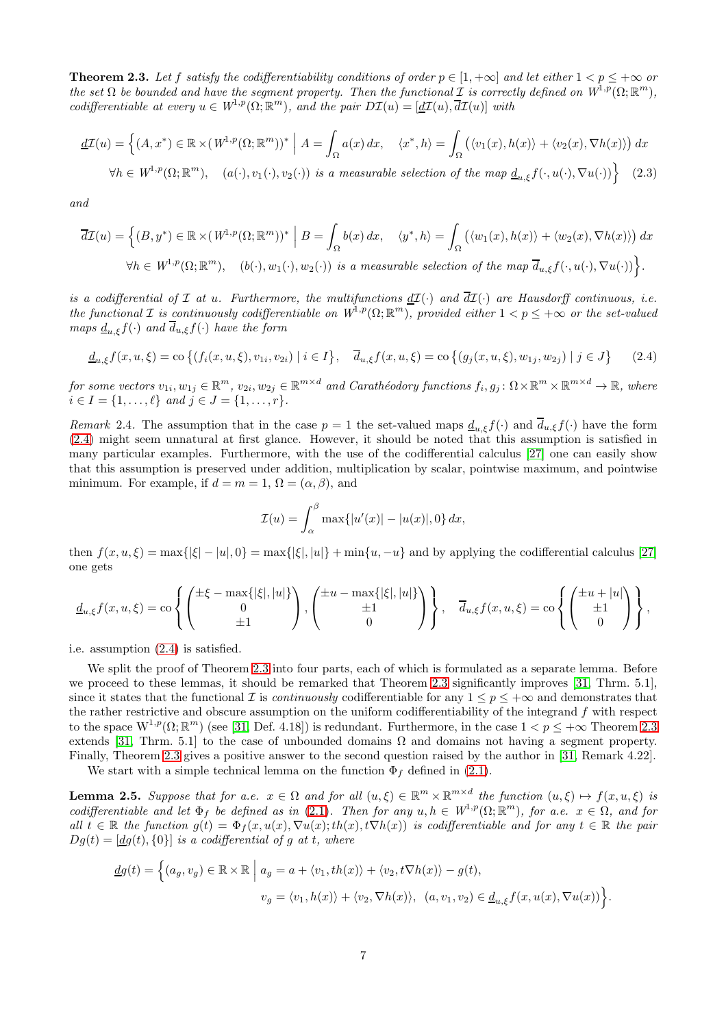**Theorem 2.3.** *Let $f$ satisfy the codifferentiability conditions of order $p \in [1, +\infty]$ and let either $1 < p \le +\infty$ or the set $\Omega$ be bounded and have the segment property. Then the functional $\mathcal{I}$ is correctly defined on $W^{1,p}(\Omega; \mathbb{R}^m)$, codifferentiable at every $u \in W^{1,p}(\Omega; \mathbb{R}^m)$, and the pair $D\mathcal{I}(u) = [\underline{d}\mathcal{I}(u), \overline{d}\mathcal{I}(u)]$ with*

$$
\underline{d}\mathcal{I}(u) = \Big\{ (A, x^*) \in \mathbb{R} \times (W^{1,p}(\Omega; \mathbb{R}^m))^* \Bigm| A = \int_\Omega a(x)\, dx, \quad \langle x^*, h \rangle = \int_\Omega \big( \langle v_1(x), h(x) \rangle + \langle v_2(x), \nabla h(x) \rangle \big)\, dx
$$
$$
\forall h \in W^{1,p}(\Omega; \mathbb{R}^m), \quad (a(\cdot), v_1(\cdot), v_2(\cdot)) \text{ is a measurable selection of the map } \underline{d}_{u,\xi} f(\cdot, u(\cdot), \nabla u(\cdot)) \Big\} \quad (2.3)
$$

*and*

$$
\overline{d}\mathcal{I}(u) = \Big\{ (B, y^*) \in \mathbb{R} \times (W^{1,p}(\Omega; \mathbb{R}^m))^* \Bigm| B = \int_\Omega b(x)\, dx, \quad \langle y^*, h \rangle = \int_\Omega \big( \langle w_1(x), h(x) \rangle + \langle w_2(x), \nabla h(x) \rangle \big)\, dx
$$
$$
\forall h \in W^{1,p}(\Omega; \mathbb{R}^m), \quad (b(\cdot), w_1(\cdot), w_2(\cdot)) \text{ is a measurable selection of the map } \overline{d}_{u,\xi} f(\cdot, u(\cdot), \nabla u(\cdot)) \Big\}.
$$

*is a codifferential of $\mathcal{I}$ at $u$. Furthermore, the multifunctions $\underline{d}\mathcal{I}(\cdot)$ and $\overline{d}\mathcal{I}(\cdot)$ are Hausdorff continuous, i.e. the functional $\mathcal{I}$ is continuously codifferentiable on $W^{1,p}(\Omega; \mathbb{R}^m)$, provided either $1 < p \le +\infty$ or the set-valued maps $\underline{d}_{u,\xi} f(\cdot)$ and $\overline{d}_{u,\xi} f(\cdot)$ have the form*

$$
\underline{d}_{u,\xi} f(x, u, \xi) = \operatorname{co}\big\{ (f_i(x, u, \xi), v_{1i}, v_{2i}) \mid i \in I \big\}, \quad \overline{d}_{u,\xi} f(x, u, \xi) = \operatorname{co}\big\{ (g_j(x, u, \xi), w_{1j}, w_{2j}) \mid j \in J \big\} \qquad (2.4)
$$

*for some vectors $v_{1i}, w_{1j} \in \mathbb{R}^m$, $v_{2i}, w_{2j} \in \mathbb{R}^{m \times d}$ and Carathéodory functions $f_i, g_j \colon \Omega \times \mathbb{R}^m \times \mathbb{R}^{m \times d} \to \mathbb{R}$, where $i \in I = \{1, \ldots, \ell\}$ and $j \in J = \{1, \ldots, r\}$.*

*Remark* 2.4. The assumption that in the case $p = 1$ the set-valued maps $\underline{d}_{u,\xi} f(\cdot)$ and $\overline{d}_{u,\xi} f(\cdot)$ have the form (2.4) might seem unnatural at first glance. However, it should be noted that this assumption is satisfied in many particular examples. Furthermore, with the use of the codifferential calculus [27] one can easily show that this assumption is preserved under addition, multiplication by scalar, pointwise maximum, and pointwise minimum. For example, if $d = m = 1$, $\Omega = (\alpha, \beta)$, and

$$
\mathcal{I}(u) = \int_\alpha^\beta \max\{|u'(x)| - |u(x)|, 0\}\, dx,
$$

then $f(x, u, \xi) = \max\{|\xi| - |u|, 0\} = \max\{|\xi|, |u|\} + \min\{u, -u\}$ and by applying the codifferential calculus [27] one gets

$$
\underline{d}_{u,\xi} f(x, u, \xi) = \operatorname{co}\left\{ \begin{pmatrix} \pm\xi - \max\{|\xi|, |u|\} \\ 0 \\ \pm 1 \end{pmatrix}, \begin{pmatrix} \pm u - \max\{|\xi|, |u|\} \\ \pm 1 \\ 0 \end{pmatrix} \right\}, \quad \overline{d}_{u,\xi} f(x, u, \xi) = \operatorname{co}\left\{ \begin{pmatrix} \pm u + |u| \\ \pm 1 \\ 0 \end{pmatrix} \right\},
$$

i.e. assumption (2.4) is satisfied.

We split the proof of Theorem 2.3 into four parts, each of which is formulated as a separate lemma. Before we proceed to these lemmas, it should be remarked that Theorem 2.3 significantly improves [31, Thrm. 5.1], since it states that the functional $\mathcal{I}$ is *continuously* codifferentiable for any $1 \le p \le +\infty$ and demonstrates that the rather restrictive and obscure assumption on the uniform codifferentiability of the integrand $f$ with respect to the space $\mathrm{W}^{1,p}(\Omega; \mathbb{R}^m)$ (see [31, Def. 4.18]) is redundant. Furthermore, in the case $1 < p \le +\infty$ Theorem 2.3 extends [31, Thrm. 5.1] to the case of unbounded domains $\Omega$ and domains not having a segment property. Finally, Theorem 2.3 gives a positive answer to the second question raised by the author in [31, Remark 4.22].

We start with a simple technical lemma on the function $\Phi_f$ defined in (2.1).

**Lemma 2.5.** *Suppose that for a.e. $x \in \Omega$ and for all $(u, \xi) \in \mathbb{R}^m \times \mathbb{R}^{m \times d}$ the function $(u, \xi) \mapsto f(x, u, \xi)$ is codifferentiable and let $\Phi_f$ be defined as in (2.1). Then for any $u, h \in W^{1,p}(\Omega; \mathbb{R}^m)$, for a.e. $x \in \Omega$, and for all $t \in \mathbb{R}$ the function $g(t) = \Phi_f(x, u(x), \nabla u(x); th(x), t\nabla h(x))$ is codifferentiable and for any $t \in \mathbb{R}$ the pair $Dg(t) = [\underline{d}g(t), \{0\}]$ is a codifferential of $g$ at $t$, where*

$$
\underline{d}g(t) = \Big\{ (a_g, v_g) \in \mathbb{R} \times \mathbb{R} \Bigm| a_g = a + \langle v_1, th(x) \rangle + \langle v_2, t\nabla h(x) \rangle - g(t),
$$
$$
v_g = \langle v_1, h(x) \rangle + \langle v_2, \nabla h(x) \rangle, \ (a, v_1, v_2) \in \underline{d}_{u,\xi} f(x, u(x), \nabla u(x)) \Big\}.
$$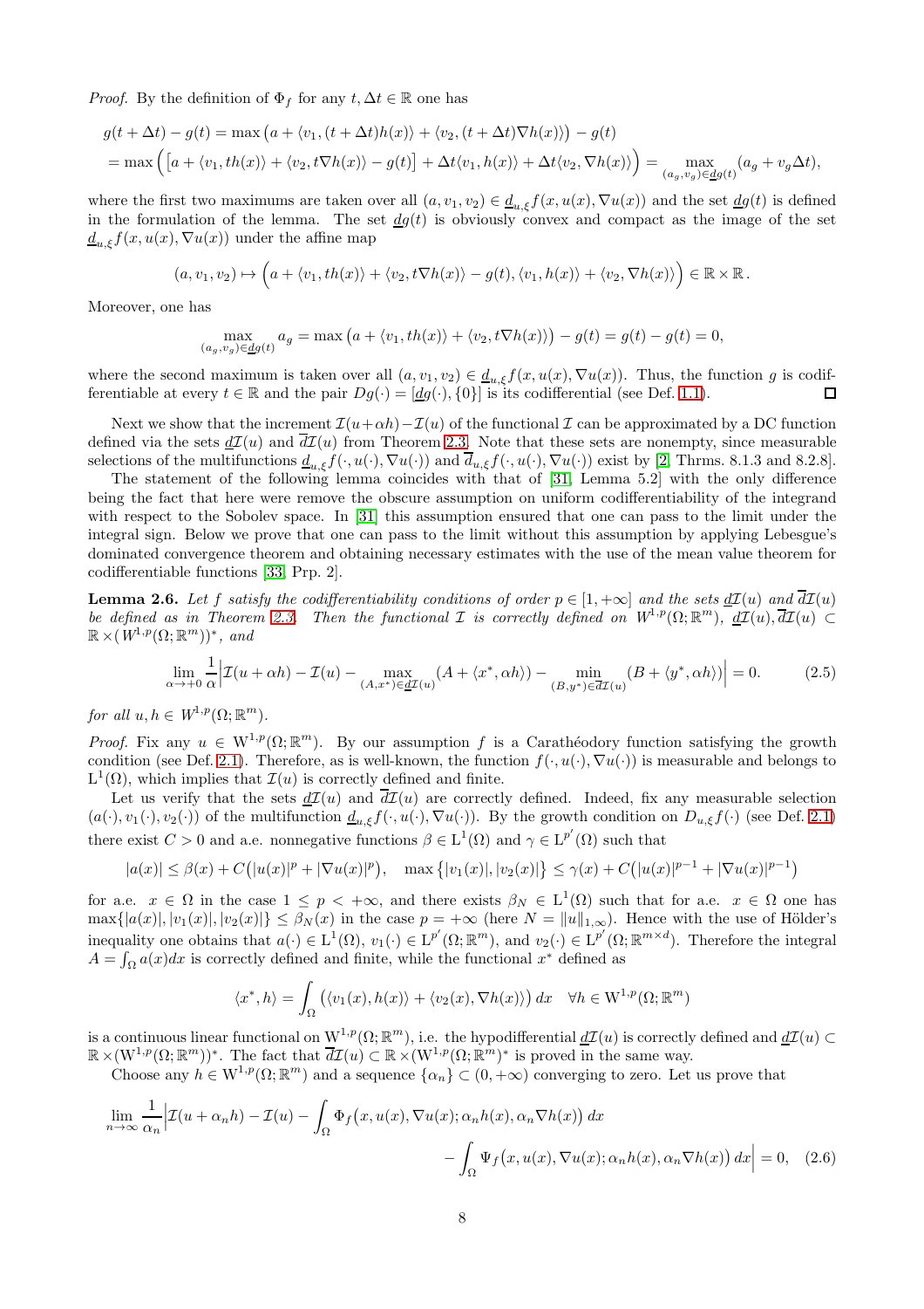*Proof.* By the definition of $\Phi_f$ for any $t, \Delta t \in \mathbb{R}$ one has

$$g(t + \Delta t) - g(t) = \max\big(a + \langle v_1, (t+\Delta t)h(x)\rangle + \langle v_2, (t + \Delta t)\nabla h(x)\rangle\big) - g(t)$$
$$= \max\Big(\big[a + \langle v_1, th(x)\rangle + \langle v_2, t\nabla h(x)\rangle - g(t)\big] + \Delta t\langle v_1, h(x)\rangle + \Delta t\langle v_2, \nabla h(x)\rangle\Big) = \max_{(a_g, v_g) \in \underline{d}g(t)} (a_g + v_g \Delta t),$$

where the first two maximums are taken over all $(a, v_1, v_2) \in \underline{d}_{u,\xi} f(x, u(x), \nabla u(x))$ and the set $\underline{d}g(t)$ is defined in the formulation of the lemma. The set $\underline{d}g(t)$ is obviously convex and compact as the image of the set $\underline{d}_{u,\xi} f(x, u(x), \nabla u(x))$ under the affine map

$$(a, v_1, v_2) \mapsto \Big(a + \langle v_1, th(x)\rangle + \langle v_2, t\nabla h(x)\rangle - g(t), \langle v_1, h(x)\rangle + \langle v_2, \nabla h(x)\rangle\Big) \in \mathbb{R} \times \mathbb{R}.$$

Moreover, one has

$$\max_{(a_g, v_g) \in \underline{d}g(t)} a_g = \max\big(a + \langle v_1, th(x)\rangle + \langle v_2, t\nabla h(x)\rangle\big) - g(t) = g(t) - g(t) = 0,$$

where the second maximum is taken over all $(a, v_1, v_2) \in \underline{d}_{u,\xi} f(x, u(x), \nabla u(x))$. Thus, the function $g$ is codifferentiable at every $t \in \mathbb{R}$ and the pair $Dg(\cdot) = [\underline{d}g(\cdot), \{0\}]$ is its codifferential (see Def. 1.1). $\square$

Next we show that the increment $\mathcal{I}(u + \alpha h) - \mathcal{I}(u)$ of the functional $\mathcal{I}$ can be approximated by a DC function defined via the sets $\underline{d}\mathcal{I}(u)$ and $\overline{d}\mathcal{I}(u)$ from Theorem 2.3. Note that these sets are nonempty, since measurable selections of the multifunctions $\underline{d}_{u,\xi} f(\cdot, u(\cdot), \nabla u(\cdot))$ and $\overline{d}_{u,\xi} f(\cdot, u(\cdot), \nabla u(\cdot))$ exist by [2, Thrms. 8.1.3 and 8.2.8].

The statement of the following lemma coincides with that of [31, Lemma 5.2] with the only difference being the fact that here were remove the obscure assumption on uniform codifferentiability of the integrand with respect to the Sobolev space. In [31] this assumption ensured that one can pass to the limit under the integral sign. Below we prove that one can pass to the limit without this assumption by applying Lebesgue's dominated convergence theorem and obtaining necessary estimates with the use of the mean value theorem for codifferentiable functions [33, Prp. 2].

**Lemma 2.6.** *Let $f$ satisfy the codifferentiability conditions of order $p \in [1, +\infty]$ and the sets $\underline{d}\mathcal{I}(u)$ and $\overline{d}\mathcal{I}(u)$ be defined as in Theorem 2.3. Then the functional $\mathcal{I}$ is correctly defined on $W^{1,p}(\Omega; \mathbb{R}^m)$, $\underline{d}\mathcal{I}(u), \overline{d}\mathcal{I}(u) \subset \mathbb{R} \times (W^{1,p}(\Omega; \mathbb{R}^m))^*$, and*

$$\lim_{\alpha \to +0} \frac{1}{\alpha}\Big|\mathcal{I}(u + \alpha h) - \mathcal{I}(u) - \max_{(A, x^*) \in \underline{d}\mathcal{I}(u)} (A + \langle x^*, \alpha h\rangle) - \min_{(B, y^*) \in \overline{d}\mathcal{I}(u)} (B + \langle y^*, \alpha h\rangle)\Big| = 0. \tag{2.5}$$

*for all $u, h \in W^{1,p}(\Omega; \mathbb{R}^m)$.*

*Proof.* Fix any $u \in \mathrm{W}^{1,p}(\Omega; \mathbb{R}^m)$. By our assumption $f$ is a Carathéodory function satisfying the growth condition (see Def. 2.1). Therefore, as is well-known, the function $f(\cdot, u(\cdot), \nabla u(\cdot))$ is measurable and belongs to $\mathrm{L}^1(\Omega)$, which implies that $\mathcal{I}(u)$ is correctly defined and finite.

Let us verify that the sets $\underline{d}\mathcal{I}(u)$ and $\overline{d}\mathcal{I}(u)$ are correctly defined. Indeed, fix any measurable selection $(a(\cdot), v_1(\cdot), v_2(\cdot))$ of the multifunction $\underline{d}_{u,\xi} f(\cdot, u(\cdot), \nabla u(\cdot))$. By the growth condition on $D_{u,\xi} f(\cdot)$ (see Def. 2.1) there exist $C > 0$ and a.e. nonnegative functions $\beta \in \mathrm{L}^1(\Omega)$ and $\gamma \in \mathrm{L}^{p'}(\Omega)$ such that

$$|a(x)| \le \beta(x) + C\big(|u(x)|^p + |\nabla u(x)|^p\big), \quad \max\big\{|v_1(x)|, |v_2(x)|\big\} \le \gamma(x) + C\big(|u(x)|^{p-1} + |\nabla u(x)|^{p-1}\big)$$

for a.e. $x \in \Omega$ in the case $1 \le p < +\infty$, and there exists $\beta_N \in \mathrm{L}^1(\Omega)$ such that for a.e. $x \in \Omega$ one has $\max\{|a(x)|, |v_1(x)|, |v_2(x)|\} \le \beta_N(x)$ in the case $p = +\infty$ (here $N = \|u\|_{1,\infty}$). Hence with the use of Hölder's inequality one obtains that $a(\cdot) \in \mathrm{L}^1(\Omega)$, $v_1(\cdot) \in \mathrm{L}^{p'}(\Omega; \mathbb{R}^m)$, and $v_2(\cdot) \in \mathrm{L}^{p'}(\Omega; \mathbb{R}^{m \times d})$. Therefore the integral $A = \int_\Omega a(x)dx$ is correctly defined and finite, while the functional $x^*$ defined as

$$\langle x^*, h\rangle = \int_\Omega \big(\langle v_1(x), h(x)\rangle + \langle v_2(x), \nabla h(x)\rangle\big)\,dx \quad \forall h \in \mathrm{W}^{1,p}(\Omega; \mathbb{R}^m)$$

is a continuous linear functional on $\mathrm{W}^{1,p}(\Omega; \mathbb{R}^m)$, i.e. the hypodifferential $\underline{d}\mathcal{I}(u)$ is correctly defined and $\underline{d}\mathcal{I}(u) \subset \mathbb{R} \times (\mathrm{W}^{1,p}(\Omega; \mathbb{R}^m))^*$. The fact that $\overline{d}\mathcal{I}(u) \subset \mathbb{R} \times (\mathrm{W}^{1,p}(\Omega; \mathbb{R}^m)^*$ is proved in the same way.

Choose any $h \in \mathrm{W}^{1,p}(\Omega; \mathbb{R}^m)$ and a sequence $\{\alpha_n\} \subset (0, +\infty)$ converging to zero. Let us prove that

$$\lim_{n \to \infty} \frac{1}{\alpha_n}\Big|\mathcal{I}(u + \alpha_n h) - \mathcal{I}(u) - \int_\Omega \Phi_f\big(x, u(x), \nabla u(x); \alpha_n h(x), \alpha_n \nabla h(x)\big)\,dx$$
$$- \int_\Omega \Psi_f\big(x, u(x), \nabla u(x); \alpha_n h(x), \alpha_n \nabla h(x)\big)\,dx\Big| = 0, \tag{2.6}$$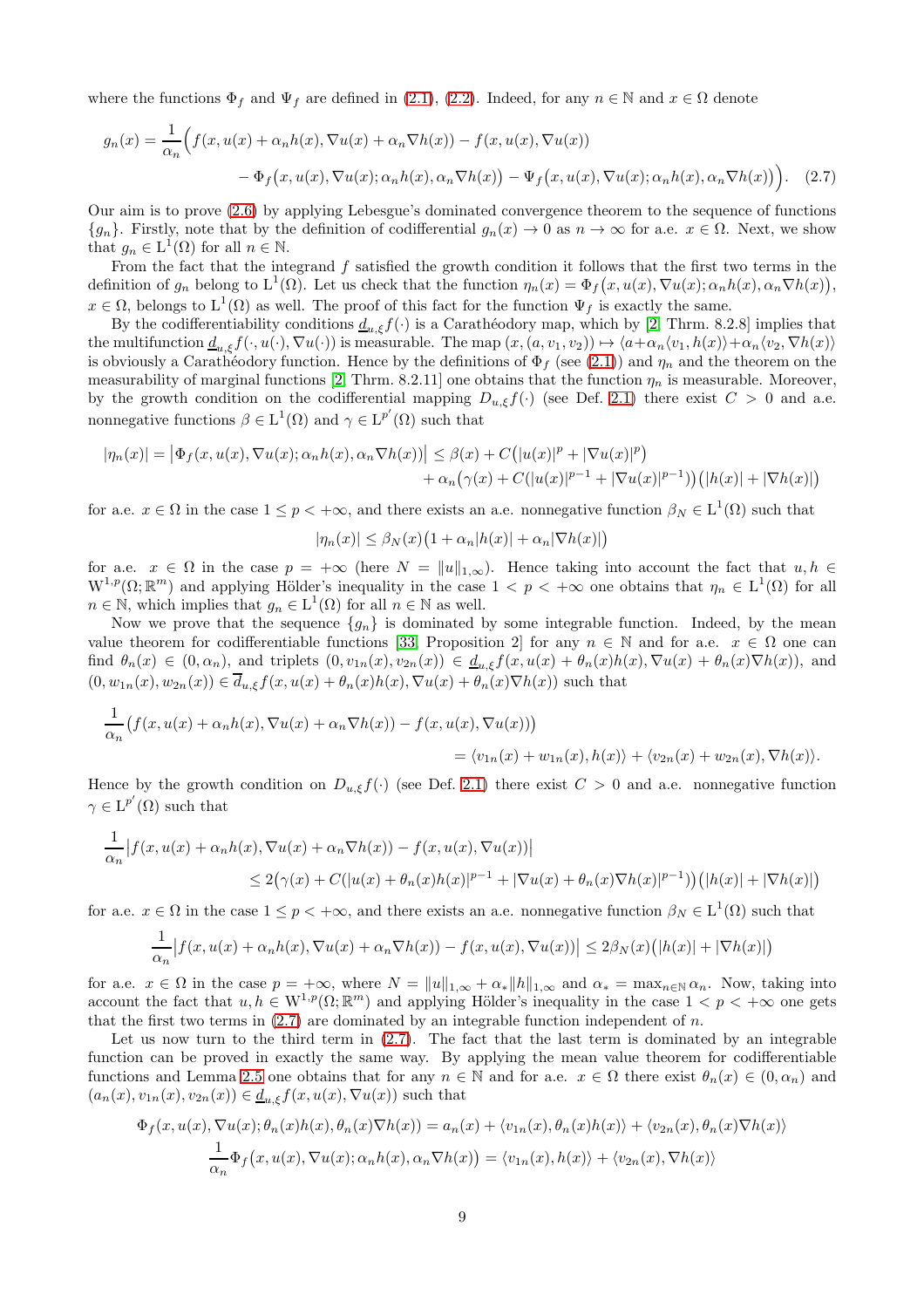where the functions $\Phi_f$ and $\Psi_f$ are defined in (2.1), (2.2). Indeed, for any $n \in \mathbb{N}$ and $x \in \Omega$ denote

$$g_n(x) = \frac{1}{\alpha_n}\Big( f(x, u(x) + \alpha_n h(x), \nabla u(x) + \alpha_n \nabla h(x)) - f(x, u(x), \nabla u(x)) \\ - \Phi_f\big(x, u(x), \nabla u(x); \alpha_n h(x), \alpha_n \nabla h(x)\big) - \Psi_f\big(x, u(x), \nabla u(x); \alpha_n h(x), \alpha_n \nabla h(x)\big)\Big). \quad (2.7)$$

Our aim is to prove (2.6) by applying Lebesgue's dominated convergence theorem to the sequence of functions $\{g_n\}$. Firstly, note that by the definition of codifferential $g_n(x) \to 0$ as $n \to \infty$ for a.e. $x \in \Omega$. Next, we show that $g_n \in \mathrm{L}^1(\Omega)$ for all $n \in \mathbb{N}$.

From the fact that the integrand $f$ satisfied the growth condition it follows that the first two terms in the definition of $g_n$ belong to $\mathrm{L}^1(\Omega)$. Let us check that the function $\eta_n(x) = \Phi_f\big(x, u(x), \nabla u(x); \alpha_n h(x), \alpha_n \nabla h(x)\big)$, $x \in \Omega$, belongs to $\mathrm{L}^1(\Omega)$ as well. The proof of this fact for the function $\Psi_f$ is exactly the same.

By the codifferentiability conditions $\underline{d}_{u,\xi} f(\cdot)$ is a Carathéodory map, which by [2, Thrm. 8.2.8] implies that the multifunction $\underline{d}_{u,\xi} f(\cdot, u(\cdot), \nabla u(\cdot))$ is measurable. The map $(x, (a, v_1, v_2)) \mapsto \langle a + \alpha_n \langle v_1, h(x)\rangle + \alpha_n \langle v_2, \nabla h(x)\rangle$ is obviously a Carathéodory function. Hence by the definitions of $\Phi_f$ (see (2.1)) and $\eta_n$ and the theorem on the measurability of marginal functions [2, Thrm. 8.2.11] one obtains that the function $\eta_n$ is measurable. Moreover, by the growth condition on the codifferential mapping $D_{u,\xi} f(\cdot)$ (see Def. 2.1) there exist $C > 0$ and a.e. nonnegative functions $\beta \in \mathrm{L}^1(\Omega)$ and $\gamma \in \mathrm{L}^{p'}(\Omega)$ such that

$$|\eta_n(x)| = \big|\Phi_f(x, u(x), \nabla u(x); \alpha_n h(x), \alpha_n \nabla h(x))\big| \le \beta(x) + C\big(|u(x)|^p + |\nabla u(x)|^p\big) \\ + \alpha_n\big(\gamma(x) + C(|u(x)|^{p-1} + |\nabla u(x)|^{p-1})\big)\big(|h(x)| + |\nabla h(x)|\big)$$

for a.e. $x \in \Omega$ in the case $1 \le p < +\infty$, and there exists an a.e. nonnegative function $\beta_N \in \mathrm{L}^1(\Omega)$ such that

$$|\eta_n(x)| \le \beta_N(x)\big(1 + \alpha_n |h(x)| + \alpha_n |\nabla h(x)|\big)$$

for a.e. $x \in \Omega$ in the case $p = +\infty$ (here $N = \|u\|_{1,\infty}$). Hence taking into account the fact that $u, h \in \mathrm{W}^{1,p}(\Omega; \mathbb{R}^m)$ and applying Hölder's inequality in the case $1 < p < +\infty$ one obtains that $\eta_n \in \mathrm{L}^1(\Omega)$ for all $n \in \mathbb{N}$, which implies that $g_n \in \mathrm{L}^1(\Omega)$ for all $n \in \mathbb{N}$ as well.

Now we prove that the sequence $\{g_n\}$ is dominated by some integrable function. Indeed, by the mean value theorem for codifferentiable functions [33, Proposition 2] for any $n \in \mathbb{N}$ and for a.e. $x \in \Omega$ one can find $\theta_n(x) \in (0, \alpha_n)$, and triplets $(0, v_{1n}(x), v_{2n}(x)) \in \underline{d}_{u,\xi} f(x, u(x) + \theta_n(x) h(x), \nabla u(x) + \theta_n(x) \nabla h(x))$, and $(0, w_{1n}(x), w_{2n}(x)) \in \overline{d}_{u,\xi} f(x, u(x) + \theta_n(x) h(x), \nabla u(x) + \theta_n(x) \nabla h(x))$ such that

$$\frac{1}{\alpha_n}\big(f(x, u(x) + \alpha_n h(x), \nabla u(x) + \alpha_n \nabla h(x)) - f(x, u(x), \nabla u(x))\big) \\ = \langle v_{1n}(x) + w_{1n}(x), h(x)\rangle + \langle v_{2n}(x) + w_{2n}(x), \nabla h(x)\rangle.$$

Hence by the growth condition on $D_{u,\xi} f(\cdot)$ (see Def. 2.1) there exist $C > 0$ and a.e. nonnegative function $\gamma \in \mathrm{L}^{p'}(\Omega)$ such that

$$\frac{1}{\alpha_n}\big|f(x, u(x) + \alpha_n h(x), \nabla u(x) + \alpha_n \nabla h(x)) - f(x, u(x), \nabla u(x))\big| \\ \le 2\big(\gamma(x) + C(|u(x) + \theta_n(x) h(x)|^{p-1} + |\nabla u(x) + \theta_n(x) \nabla h(x)|^{p-1})\big)\big(|h(x)| + |\nabla h(x)|\big)$$

for a.e. $x \in \Omega$ in the case $1 \le p < +\infty$, and there exists an a.e. nonnegative function $\beta_N \in \mathrm{L}^1(\Omega)$ such that

$$\frac{1}{\alpha_n}\big|f(x, u(x) + \alpha_n h(x), \nabla u(x) + \alpha_n \nabla h(x)) - f(x, u(x), \nabla u(x))\big| \le 2\beta_N(x)\big(|h(x)| + |\nabla h(x)|\big)$$

for a.e. $x \in \Omega$ in the case $p = +\infty$, where $N = \|u\|_{1,\infty} + \alpha_* \|h\|_{1,\infty}$ and $\alpha_* = \max_{n \in \mathbb{N}} \alpha_n$. Now, taking into account the fact that $u, h \in \mathrm{W}^{1,p}(\Omega; \mathbb{R}^m)$ and applying Hölder's inequality in the case $1 < p < +\infty$ one gets that the first two terms in (2.7) are dominated by an integrable function independent of $n$.

Let us now turn to the third term in (2.7). The fact that the last term is dominated by an integrable function can be proved in exactly the same way. By applying the mean value theorem for codifferentiable functions and Lemma 2.5 one obtains that for any $n \in \mathbb{N}$ and for a.e. $x \in \Omega$ there exist $\theta_n(x) \in (0, \alpha_n)$ and $(a_n(x), v_{1n}(x), v_{2n}(x)) \in \underline{d}_{u,\xi} f(x, u(x), \nabla u(x))$ such that

$$\Phi_f(x, u(x), \nabla u(x); \theta_n(x) h(x), \theta_n(x) \nabla h(x)) = a_n(x) + \langle v_{1n}(x), \theta_n(x) h(x)\rangle + \langle v_{2n}(x), \theta_n(x) \nabla h(x)\rangle$$
$$\frac{1}{\alpha_n}\Phi_f\big(x, u(x), \nabla u(x); \alpha_n h(x), \alpha_n \nabla h(x)\big) = \langle v_{1n}(x), h(x)\rangle + \langle v_{2n}(x), \nabla h(x)\rangle$$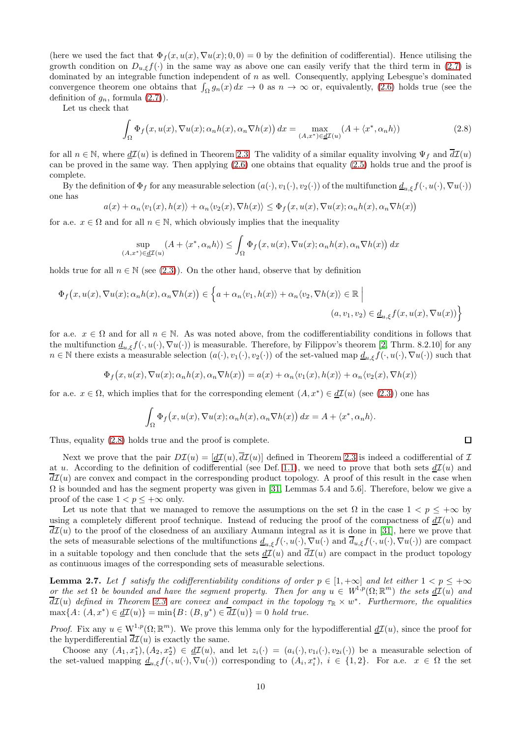(here we used the fact that $\Phi_f(x, u(x), \nabla u(x); 0, 0) = 0$ by the definition of codifferential). Hence utilising the growth condition on $D_{u,\xi} f(\cdot)$ in the same way as above one can easily verify that the third term in (2.7) is dominated by an integrable function independent of $n$ as well. Consequently, applying Lebesgue's dominated convergence theorem one obtains that $\int_\Omega g_n(x)\,dx \to 0$ as $n \to \infty$ or, equivalently, (2.6) holds true (see the definition of $g_n$, formula (2.7)).

Let us check that

$$\int_\Omega \Phi_f\big(x, u(x), \nabla u(x); \alpha_n h(x), \alpha_n \nabla h(x)\big)\,dx = \max_{(A, x^*) \in \underline{d}\mathcal{I}(u)} (A + \langle x^*, \alpha_n h \rangle) \tag{2.8}$$

for all $n \in \mathbb{N}$, where $\underline{d}\mathcal{I}(u)$ is defined in Theorem 2.3. The validity of a similar equality involving $\Psi_f$ and $\overline{d}\mathcal{I}(u)$ can be proved in the same way. Then applying (2.6) one obtains that equality (2.5) holds true and the proof is complete.

By the definition of $\Phi_f$ for any measurable selection $(a(\cdot), v_1(\cdot), v_2(\cdot))$ of the multifunction $\underline{d}_{u,\xi} f(\cdot, u(\cdot), \nabla u(\cdot))$ one has

$$a(x) + \alpha_n \langle v_1(x), h(x) \rangle + \alpha_n \langle v_2(x), \nabla h(x) \rangle \le \Phi_f\big(x, u(x), \nabla u(x); \alpha_n h(x), \alpha_n \nabla h(x)\big)$$

for a.e. $x \in \Omega$ and for all $n \in \mathbb{N}$, which obviously implies that the inequality

$$\sup_{(A, x^*) \in \underline{d}\mathcal{I}(u)} (A + \langle x^*, \alpha_n h \rangle) \le \int_\Omega \Phi_f\big(x, u(x), \nabla u(x); \alpha_n h(x), \alpha_n \nabla h(x)\big)\,dx$$

holds true for all $n \in \mathbb{N}$ (see (2.3)). On the other hand, observe that by definition

$$\Phi_f\big(x, u(x), \nabla u(x); \alpha_n h(x), \alpha_n \nabla h(x)\big) \in \Big\{ a + \alpha_n \langle v_1, h(x) \rangle + \alpha_n \langle v_2, \nabla h(x) \rangle \in \mathbb{R} \;\Big|\; (a, v_1, v_2) \in \underline{d}_{u,\xi} f(x, u(x), \nabla u(x)) \Big\}$$

for a.e. $x \in \Omega$ and for all $n \in \mathbb{N}$. As was noted above, from the codifferentiability conditions in follows that the multifunction $\underline{d}_{u,\xi} f(\cdot, u(\cdot), \nabla u(\cdot))$ is measurable. Therefore, by Filippov's theorem [2, Thrm. 8.2.10] for any $n \in \mathbb{N}$ there exists a measurable selection $(a(\cdot), v_1(\cdot), v_2(\cdot))$ of the set-valued map $\underline{d}_{u,\xi} f(\cdot, u(\cdot), \nabla u(\cdot))$ such that

$$\Phi_f\big(x, u(x), \nabla u(x); \alpha_n h(x), \alpha_n \nabla h(x)\big) = a(x) + \alpha_n \langle v_1(x), h(x) \rangle + \alpha_n \langle v_2(x), \nabla h(x) \rangle$$

for a.e. $x \in \Omega$, which implies that for the corresponding element $(A, x^*) \in \underline{d}\mathcal{I}(u)$ (see (2.3)) one has

$$\int_\Omega \Phi_f\big(x, u(x), \nabla u(x); \alpha_n h(x), \alpha_n \nabla h(x)\big)\,dx = A + \langle x^*, \alpha_n h \rangle.$$

Thus, equality (2.8) holds true and the proof is complete. $\square$

Next we prove that the pair $D\mathcal{I}(u) = [\underline{d}\mathcal{I}(u), \overline{d}\mathcal{I}(u)]$ defined in Theorem 2.3 is indeed a codifferential of $\mathcal{I}$ at $u$. According to the definition of codifferential (see Def. 1.1), we need to prove that both sets $\underline{d}\mathcal{I}(u)$ and $\overline{d}\mathcal{I}(u)$ are convex and compact in the corresponding product topology. A proof of this result in the case when $\Omega$ is bounded and has the segment property was given in [31, Lemmas 5.4 and 5.6]. Therefore, below we give a proof of the case $1 < p \le +\infty$ only.

Let us note that that we managed to remove the assumptions on the set $\Omega$ in the case $1 < p \le +\infty$ by using a completely different proof technique. Instead of reducing the proof of the compactness of $\underline{d}\mathcal{I}(u)$ and $\overline{d}\mathcal{I}(u)$ to the proof of the closedness of an auxiliary Aumann integral as it is done in [31], here we prove that the sets of measurable selections of the multifunctions $\underline{d}_{u,\xi} f(\cdot, u(\cdot), \nabla u(\cdot)$ and $\overline{d}_{u,\xi} f(\cdot, u(\cdot), \nabla u(\cdot))$ are compact in a suitable topology and then conclude that the sets $\underline{d}\mathcal{I}(u)$ and $\overline{d}\mathcal{I}(u)$ are compact in the product topology as continuous images of the corresponding sets of measurable selections.

**Lemma 2.7.** *Let $f$ satisfy the codifferentiability conditions of order $p \in [1, +\infty]$ and let either $1 < p \le +\infty$ or the set $\Omega$ be bounded and have the segment property. Then for any $u \in W^{1,p}(\Omega; \mathbb{R}^m)$ the sets $\underline{d}\mathcal{I}(u)$ and $\overline{d}\mathcal{I}(u)$ defined in Theorem 2.3 are convex and compact in the topology $\tau_\mathbb{R} \times w^*$. Furthermore, the equalities $\max\{A \colon (A, x^*) \in \underline{d}\mathcal{I}(u)\} = \min\{B \colon (B, y^*) \in \overline{d}\mathcal{I}(u)\} = 0$ hold true.*

*Proof.* Fix any $u \in W^{1,p}(\Omega; \mathbb{R}^m)$. We prove this lemma only for the hypodifferential $\underline{d}\mathcal{I}(u)$, since the proof for the hyperdifferential $\overline{d}\mathcal{I}(u)$ is exactly the same.

Choose any $(A_1, x_1^*), (A_2, x_2^*) \in \underline{d}\mathcal{I}(u)$, and let $z_i(\cdot) = (a_i(\cdot), v_{1i}(\cdot), v_{2i}(\cdot))$ be a measurable selection of the set-valued mapping $\underline{d}_{u,\xi} f(\cdot, u(\cdot), \nabla u(\cdot))$ corresponding to $(A_i, x_i^*)$, $i \in \{1, 2\}$. For a.e. $x \in \Omega$ the set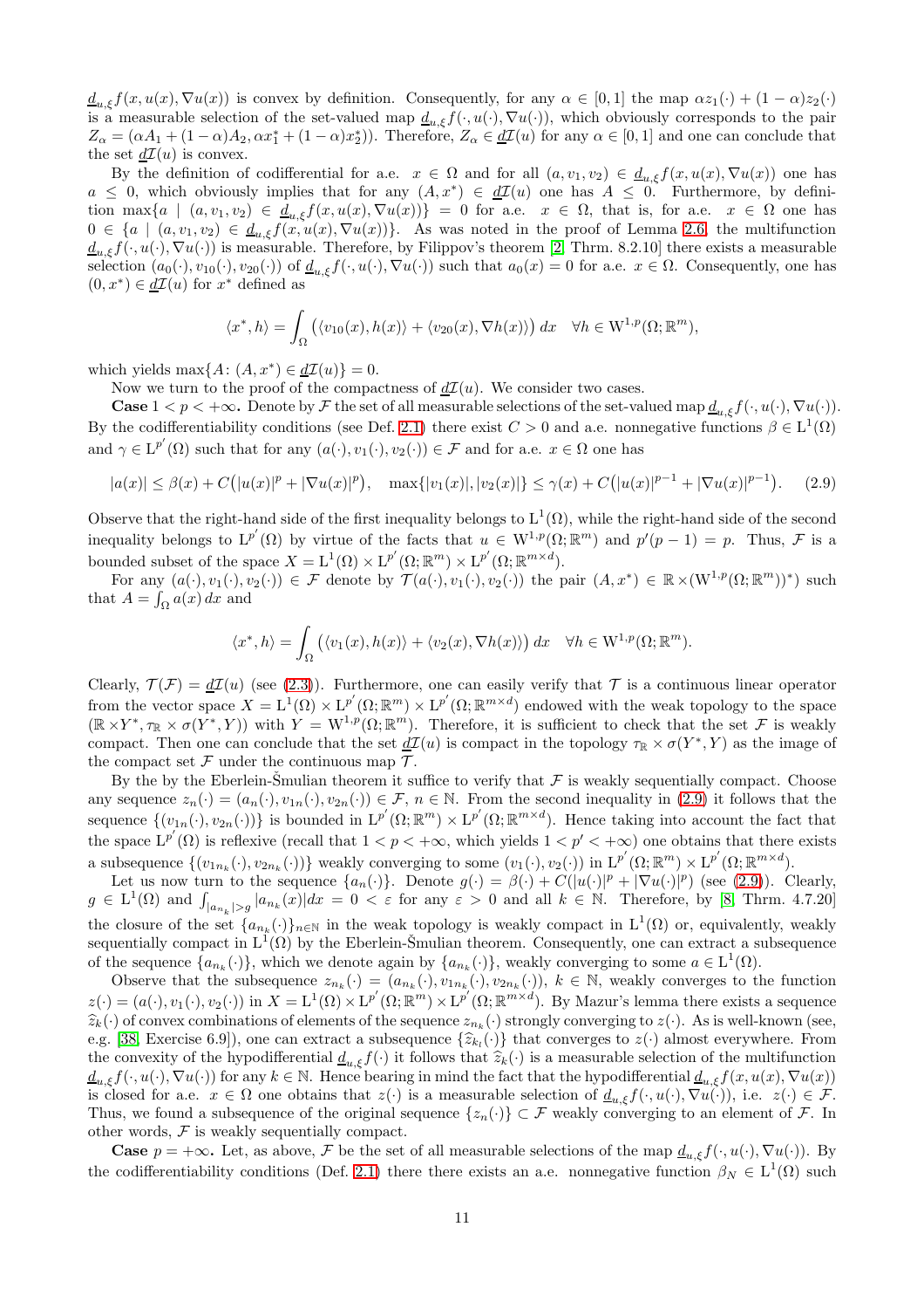$\underline{d}_{u,\xi} f(x, u(x), \nabla u(x))$ is convex by definition. Consequently, for any $\alpha \in [0,1]$ the map $\alpha z_1(\cdot) + (1-\alpha) z_2(\cdot)$ is a measurable selection of the set-valued map $\underline{d}_{u,\xi} f(\cdot, u(\cdot), \nabla u(\cdot))$, which obviously corresponds to the pair $Z_\alpha = (\alpha A_1 + (1-\alpha) A_2, \alpha x_1^* + (1-\alpha) x_2^*))$. Therefore, $Z_\alpha \in \underline{d}\mathcal{I}(u)$ for any $\alpha \in [0,1]$ and one can conclude that the set $\underline{d}\mathcal{I}(u)$ is convex.

By the definition of codifferential for a.e. $x \in \Omega$ and for all $(a, v_1, v_2) \in \underline{d}_{u,\xi} f(x, u(x), \nabla u(x))$ one has $a \le 0$, which obviously implies that for any $(A, x^*) \in \underline{d}\mathcal{I}(u)$ one has $A \le 0$. Furthermore, by definition $\max\{a \mid (a, v_1, v_2) \in \underline{d}_{u,\xi} f(x, u(x), \nabla u(x))\} = 0$ for a.e. $x \in \Omega$, that is, for a.e. $x \in \Omega$ one has $0 \in \{a \mid (a, v_1, v_2) \in \underline{d}_{u,\xi} f(x, u(x), \nabla u(x))\}$. As was noted in the proof of Lemma 2.6, the multifunction $\underline{d}_{u,\xi} f(\cdot, u(\cdot), \nabla u(\cdot))$ is measurable. Therefore, by Filippov's theorem [2, Thrm. 8.2.10] there exists a measurable selection $(a_0(\cdot), v_{10}(\cdot), v_{20}(\cdot))$ of $\underline{d}_{u,\xi} f(\cdot, u(\cdot), \nabla u(\cdot))$ such that $a_0(x) = 0$ for a.e. $x \in \Omega$. Consequently, one has $(0, x^*) \in \underline{d}\mathcal{I}(u)$ for $x^*$ defined as

$$\langle x^*, h \rangle = \int_\Omega \big( \langle v_{10}(x), h(x) \rangle + \langle v_{20}(x), \nabla h(x) \rangle \big)\, dx \quad \forall h \in \mathrm{W}^{1,p}(\Omega; \mathbb{R}^m),$$

which yields $\max\{A \colon (A, x^*) \in \underline{d}\mathcal{I}(u)\} = 0$.

Now we turn to the proof of the compactness of $\underline{d}\mathcal{I}(u)$. We consider two cases.

**Case** $1 < p < +\infty$**.** Denote by $\mathcal{F}$ the set of all measurable selections of the set-valued map $\underline{d}_{u,\xi} f(\cdot, u(\cdot), \nabla u(\cdot))$. By the codifferentiability conditions (see Def. 2.1) there exist $C > 0$ and a.e. nonnegative functions $\beta \in \mathrm{L}^1(\Omega)$ and $\gamma \in \mathrm{L}^{p'}(\Omega)$ such that for any $(a(\cdot), v_1(\cdot), v_2(\cdot)) \in \mathcal{F}$ and for a.e. $x \in \Omega$ one has

$$|a(x)| \le \beta(x) + C\big(|u(x)|^p + |\nabla u(x)|^p\big), \quad \max\{|v_1(x)|, |v_2(x)|\} \le \gamma(x) + C\big(|u(x)|^{p-1} + |\nabla u(x)|^{p-1}\big). \tag{2.9}$$

Observe that the right-hand side of the first inequality belongs to $\mathrm{L}^1(\Omega)$, while the right-hand side of the second inequality belongs to $\mathrm{L}^{p'}(\Omega)$ by virtue of the facts that $u \in \mathrm{W}^{1,p}(\Omega; \mathbb{R}^m)$ and $p'(p-1) = p$. Thus, $\mathcal{F}$ is a bounded subset of the space $X = \mathrm{L}^1(\Omega) \times \mathrm{L}^{p'}(\Omega; \mathbb{R}^m) \times \mathrm{L}^{p'}(\Omega; \mathbb{R}^{m \times d})$.

For any $(a(\cdot), v_1(\cdot), v_2(\cdot)) \in \mathcal{F}$ denote by $\mathcal{T}(a(\cdot), v_1(\cdot), v_2(\cdot))$ the pair $(A, x^*) \in \mathbb{R} \times (\mathrm{W}^{1,p}(\Omega; \mathbb{R}^m))^*)$ such that $A = \int_\Omega a(x)\, dx$ and

$$\langle x^*, h \rangle = \int_\Omega \big( \langle v_1(x), h(x) \rangle + \langle v_2(x), \nabla h(x) \rangle \big)\, dx \quad \forall h \in \mathrm{W}^{1,p}(\Omega; \mathbb{R}^m).$$

Clearly, $\mathcal{T}(\mathcal{F}) = \underline{d}\mathcal{I}(u)$ (see (2.3)). Furthermore, one can easily verify that $\mathcal{T}$ is a continuous linear operator from the vector space $X = \mathrm{L}^1(\Omega) \times \mathrm{L}^{p'}(\Omega; \mathbb{R}^m) \times \mathrm{L}^{p'}(\Omega; \mathbb{R}^{m \times d})$ endowed with the weak topology to the space $(\mathbb{R} \times Y^*, \tau_{\mathbb{R}} \times \sigma(Y^*, Y))$ with $Y = \mathrm{W}^{1,p}(\Omega; \mathbb{R}^m)$. Therefore, it is sufficient to check that the set $\mathcal{F}$ is weakly compact. Then one can conclude that the set $\underline{d}\mathcal{I}(u)$ is compact in the topology $\tau_{\mathbb{R}} \times \sigma(Y^*, Y)$ as the image of the compact set $\mathcal{F}$ under the continuous map $\mathcal{T}$.

By the by the Eberlein-Šmulian theorem it suffice to verify that $\mathcal{F}$ is weakly sequentially compact. Choose any sequence $z_n(\cdot) = (a_n(\cdot), v_{1n}(\cdot), v_{2n}(\cdot)) \in \mathcal{F}$, $n \in \mathbb{N}$. From the second inequality in (2.9) it follows that the sequence $\{(v_{1n}(\cdot), v_{2n}(\cdot))\}$ is bounded in $\mathrm{L}^{p'}(\Omega; \mathbb{R}^m) \times \mathrm{L}^{p'}(\Omega; \mathbb{R}^{m \times d})$. Hence taking into account the fact that the space $\mathrm{L}^{p'}(\Omega)$ is reflexive (recall that $1 < p < +\infty$, which yields $1 < p' < +\infty$) one obtains that there exists a subsequence $\{(v_{1n_k}(\cdot), v_{2n_k}(\cdot))\}$ weakly converging to some $(v_1(\cdot), v_2(\cdot))$ in $\mathrm{L}^{p'}(\Omega; \mathbb{R}^m) \times \mathrm{L}^{p'}(\Omega; \mathbb{R}^{m \times d})$.

Let us now turn to the sequence $\{a_n(\cdot)\}$. Denote $g(\cdot) = \beta(\cdot) + C(|u(\cdot)|^p + |\nabla u(\cdot)|^p)$ (see (2.9)). Clearly, $g \in \mathrm{L}^1(\Omega)$ and $\int_{|a_{n_k}| > g} |a_{n_k}(x)| dx = 0 < \varepsilon$ for any $\varepsilon > 0$ and all $k \in \mathbb{N}$. Therefore, by [8, Thrm. 4.7.20] the closure of the set $\{a_{n_k}(\cdot)\}_{n \in \mathbb{N}}$ in the weak topology is weakly compact in $\mathrm{L}^1(\Omega)$ or, equivalently, weakly sequentially compact in $\mathrm{L}^1(\Omega)$ by the Eberlein-Šmulian theorem. Consequently, one can extract a subsequence of the sequence $\{a_{n_k}(\cdot)\}$, which we denote again by $\{a_{n_k}(\cdot)\}$, weakly converging to some $a \in \mathrm{L}^1(\Omega)$.

Observe that the subsequence $z_{n_k}(\cdot) = (a_{n_k}(\cdot), v_{1n_k}(\cdot), v_{2n_k}(\cdot))$, $k \in \mathbb{N}$, weakly converges to the function $z(\cdot) = (a(\cdot), v_1(\cdot), v_2(\cdot))$ in $X = \mathrm{L}^1(\Omega) \times \mathrm{L}^{p'}(\Omega; \mathbb{R}^m) \times \mathrm{L}^{p'}(\Omega; \mathbb{R}^{m \times d})$. By Mazur's lemma there exists a sequence $\widehat{z}_k(\cdot)$ of convex combinations of elements of the sequence $z_{n_k}(\cdot)$ strongly converging to $z(\cdot)$. As is well-known (see, e.g. [38, Exercise 6.9]), one can extract a subsequence $\{\widehat{z}_{k_l}(\cdot)\}$ that converges to $z(\cdot)$ almost everywhere. From the convexity of the hypodifferential $\underline{d}_{u,\xi} f(\cdot)$ it follows that $\widehat{z}_{k_l}(\cdot)$ is a measurable selection of the multifunction $\underline{d}_{u,\xi} f(\cdot, u(\cdot), \nabla u(\cdot))$ for any $k \in \mathbb{N}$. Hence bearing in mind the fact that the hypodifferential $\underline{d}_{u,\xi} f(x, u(x), \nabla u(x))$ is closed for a.e. $x \in \Omega$ one obtains that $z(\cdot)$ is a measurable selection of $\underline{d}_{u,\xi} f(\cdot, u(\cdot), \nabla u(\cdot))$, i.e. $z(\cdot) \in \mathcal{F}$. Thus, we found a subsequence of the original sequence $\{z_n(\cdot)\} \subset \mathcal{F}$ weakly converging to an element of $\mathcal{F}$. In other words, $\mathcal{F}$ is weakly sequentially compact.

**Case** $p = +\infty$**.** Let, as above, $\mathcal{F}$ be the set of all measurable selections of the map $\underline{d}_{u,\xi} f(\cdot, u(\cdot), \nabla u(\cdot))$. By the codifferentiability conditions (Def. 2.1) there there exists an a.e. nonnegative function $\beta_N \in \mathrm{L}^1(\Omega)$ such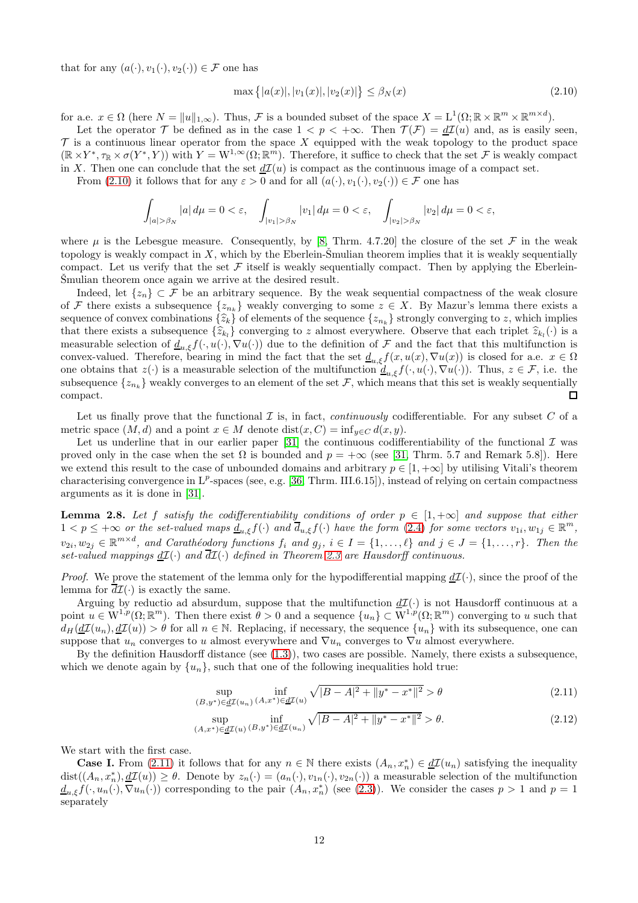that for any $(a(\cdot), v_1(\cdot), v_2(\cdot)) \in \mathcal{F}$ one has

$$\max\big\{|a(x)|, |v_1(x)|, |v_2(x)|\big\} \le \beta_N(x) \tag{2.10}$$

for a.e. $x \in \Omega$ (here $N = \|u\|_{1,\infty}$). Thus, $\mathcal{F}$ is a bounded subset of the space $X = \mathrm{L}^1(\Omega; \mathbb{R} \times \mathbb{R}^m \times \mathbb{R}^{m \times d})$.

Let the operator $\mathcal{T}$ be defined as in the case $1 < p < +\infty$. Then $\mathcal{T}(\mathcal{F}) = \underline{d}\mathcal{I}(u)$ and, as is easily seen, $\mathcal{T}$ is a continuous linear operator from the space $X$ equipped with the weak topology to the product space $(\mathbb{R} \times Y^*, \tau_{\mathbb{R}} \times \sigma(Y^*, Y))$ with $Y = \mathrm{W}^{1,\infty}(\Omega; \mathbb{R}^m)$. Therefore, it suffice to check that the set $\mathcal{F}$ is weakly compact in $X$. Then one can conclude that the set $\underline{d}\mathcal{I}(u)$ is compact as the continuous image of a compact set.

From (2.10) it follows that for any $\varepsilon > 0$ and for all $(a(\cdot), v_1(\cdot), v_2(\cdot)) \in \mathcal{F}$ one has

$$\int_{|a| > \beta_N} |a| \, d\mu = 0 < \varepsilon, \quad \int_{|v_1| > \beta_N} |v_1| \, d\mu = 0 < \varepsilon, \quad \int_{|v_2| > \beta_N} |v_2| \, d\mu = 0 < \varepsilon,$$

where $\mu$ is the Lebesgue measure. Consequently, by [8, Thrm. 4.7.20] the closure of the set $\mathcal{F}$ in the weak topology is weakly compact in $X$, which by the Eberlein-Šmulian theorem implies that it is weakly sequentially compact. Let us verify that the set $\mathcal{F}$ itself is weakly sequentially compact. Then by applying the Eberlein-Šmulian theorem once again we arrive at the desired result.

Indeed, let $\{z_n\} \subset \mathcal{F}$ be an arbitrary sequence. By the weak sequential compactness of the weak closure of $\mathcal{F}$ there exists a subsequence $\{z_{n_k}\}$ weakly converging to some $z \in X$. By Mazur's lemma there exists a sequence of convex combinations $\{\widehat{z}_k\}$ of elements of the sequence $\{z_{n_k}\}$ strongly converging to $z$, which implies that there exists a subsequence $\{\widehat{z}_{k_l}\}$ converging to $z$ almost everywhere. Observe that each triplet $\widehat{z}_{k_l}(\cdot)$ is a measurable selection of $\underline{d}_{u,\xi} f(\cdot, u(\cdot), \nabla u(\cdot))$ due to the definition of $\mathcal{F}$ and the fact that this multifunction is convex-valued. Therefore, bearing in mind the fact that the set $\underline{d}_{u,\xi} f(x, u(x), \nabla u(x))$ is closed for a.e. $x \in \Omega$ one obtains that $z(\cdot)$ is a measurable selection of the multifunction $\underline{d}_{u,\xi} f(\cdot, u(\cdot), \nabla u(\cdot))$. Thus, $z \in \mathcal{F}$, i.e. the subsequence $\{z_{n_k}\}$ weakly converges to an element of the set $\mathcal{F}$, which means that this set is weakly sequentially compact. ☐

Let us finally prove that the functional $\mathcal{I}$ is, in fact, *continuously* codifferentiable. For any subset $C$ of a metric space $(M, d)$ and a point $x \in M$ denote $\operatorname{dist}(x, C) = \inf_{y \in C} d(x, y)$.

Let us underline that in our earlier paper [31] the continuous codifferentiability of the functional $\mathcal{I}$ was proved only in the case when the set $\Omega$ is bounded and $p = +\infty$ (see [31, Thrm. 5.7 and Remark 5.8]). Here we extend this result to the case of unbounded domains and arbitrary $p \in [1, +\infty]$ by utilising Vitali's theorem characterising convergence in $\mathrm{L}^p$-spaces (see, e.g. [36, Thrm. III.6.15]), instead of relying on certain compactness arguments as it is done in [31].

**Lemma 2.8.** *Let $f$ satisfy the codifferentiability conditions of order $p \in [1, +\infty]$ and suppose that either $1 < p \le +\infty$ or the set-valued maps $\underline{d}_{u,\xi} f(\cdot)$ and $\overline{d}_{u,\xi} f(\cdot)$ have the form (2.4) for some vectors $v_{1i}, w_{1j} \in \mathbb{R}^m$, $v_{2i}, w_{2j} \in \mathbb{R}^{m \times d}$, and Carathéodory functions $f_i$ and $g_j$, $i \in I = \{1, \ldots, \ell\}$ and $j \in J = \{1, \ldots, r\}$. Then the set-valued mappings $\underline{d}\mathcal{I}(\cdot)$ and $\overline{d}\mathcal{I}(\cdot)$ defined in Theorem 2.3 are Hausdorff continuous.*

*Proof.* We prove the statement of the lemma only for the hypodifferential mapping $\underline{d}\mathcal{I}(\cdot)$, since the proof of the lemma for $\overline{d}\mathcal{I}(\cdot)$ is exactly the same.

Arguing by reductio ad absurdum, suppose that the multifunction $\underline{d}\mathcal{I}(\cdot)$ is not Hausdorff continuous at a point $u \in \mathrm{W}^{1,p}(\Omega; \mathbb{R}^m)$. Then there exist $\theta > 0$ and a sequence $\{u_n\} \subset \mathrm{W}^{1,p}(\Omega; \mathbb{R}^m)$ converging to $u$ such that $d_H(\underline{d}\mathcal{I}(u_n), \underline{d}\mathcal{I}(u)) > \theta$ for all $n \in \mathbb{N}$. Replacing, if necessary, the sequence $\{u_n\}$ with its subsequence, one can suppose that $u_n$ converges to $u$ almost everywhere and $\nabla u_n$ converges to $\nabla u$ almost everywhere.

By the definition Hausdorff distance (see (1.3)), two cases are possible. Namely, there exists a subsequence, which we denote again by $\{u_n\}$, such that one of the following inequalities hold true:

$$\sup_{(B, y^*) \in \underline{d}\mathcal{I}(u_n)} \inf_{(A, x^*) \in \underline{d}\mathcal{I}(u)} \sqrt{|B - A|^2 + \|y^* - x^*\|^2} > \theta \tag{2.11}$$

$$\sup_{(A, x^*) \in \underline{d}\mathcal{I}(u)} \inf_{(B, y^*) \in \underline{d}\mathcal{I}(u_n)} \sqrt{|B - A|^2 + \|y^* - x^*\|^2} > \theta. \tag{2.12}$$

We start with the first case.

**Case I.** From (2.11) it follows that for any $n \in \mathbb{N}$ there exists $(A_n, x_n^*) \in \underline{d}\mathcal{I}(u_n)$ satisfying the inequality $\operatorname{dist}((A_n, x_n^*), \underline{d}\mathcal{I}(u)) \ge \theta$. Denote by $z_n(\cdot) = (a_n(\cdot), v_{1n}(\cdot), v_{2n}(\cdot))$ a measurable selection of the multifunction $\underline{d}_{u,\xi} f(\cdot, u_n(\cdot), \nabla u_n(\cdot))$ corresponding to the pair $(A_n, x_n^*)$ (see (2.3)). We consider the cases $p > 1$ and $p = 1$ separately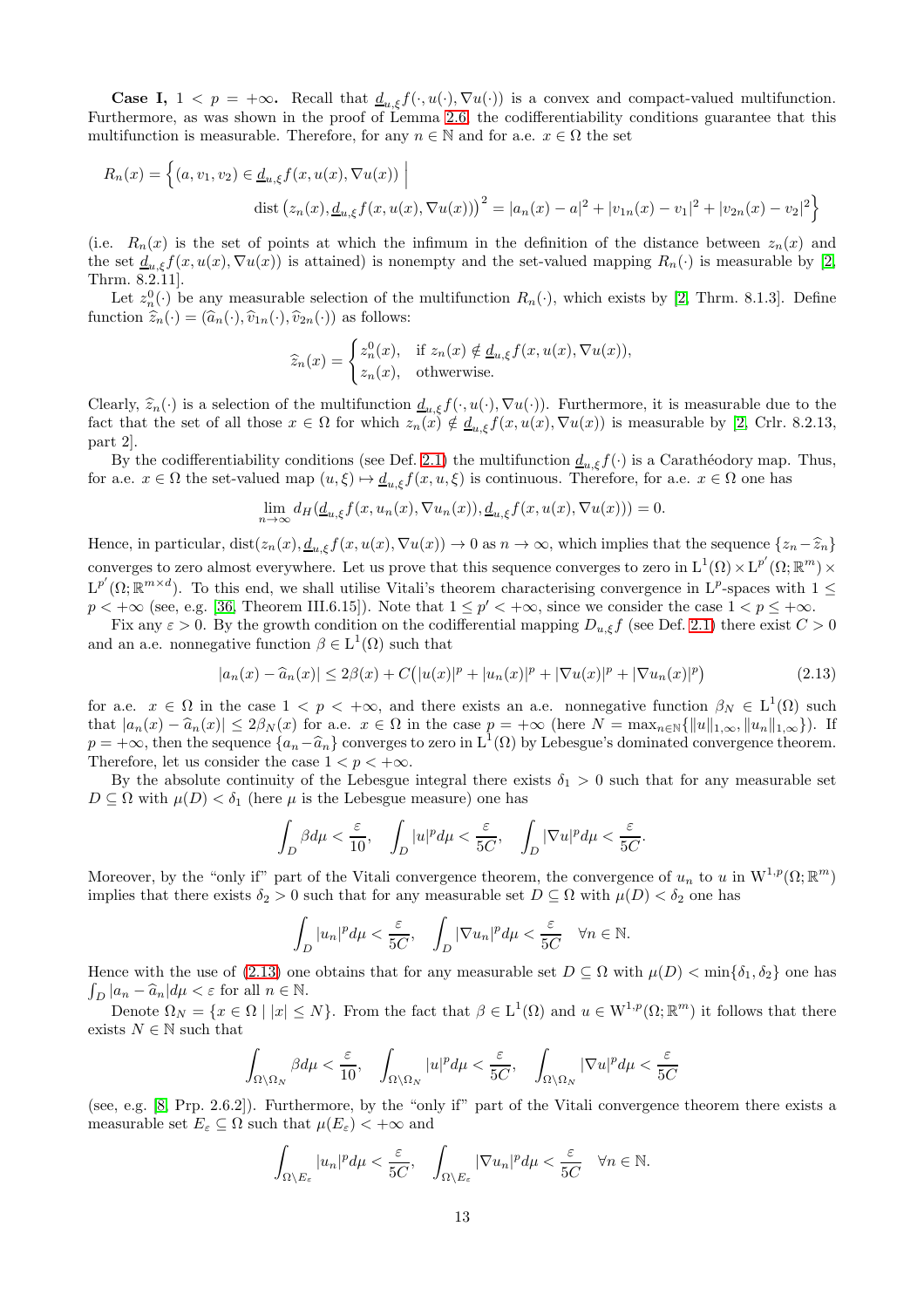**Case I, $1 < p = +\infty$.** Recall that $\underline{d}_{u,\xi} f(\cdot, u(\cdot), \nabla u(\cdot))$ is a convex and compact-valued multifunction. Furthermore, as was shown in the proof of Lemma 2.6, the codifferentiability conditions guarantee that this multifunction is measurable. Therefore, for any $n \in \mathbb{N}$ and for a.e. $x \in \Omega$ the set

$$R_n(x) = \Big\{ (a, v_1, v_2) \in \underline{d}_{u,\xi} f(x, u(x), \nabla u(x)) \;\Big|\; \operatorname{dist}\big(z_n(x), \underline{d}_{u,\xi} f(x, u(x), \nabla u(x))\big)^2 = |a_n(x) - a|^2 + |v_{1n}(x) - v_1|^2 + |v_{2n}(x) - v_2|^2 \Big\}$$

(i.e. $R_n(x)$ is the set of points at which the infimum in the definition of the distance between $z_n(x)$ and the set $\underline{d}_{u,\xi} f(x, u(x), \nabla u(x))$ is attained) is nonempty and the set-valued mapping $R_n(\cdot)$ is measurable by [2, Thrm. 8.2.11].

Let $z_n^0(\cdot)$ be any measurable selection of the multifunction $R_n(\cdot)$, which exists by [2, Thrm. 8.1.3]. Define function $\widehat{z}_n(\cdot) = (\widehat{a}_n(\cdot), \widehat{v}_{1n}(\cdot), \widehat{v}_{2n}(\cdot))$ as follows:

$$\widehat{z}_n(x) = \begin{cases} z_n^0(x), & \text{if } z_n(x) \notin \underline{d}_{u,\xi} f(x, u(x), \nabla u(x)), \\ z_n(x), & \text{otherwise.} \end{cases}$$

Clearly, $\widehat{z}_n(\cdot)$ is a selection of the multifunction $\underline{d}_{u,\xi} f(\cdot, u(\cdot), \nabla u(\cdot))$. Furthermore, it is measurable due to the fact that the set of all those $x \in \Omega$ for which $z_n(x) \notin \underline{d}_{u,\xi} f(x, u(x), \nabla u(x))$ is measurable by [2, Crlr. 8.2.13, part 2].

By the codifferentiability conditions (see Def. 2.1) the multifunction $\underline{d}_{u,\xi} f(\cdot)$ is a Carathéodory map. Thus, for a.e. $x \in \Omega$ the set-valued map $(u, \xi) \mapsto \underline{d}_{u,\xi} f(x, u, \xi)$ is continuous. Therefore, for a.e. $x \in \Omega$ one has

$$\lim_{n \to \infty} d_H(\underline{d}_{u,\xi} f(x, u_n(x), \nabla u_n(x)), \underline{d}_{u,\xi} f(x, u(x), \nabla u(x))) = 0.$$

Hence, in particular, $\operatorname{dist}(z_n(x), \underline{d}_{u,\xi} f(x, u(x), \nabla u(x)) \to 0$ as $n \to \infty$, which implies that the sequence $\{z_n - \widehat{z}_n\}$ converges to zero almost everywhere. Let us prove that this sequence converges to zero in $\mathrm{L}^1(\Omega) \times \mathrm{L}^{p'}(\Omega; \mathbb{R}^m) \times \mathrm{L}^{p'}(\Omega; \mathbb{R}^{m \times d})$. To this end, we shall utilise Vitali's theorem characterising convergence in $\mathrm{L}^p$-spaces with $1 \le p < +\infty$ (see, e.g. [36, Theorem III.6.15]). Note that $1 \le p' < +\infty$, since we consider the case $1 < p \le +\infty$.

Fix any $\varepsilon > 0$. By the growth condition on the codifferential mapping $D_{u,\xi} f$ (see Def. 2.1) there exist $C > 0$ and an a.e. nonnegative function $\beta \in \mathrm{L}^1(\Omega)$ such that

$$|a_n(x) - \widehat{a}_n(x)| \le 2\beta(x) + C\big(|u(x)|^p + |u_n(x)|^p + |\nabla u(x)|^p + |\nabla u_n(x)|^p\big) \tag{2.13}$$

for a.e. $x \in \Omega$ in the case $1 < p < +\infty$, and there exists an a.e. nonnegative function $\beta_N \in \mathrm{L}^1(\Omega)$ such that $|a_n(x) - \widehat{a}_n(x)| \le 2\beta_N(x)$ for a.e. $x \in \Omega$ in the case $p = +\infty$ (here $N = \max_{n \in \mathbb{N}} \{\|u\|_{1,\infty}, \|u_n\|_{1,\infty}\}$). If $p = +\infty$, then the sequence $\{a_n - \widehat{a}_n\}$ converges to zero in $\mathrm{L}^1(\Omega)$ by Lebesgue's dominated convergence theorem. Therefore, let us consider the case $1 < p < +\infty$.

By the absolute continuity of the Lebesgue integral there exists $\delta_1 > 0$ such that for any measurable set $D \subseteq \Omega$ with $\mu(D) < \delta_1$ (here $\mu$ is the Lebesgue measure) one has

$$\int_D \beta d\mu < \frac{\varepsilon}{10}, \quad \int_D |u|^p d\mu < \frac{\varepsilon}{5C}, \quad \int_D |\nabla u|^p d\mu < \frac{\varepsilon}{5C}.$$

Moreover, by the "only if" part of the Vitali convergence theorem, the convergence of $u_n$ to $u$ in $\mathrm{W}^{1,p}(\Omega; \mathbb{R}^m)$ implies that there exists $\delta_2 > 0$ such that for any measurable set $D \subseteq \Omega$ with $\mu(D) < \delta_2$ one has

$$\int_D |u_n|^p d\mu < \frac{\varepsilon}{5C}, \quad \int_D |\nabla u_n|^p d\mu < \frac{\varepsilon}{5C} \quad \forall n \in \mathbb{N}.$$

Hence with the use of (2.13) one obtains that for any measurable set $D \subseteq \Omega$ with $\mu(D) < \min\{\delta_1, \delta_2\}$ one has $\int_D |a_n - \widehat{a}_n| d\mu < \varepsilon$ for all $n \in \mathbb{N}$.

Denote $\Omega_N = \{x \in \Omega \mid |x| \le N\}$. From the fact that $\beta \in \mathrm{L}^1(\Omega)$ and $u \in \mathrm{W}^{1,p}(\Omega; \mathbb{R}^m)$ it follows that there exists $N \in \mathbb{N}$ such that

$$\int_{\Omega \setminus \Omega_N} \beta d\mu < \frac{\varepsilon}{10}, \quad \int_{\Omega \setminus \Omega_N} |u|^p d\mu < \frac{\varepsilon}{5C}, \quad \int_{\Omega \setminus \Omega_N} |\nabla u|^p d\mu < \frac{\varepsilon}{5C}$$

(see, e.g. [8, Prp. 2.6.2]). Furthermore, by the "only if" part of the Vitali convergence theorem there exists a measurable set $E_\varepsilon \subseteq \Omega$ such that $\mu(E_\varepsilon) < +\infty$ and

$$\int_{\Omega \setminus E_\varepsilon} |u_n|^p d\mu < \frac{\varepsilon}{5C}, \quad \int_{\Omega \setminus E_\varepsilon} |\nabla u_n|^p d\mu < \frac{\varepsilon}{5C} \quad \forall n \in \mathbb{N}.$$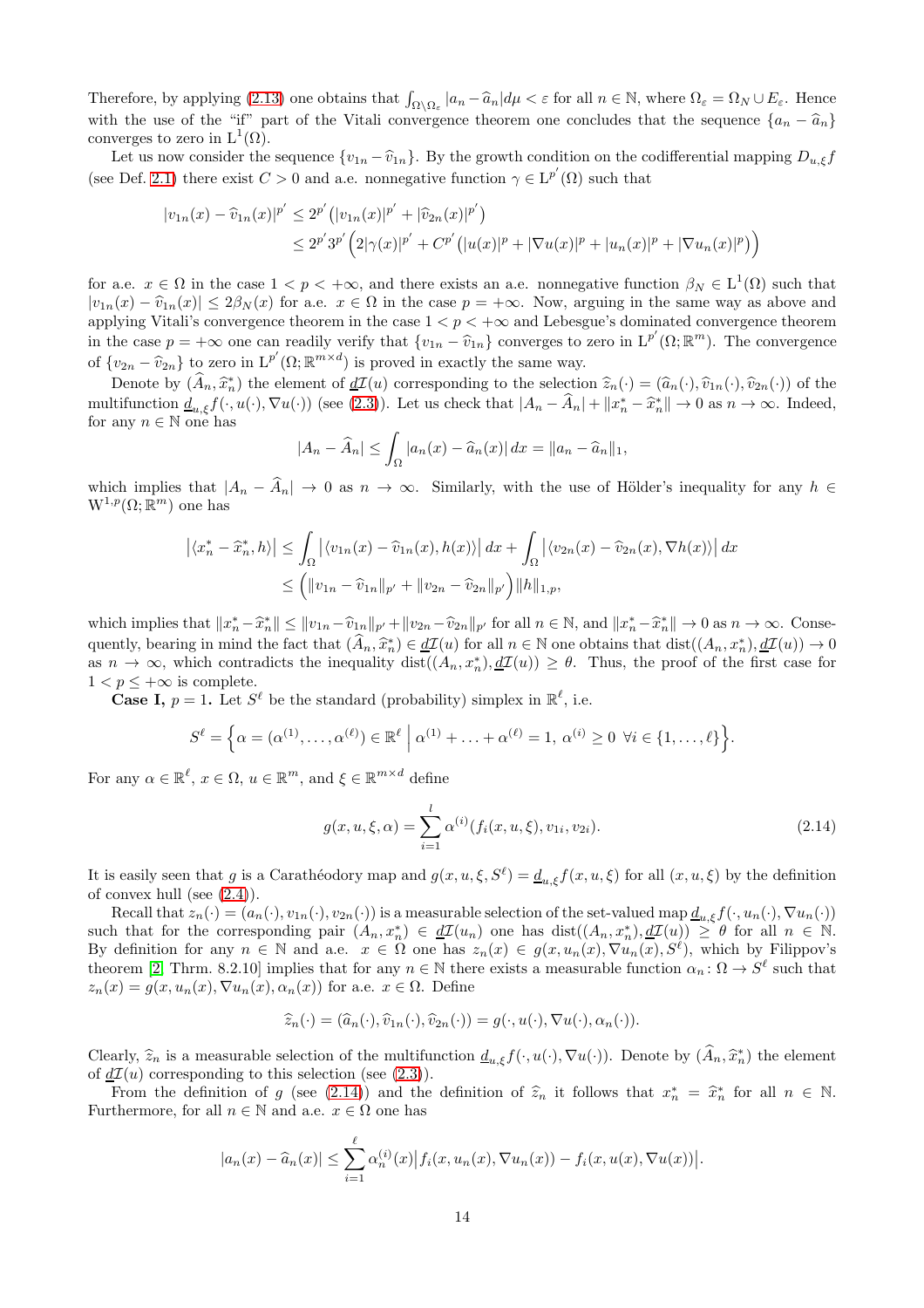Therefore, by applying (2.13) one obtains that $\int_{\Omega \setminus \Omega_\varepsilon} |a_n - \widehat{a}_n| d\mu < \varepsilon$ for all $n \in \mathbb{N}$, where $\Omega_\varepsilon = \Omega_N \cup E_\varepsilon$. Hence with the use of the "if" part of the Vitali convergence theorem one concludes that the sequence $\{a_n - \widehat{a}_n\}$ converges to zero in $\mathrm{L}^1(\Omega)$.

Let us now consider the sequence $\{v_{1n} - \widehat{v}_{1n}\}$. By the growth condition on the codifferential mapping $D_{u,\xi} f$ (see Def. 2.1) there exist $C > 0$ and a.e. nonnegative function $\gamma \in \mathrm{L}^{p'}(\Omega)$ such that

$$
\begin{aligned}
|v_{1n}(x) - \widehat{v}_{1n}(x)|^{p'} &\le 2^{p'}\big(|v_{1n}(x)|^{p'} + |\widehat{v}_{2n}(x)|^{p'}\big) \\
&\le 2^{p'} 3^{p'} \Big(2|\gamma(x)|^{p'} + C^{p'}\big(|u(x)|^p + |\nabla u(x)|^p + |u_n(x)|^p + |\nabla u_n(x)|^p\big)\Big)
\end{aligned}
$$

for a.e. $x \in \Omega$ in the case $1 < p < +\infty$, and there exists an a.e. nonnegative function $\beta_N \in \mathrm{L}^1(\Omega)$ such that $|v_{1n}(x) - \widehat{v}_{1n}(x)| \le 2\beta_N(x)$ for a.e. $x \in \Omega$ in the case $p = +\infty$. Now, arguing in the same way as above and applying Vitali's convergence theorem in the case $1 < p < +\infty$ and Lebesgue's dominated convergence theorem in the case $p = +\infty$ one can readily verify that $\{v_{1n} - \widehat{v}_{1n}\}$ converges to zero in $\mathrm{L}^{p'}(\Omega; \mathbb{R}^m)$. The convergence of $\{v_{2n} - \widehat{v}_{2n}\}$ to zero in $\mathrm{L}^{p'}(\Omega; \mathbb{R}^{m \times d})$ is proved in exactly the same way.

Denote by $(\widehat{A}_n, \widehat{x}_n^*)$ the element of $\underline{d}\mathcal{I}(u)$ corresponding to the selection $\widehat{z}_n(\cdot) = (\widehat{a}_n(\cdot), \widehat{v}_{1n}(\cdot), \widehat{v}_{2n}(\cdot))$ of the multifunction $\underline{d}_{u,\xi} f(\cdot, u(\cdot), \nabla u(\cdot))$ (see (2.3)). Let us check that $|A_n - \widehat{A}_n| + \|x_n^* - \widehat{x}_n^*\| \to 0$ as $n \to \infty$. Indeed, for any $n \in \mathbb{N}$ one has

$$
|A_n - \widehat{A}_n| \le \int_\Omega |a_n(x) - \widehat{a}_n(x)| \, dx = \|a_n - \widehat{a}_n\|_1,
$$

which implies that $|A_n - \widehat{A}_n| \to 0$ as $n \to \infty$. Similarly, with the use of Hölder's inequality for any $h \in \mathrm{W}^{1,p}(\Omega; \mathbb{R}^m)$ one has

$$
\begin{aligned}
\big|\langle x_n^* - \widehat{x}_n^*, h\rangle\big| &\le \int_\Omega \big|\langle v_{1n}(x) - \widehat{v}_{1n}(x), h(x)\rangle\big| \, dx + \int_\Omega \big|\langle v_{2n}(x) - \widehat{v}_{2n}(x), \nabla h(x)\rangle\big| \, dx \\
&\le \Big(\|v_{1n} - \widehat{v}_{1n}\|_{p'} + \|v_{2n} - \widehat{v}_{2n}\|_{p'}\Big)\|h\|_{1,p},
\end{aligned}
$$

which implies that $\|x_n^* - \widehat{x}_n^*\| \le \|v_{1n} - \widehat{v}_{1n}\|_{p'} + \|v_{2n} - \widehat{v}_{2n}\|_{p'}$ for all $n \in \mathbb{N}$, and $\|x_n^* - \widehat{x}_n^*\| \to 0$ as $n \to \infty$. Consequently, bearing in mind the fact that $(\widehat{A}_n, \widehat{x}_n^*) \in \underline{d}\mathcal{I}(u)$ for all $n \in \mathbb{N}$ one obtains that $\operatorname{dist}((A_n, x_n^*), \underline{d}\mathcal{I}(u)) \to 0$ as $n \to \infty$, which contradicts the inequality $\operatorname{dist}((A_n, x_n^*), \underline{d}\mathcal{I}(u)) \ge \theta$. Thus, the proof of the first case for $1 < p \le +\infty$ is complete.

**Case I,** $p = 1$. Let $S^\ell$ be the standard (probability) simplex in $\mathbb{R}^\ell$, i.e.

$$
S^\ell = \Big\{\alpha = (\alpha^{(1)}, \ldots, \alpha^{(\ell)}) \in \mathbb{R}^\ell \;\Big|\; \alpha^{(1)} + \ldots + \alpha^{(\ell)} = 1, \ \alpha^{(i)} \ge 0 \ \forall i \in \{1, \ldots, \ell\}\Big\}.
$$

For any $\alpha \in \mathbb{R}^\ell$, $x \in \Omega$, $u \in \mathbb{R}^m$, and $\xi \in \mathbb{R}^{m \times d}$ define

$$
g(x, u, \xi, \alpha) = \sum_{i=1}^{l} \alpha^{(i)} (f_i(x, u, \xi), v_{1i}, v_{2i}). \tag{2.14}
$$

It is easily seen that $g$ is a Carathéodory map and $g(x, u, \xi, S^\ell) = \underline{d}_{u,\xi} f(x, u, \xi)$ for all $(x, u, \xi)$ by the definition of convex hull (see (2.4)).

Recall that $z_n(\cdot) = (a_n(\cdot), v_{1n}(\cdot), v_{2n}(\cdot))$ is a measurable selection of the set-valued map $\underline{d}_{u,\xi} f(\cdot, u_n(\cdot), \nabla u_n(\cdot))$ such that for the corresponding pair $(A_n, x_n^*) \in \underline{d}\mathcal{I}(u_n)$ one has $\operatorname{dist}((A_n, x_n^*), \underline{d}\mathcal{I}(u)) \ge \theta$ for all $n \in \mathbb{N}$. By definition for any $n \in \mathbb{N}$ and a.e. $x \in \Omega$ one has $z_n(x) \in g(x, u_n(x), \nabla u_n(x), S^\ell)$, which by Filippov's theorem [2, Thrm. 8.2.10] implies that for any $n \in \mathbb{N}$ there exists a measurable function $\alpha_n \colon \Omega \to S^\ell$ such that $z_n(x) = g(x, u_n(x), \nabla u_n(x), \alpha_n(x))$ for a.e. $x \in \Omega$. Define

$$
\widehat{z}_n(\cdot) = (\widehat{a}_n(\cdot), \widehat{v}_{1n}(\cdot), \widehat{v}_{2n}(\cdot)) = g(\cdot, u(\cdot), \nabla u(\cdot), \alpha_n(\cdot)).
$$

Clearly, $\widehat{z}_n$ is a measurable selection of the multifunction $\underline{d}_{u,\xi} f(\cdot, u(\cdot), \nabla u(\cdot))$. Denote by $(\widehat{A}_n, \widehat{x}_n^*)$ the element of $\underline{d}\mathcal{I}(u)$ corresponding to this selection (see (2.3)).

From the definition of $g$ (see (2.14)) and the definition of $\widehat{z}_n$ it follows that $x_n^* = \widehat{x}_n^*$ for all $n \in \mathbb{N}$. Furthermore, for all $n \in \mathbb{N}$ and a.e. $x \in \Omega$ one has

$$
|a_n(x) - \widehat{a}_n(x)| \le \sum_{i=1}^{\ell} \alpha_n^{(i)}(x) \big| f_i(x, u_n(x), \nabla u_n(x)) - f_i(x, u(x), \nabla u(x)) \big|.
$$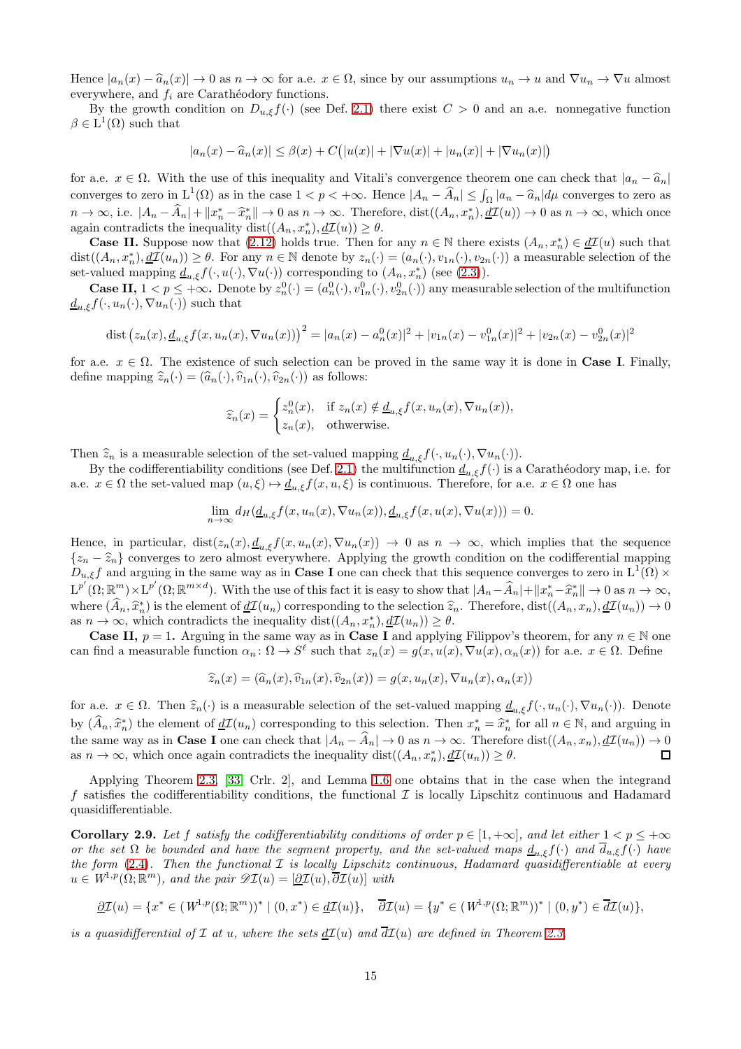Hence $|a_n(x) - \widehat{a}_n(x)| \to 0$ as $n \to \infty$ for a.e. $x \in \Omega$, since by our assumptions $u_n \to u$ and $\nabla u_n \to \nabla u$ almost everywhere, and $f_i$ are Carathéodory functions.

By the growth condition on $D_{u,\xi} f(\cdot)$ (see Def. 2.1) there exist $C > 0$ and an a.e. nonnegative function $\beta \in \mathrm{L}^1(\Omega)$ such that

$$|a_n(x) - \widehat{a}_n(x)| \le \beta(x) + C\big(|u(x)| + |\nabla u(x)| + |u_n(x)| + |\nabla u_n(x)|\big)$$

for a.e. $x \in \Omega$. With the use of this inequality and Vitali's convergence theorem one can check that $|a_n - \widehat{a}_n|$ converges to zero in $\mathrm{L}^1(\Omega)$ as in the case $1 < p < +\infty$. Hence $|A_n - \widehat{A}_n| \le \int_\Omega |a_n - \widehat{a}_n| d\mu$ converges to zero as $n \to \infty$, i.e. $|A_n - \widehat{A}_n| + \|x_n^* - \widehat{x}_n^*\| \to 0$ as $n \to \infty$. Therefore, $\operatorname{dist}((A_n, x_n^*), \underline{d}\mathcal{I}(u)) \to 0$ as $n \to \infty$, which once again contradicts the inequality $\operatorname{dist}((A_n, x_n^*), \underline{d}\mathcal{I}(u)) \ge \theta$.

**Case II.** Suppose now that (2.12) holds true. Then for any $n \in \mathbb{N}$ there exists $(A_n, x_n^*) \in \underline{d}\mathcal{I}(u)$ such that $\operatorname{dist}((A_n, x_n^*), \underline{d}\mathcal{I}(u_n)) \ge \theta$. For any $n \in \mathbb{N}$ denote by $z_n(\cdot) = (a_n(\cdot), v_{1n}(\cdot), v_{2n}(\cdot))$ a measurable selection of the set-valued mapping $\underline{d}_{u,\xi} f(\cdot, u(\cdot), \nabla u(\cdot))$ corresponding to $(A_n, x_n^*)$ (see (2.3)).

**Case II, $1 < p \le +\infty$.** Denote by $z_n^0(\cdot) = (a_n^0(\cdot), v_{1n}^0(\cdot), v_{2n}^0(\cdot))$ any measurable selection of the multifunction $\underline{d}_{u,\xi} f(\cdot, u_n(\cdot), \nabla u_n(\cdot))$ such that

$$\operatorname{dist}\big(z_n(x), \underline{d}_{u,\xi} f(x, u_n(x), \nabla u_n(x))\big)^2 = |a_n(x) - a_n^0(x)|^2 + |v_{1n}(x) - v_{1n}^0(x)|^2 + |v_{2n}(x) - v_{2n}^0(x)|^2$$

for a.e. $x \in \Omega$. The existence of such selection can be proved in the same way it is done in **Case I**. Finally, define mapping $\widehat{z}_n(\cdot) = (\widehat{a}_n(\cdot), \widehat{v}_{1n}(\cdot), \widehat{v}_{2n}(\cdot))$ as follows:

$$\widehat{z}_n(x) = \begin{cases} z_n^0(x), & \text{if } z_n(x) \notin \underline{d}_{u,\xi} f(x, u_n(x), \nabla u_n(x)), \\ z_n(x), & \text{otherwise.} \end{cases}$$

Then $\widehat{z}_n$ is a measurable selection of the set-valued mapping $\underline{d}_{u,\xi} f(\cdot, u_n(\cdot), \nabla u_n(\cdot))$.

By the codifferentiability conditions (see Def. 2.1) the multifunction $\underline{d}_{u,\xi} f(\cdot)$ is a Carathéodory map, i.e. for a.e. $x \in \Omega$ the set-valued map $(u, \xi) \mapsto \underline{d}_{u,\xi} f(x, u, \xi)$ is continuous. Therefore, for a.e. $x \in \Omega$ one has

$$\lim_{n \to \infty} d_H(\underline{d}_{u,\xi} f(x, u_n(x), \nabla u_n(x)), \underline{d}_{u,\xi} f(x, u(x), \nabla u(x))) = 0.$$

Hence, in particular, $\operatorname{dist}(z_n(x), \underline{d}_{u,\xi} f(x, u_n(x), \nabla u_n(x)) \to 0$ as $n \to \infty$, which implies that the sequence $\{z_n - \widehat{z}_n\}$ converges to zero almost everywhere. Applying the growth condition on the codifferential mapping $D_{u,\xi} f$ and arguing in the same way as in **Case I** one can check that this sequence converges to zero in $\mathrm{L}^1(\Omega) \times \mathrm{L}^{p'}(\Omega; \mathbb{R}^m) \times \mathrm{L}^{p'}(\Omega; \mathbb{R}^{m \times d})$. With the use of this fact it is easy to show that $|A_n - \widehat{A}_n| + \|x_n^* - \widehat{x}_n^*\| \to 0$ as $n \to \infty$, where $(\widehat{A}_n, \widehat{x}_n^*)$ is the element of $\underline{d}\mathcal{I}(u_n)$ corresponding to the selection $\widehat{z}_n$. Therefore, $\operatorname{dist}((A_n, x_n), \underline{d}\mathcal{I}(u_n)) \to 0$ as $n \to \infty$, which contradicts the inequality $\operatorname{dist}((A_n, x_n^*), \underline{d}\mathcal{I}(u_n)) \ge \theta$.

**Case II, $p = 1$.** Arguing in the same way as in **Case I** and applying Filippov's theorem, for any $n \in \mathbb{N}$ one can find a measurable function $\alpha_n \colon \Omega \to S^\ell$ such that $z_n(x) = g(x, u(x), \nabla u(x), \alpha_n(x))$ for a.e. $x \in \Omega$. Define

$$\widehat{z}_n(x) = (\widehat{a}_n(x), \widehat{v}_{1n}(x), \widehat{v}_{2n}(x)) = g(x, u_n(x), \nabla u_n(x), \alpha_n(x))$$

for a.e. $x \in \Omega$. Then $\widehat{z}_n(\cdot)$ is a measurable selection of the set-valued mapping $\underline{d}_{u,\xi} f(\cdot, u_n(\cdot), \nabla u_n(\cdot))$. Denote by $(\widehat{A}_n, \widehat{x}_n^*)$ the element of $\underline{d}\mathcal{I}(u_n)$ corresponding to this selection. Then $x_n^* = \widehat{x}_n^*$ for all $n \in \mathbb{N}$, and arguing in the same way as in **Case I** one can check that $|A_n - \widehat{A}_n| \to 0$ as $n \to \infty$. Therefore $\operatorname{dist}((A_n, x_n), \underline{d}\mathcal{I}(u_n)) \to 0$ as $n \to \infty$, which once again contradicts the inequality $\operatorname{dist}((A_n, x_n^*), \underline{d}\mathcal{I}(u_n)) \ge \theta$. $\square$

Applying Theorem 2.3, [33, Crlr. 2], and Lemma 1.6 one obtains that in the case when the integrand $f$ satisfies the codifferentiability conditions, the functional $\mathcal{I}$ is locally Lipschitz continuous and Hadamard quasidifferentiable.

**Corollary 2.9.** *Let $f$ satisfy the codifferentiability conditions of order $p \in [1, +\infty]$, and let either $1 < p \le +\infty$ or the set $\Omega$ be bounded and have the segment property, and the set-valued maps $\underline{d}_{u,\xi} f(\cdot)$ and $\overline{d}_{u,\xi} f(\cdot)$ have the form (2.4). Then the functional $\mathcal{I}$ is locally Lipschitz continuous, Hadamard quasidifferentiable at every $u \in W^{1,p}(\Omega; \mathbb{R}^m)$, and the pair $\mathscr{D}\mathcal{I}(u) = [\underline{\partial}\mathcal{I}(u), \overline{\partial}\mathcal{I}(u)]$ with*

$$\underline{\partial}\mathcal{I}(u) = \{x^* \in (W^{1,p}(\Omega; \mathbb{R}^m))^* \mid (0, x^*) \in \underline{d}\mathcal{I}(u)\}, \quad \overline{\partial}\mathcal{I}(u) = \{y^* \in (W^{1,p}(\Omega; \mathbb{R}^m))^* \mid (0, y^*) \in \overline{d}\mathcal{I}(u)\},$$

*is a quasidifferential of $\mathcal{I}$ at $u$, where the sets $\underline{d}\mathcal{I}(u)$ and $\overline{d}\mathcal{I}(u)$ are defined in Theorem 2.3.*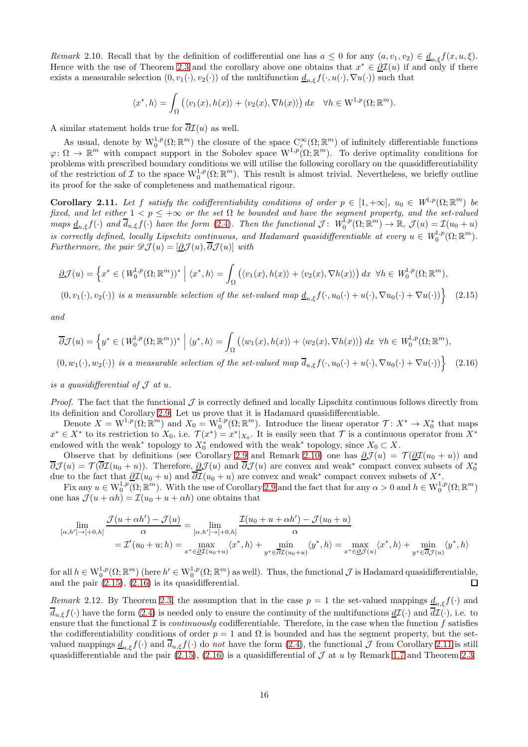*Remark* 2.10. Recall that by the definition of codifferential one has $a \le 0$ for any $(a, v_1, v_2) \in \underline{d}_{u,\xi} f(x, u, \xi)$. Hence with the use of Theorem 2.3 and the corollary above one obtains that $x^* \in \underline{\partial}\mathcal{I}(u)$ if and only if there exists a measurable selection $(0, v_1(\cdot), v_2(\cdot))$ of the multifunction $\underline{d}_{u,\xi} f(\cdot, u(\cdot), \nabla u(\cdot))$ such that

$$\langle x^*, h \rangle = \int_\Omega \big( \langle v_1(x), h(x) \rangle + \langle v_2(x), \nabla h(x) \rangle \big) \, dx \quad \forall h \in \mathrm{W}^{1,p}(\Omega; \mathbb{R}^m).$$

A similar statement holds true for $\overline{\partial}\mathcal{I}(u)$ as well.

As usual, denote by $\mathrm{W}_0^{1,p}(\Omega; \mathbb{R}^m)$ the closure of the space $\mathrm{C}_c^\infty(\Omega; \mathbb{R}^m)$ of infinitely differentiable functions $\varphi \colon \Omega \to \mathbb{R}^m$ with compact support in the Sobolev space $\mathrm{W}^{1,p}(\Omega; \mathbb{R}^m)$. To derive optimality conditions for problems with prescribed boundary conditions we will utilise the following corollary on the quasidifferentiability of the restriction of $\mathcal{I}$ to the space $\mathrm{W}_0^{1,p}(\Omega; \mathbb{R}^m)$. This result is almost trivial. Nevertheless, we briefly outline its proof for the sake of completeness and mathematical rigour.

**Corollary 2.11.** *Let $f$ satisfy the codifferentiability conditions of order $p \in [1, +\infty]$, $u_0 \in W^{1,p}(\Omega; \mathbb{R}^m)$ be fixed, and let either $1 < p \le +\infty$ or the set $\Omega$ be bounded and have the segment property, and the set-valued maps $\underline{d}_{u,\xi} f(\cdot)$ and $\overline{d}_{u,\xi} f(\cdot)$ have the form (2.4). Then the functional $\mathcal{J} \colon W_0^{1,p}(\Omega; \mathbb{R}^m) \to \mathbb{R}$, $\mathcal{J}(u) = \mathcal{I}(u_0 + u)$ is correctly defined, locally Lipschitz continuous, and Hadamard quasidifferentiable at every $u \in W_0^{1,p}(\Omega; \mathbb{R}^m)$. Furthermore, the pair $\mathscr{D}\mathcal{J}(u) = [\underline{\partial}\mathcal{J}(u), \overline{\partial}\mathcal{J}(u)]$ with*

$$\underline{\partial}\mathcal{J}(u) = \Big\{ x^* \in (W_0^{1,p}(\Omega; \mathbb{R}^m))^* \Bigm| \langle x^*, h \rangle = \int_\Omega \big( \langle v_1(x), h(x) \rangle + \langle v_2(x), \nabla h(x) \rangle \big) \, dx \ \ \forall h \in W_0^{1,p}(\Omega; \mathbb{R}^m),$$
$$(0, v_1(\cdot), v_2(\cdot)) \text{ is a measurable selection of the set-valued map } \underline{d}_{u,\xi} f(\cdot, u_0(\cdot) + u(\cdot), \nabla u_0(\cdot) + \nabla u(\cdot)) \Big\} \quad (2.15)$$

*and*

$$\overline{\partial}\mathcal{J}(u) = \Big\{ y^* \in (W_0^{1,p}(\Omega; \mathbb{R}^m))^* \Bigm| \langle y^*, h \rangle = \int_\Omega \big( \langle w_1(x), h(x) \rangle + \langle w_2(x), \nabla h(x) \rangle \big) \, dx \ \ \forall h \in W_0^{1,p}(\Omega; \mathbb{R}^m),$$
$$(0, w_1(\cdot), w_2(\cdot)) \text{ is a measurable selection of the set-valued map } \overline{d}_{u,\xi} f(\cdot, u_0(\cdot) + u(\cdot), \nabla u_0(\cdot) + \nabla u(\cdot)) \Big\} \quad (2.16)$$

*is a quasidifferential of $\mathcal{J}$ at $u$.*

*Proof.* The fact that the functional $\mathcal{J}$ is correctly defined and locally Lipschitz continuous follows directly from its definition and Corollary 2.9. Let us prove that it is Hadamard quasidifferentiable.

Denote $X = \mathrm{W}^{1,p}(\Omega; \mathbb{R}^m)$ and $X_0 = \mathrm{W}_0^{1,p}(\Omega; \mathbb{R}^m)$. Introduce the linear operator $\mathcal{T} \colon X^* \to X_0^*$ that maps $x^* \in X^*$ to its restriction to $X_0$, i.e. $\mathcal{T}(x^*) = x^*|_{X_0}$. It is easily seen that $\mathcal{T}$ is a continuous operator from $X^*$ endowed with the weak$^*$ topology to $X_0^*$ endowed with the weak$^*$ topology, since $X_0 \subset X$.

Observe that by definitions (see Corollary 2.9 and Remark 2.10) one has $\underline{\partial}\mathcal{J}(u) = \mathcal{T}(\underline{\partial}\mathcal{I}(u_0 + u))$ and $\overline{\partial}\mathcal{J}(u) = \mathcal{T}(\overline{\partial}\mathcal{I}(u_0 + u))$. Therefore, $\underline{\partial}\mathcal{J}(u)$ and $\overline{\partial}\mathcal{J}(u)$ are convex and weak$^*$ compact convex subsets of $X_0^*$ due to the fact that $\underline{\partial}\mathcal{I}(u_0 + u)$ and $\overline{\partial}\mathcal{I}(u_0 + u)$ are convex and weak$^*$ compact convex subsets of $X^*$.

Fix any $u \in \mathrm{W}_0^{1,p}(\Omega; \mathbb{R}^m)$. With the use of Corollary 2.9 and the fact that for any $\alpha > 0$ and $h \in \mathrm{W}_0^{1,p}(\Omega; \mathbb{R}^m)$ one has $\mathcal{J}(u + \alpha h) = \mathcal{I}(u_0 + u + \alpha h)$ one obtains that

$$\lim_{[\alpha, h'] \to [+0, h]} \frac{\mathcal{J}(u + \alpha h') - \mathcal{J}(u)}{\alpha} = \lim_{[\alpha, h'] \to [+0, h]} \frac{\mathcal{I}(u_0 + u + \alpha h') - \mathcal{J}(u_0 + u)}{\alpha}$$
$$= \mathcal{I}'(u_0 + u; h) = \max_{x^* \in \underline{\partial}\mathcal{I}(u_0 + u)} \langle x^*, h \rangle + \min_{y^* \in \overline{\partial}\mathcal{I}(u_0 + u)} \langle y^*, h \rangle = \max_{x^* \in \underline{\partial}\mathcal{J}(u)} \langle x^*, h \rangle + \min_{y^* \in \overline{\partial}\mathcal{J}(u)} \langle y^*, h \rangle$$

for all $h \in \mathrm{W}_0^{1,p}(\Omega; \mathbb{R}^m)$ (here $h' \in \mathrm{W}_0^{1,p}(\Omega; \mathbb{R}^m)$ as well). Thus, the functional $\mathcal{J}$ is Hadamard quasidifferentiable, and the pair (2.15), (2.16) is its quasidifferential. $\square$

*Remark* 2.12. By Theorem 2.3, the assumption that in the case $p = 1$ the set-valued mappings $\underline{d}_{u,\xi} f(\cdot)$ and $\overline{d}_{u,\xi} f(\cdot)$ have the form (2.4) is needed only to ensure the continuity of the multifunctions $\underline{d}\mathcal{I}(\cdot)$ and $\overline{d}\mathcal{I}(\cdot)$, i.e. to ensure that the functional $\mathcal{I}$ is *continuously* codifferentiable. Therefore, in the case when the function $f$ satisfies the codifferentiability conditions of order $p = 1$ and $\Omega$ is bounded and has the segment property, but the set-valued mappings $\underline{d}_{u,\xi} f(\cdot)$ and $\overline{d}_{u,\xi} f(\cdot)$ do *not* have the form (2.4), the functional $\mathcal{J}$ from Corollary 2.11 is still quasidifferentiable and the pair (2.15), (2.16) is a quasidifferential of $\mathcal{J}$ at $u$ by Remark 1.7 and Theorem 2.3.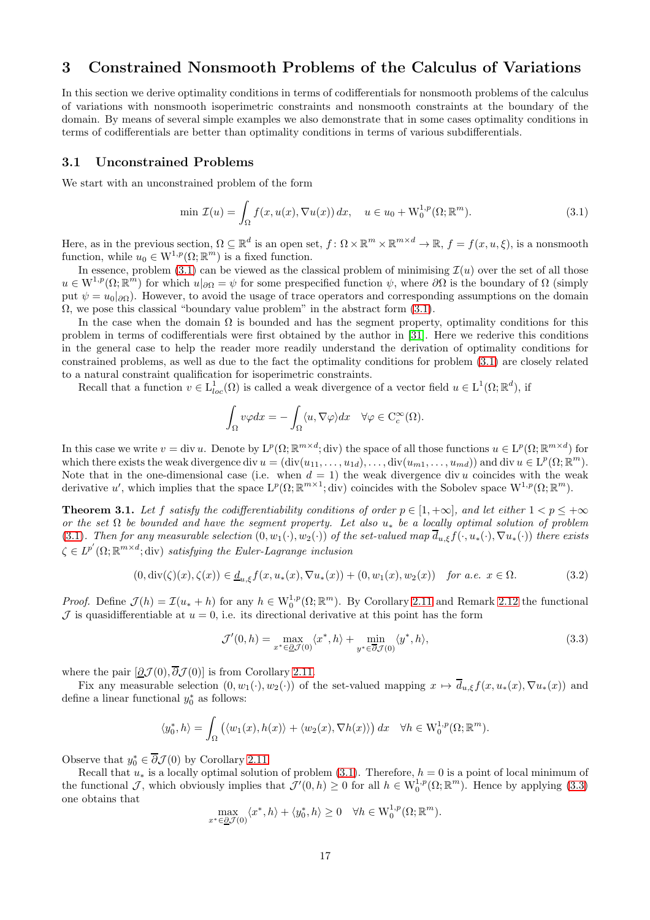# 3 Constrained Nonsmooth Problems of the Calculus of Variations

In this section we derive optimality conditions in terms of codifferentials for nonsmooth problems of the calculus of variations with nonsmooth isoperimetric constraints and nonsmooth constraints at the boundary of the domain. By means of several simple examples we also demonstrate that in some cases optimality conditions in terms of codifferentials are better than optimality conditions in terms of various subdifferentials.

## 3.1 Unconstrained Problems

We start with an unconstrained problem of the form

$$\min \mathcal{I}(u) = \int_\Omega f(x, u(x), \nabla u(x))\, dx, \quad u \in u_0 + \mathrm{W}_0^{1,p}(\Omega; \mathbb{R}^m). \tag{3.1}$$

Here, as in the previous section, $\Omega \subseteq \mathbb{R}^d$ is an open set, $f \colon \Omega \times \mathbb{R}^m \times \mathbb{R}^{m \times d} \to \mathbb{R}$, $f = f(x, u, \xi)$, is a nonsmooth function, while $u_0 \in \mathrm{W}^{1,p}(\Omega; \mathbb{R}^m)$ is a fixed function.

In essence, problem (3.1) can be viewed as the classical problem of minimising $\mathcal{I}(u)$ over the set of all those $u \in \mathrm{W}^{1,p}(\Omega; \mathbb{R}^m)$ for which $u|_{\partial\Omega} = \psi$ for some prespecified function $\psi$, where $\partial\Omega$ is the boundary of $\Omega$ (simply put $\psi = u_0|_{\partial\Omega}$). However, to avoid the usage of trace operators and corresponding assumptions on the domain $\Omega$, we pose this classical "boundary value problem" in the abstract form (3.1).

In the case when the domain $\Omega$ is bounded and has the segment property, optimality conditions for this problem in terms of codifferentials were first obtained by the author in [31]. Here we rederive this conditions in the general case to help the reader more readily understand the derivation of optimality conditions for constrained problems, as well as due to the fact the optimality conditions for problem (3.1) are closely related to a natural constraint qualification for isoperimetric constraints.

Recall that a function $v \in \mathrm{L}^1_{loc}(\Omega)$ is called a weak divergence of a vector field $u \in \mathrm{L}^1(\Omega; \mathbb{R}^d)$, if

$$\int_\Omega v\varphi dx = -\int_\Omega \langle u, \nabla\varphi \rangle dx \quad \forall \varphi \in \mathrm{C}_c^\infty(\Omega).$$

In this case we write $v = \operatorname{div} u$. Denote by $\mathrm{L}^p(\Omega; \mathbb{R}^{m \times d}; \operatorname{div})$ the space of all those functions $u \in \mathrm{L}^p(\Omega; \mathbb{R}^{m \times d})$ for which there exists the weak divergence $\operatorname{div} u = (\operatorname{div}(u_{11}, \ldots, u_{1d}), \ldots, \operatorname{div}(u_{m1}, \ldots, u_{md}))$ and $\operatorname{div} u \in \mathrm{L}^p(\Omega; \mathbb{R}^m)$. Note that in the one-dimensional case (i.e. when $d = 1$) the weak divergence $\operatorname{div} u$ coincides with the weak derivative $u'$, which implies that the space $\mathrm{L}^p(\Omega; \mathbb{R}^{m \times 1}; \operatorname{div})$ coincides with the Sobolev space $\mathrm{W}^{1,p}(\Omega; \mathbb{R}^m)$.

**Theorem 3.1.** *Let $f$ satisfy the codifferentiability conditions of order $p \in [1, +\infty]$, and let either $1 < p \le +\infty$ or the set $\Omega$ be bounded and have the segment property. Let also $u_*$ be a locally optimal solution of problem (3.1). Then for any measurable selection $(0, w_1(\cdot), w_2(\cdot))$ of the set-valued map $\overline{d}_{u,\xi} f(\cdot, u_*(\cdot), \nabla u_*(\cdot))$ there exists $\zeta \in L^{p'}(\Omega; \mathbb{R}^{m \times d}; \operatorname{div})$ satisfying the Euler-Lagrange inclusion*

$$(0, \operatorname{div}(\zeta)(x), \zeta(x)) \in \underline{d}_{u,\xi} f(x, u_*(x), \nabla u_*(x)) + (0, w_1(x), w_2(x)) \quad \textit{for a.e. } x \in \Omega. \tag{3.2}$$

*Proof.* Define $\mathcal{J}(h) = \mathcal{I}(u_* + h)$ for any $h \in \mathrm{W}_0^{1,p}(\Omega; \mathbb{R}^m)$. By Corollary 2.11 and Remark 2.12 the functional $\mathcal{J}$ is quasidifferentiable at $u = 0$, i.e. its directional derivative at this point has the form

$$\mathcal{J}'(0, h) = \max_{x^* \in \underline{\partial}\mathcal{J}(0)} \langle x^*, h \rangle + \min_{y^* \in \overline{\partial}\mathcal{J}(0)} \langle y^*, h \rangle, \tag{3.3}$$

where the pair $[\underline{\partial}\mathcal{J}(0), \overline{\partial}\mathcal{J}(0)]$ is from Corollary 2.11.

Fix any measurable selection $(0, w_1(\cdot), w_2(\cdot))$ of the set-valued mapping $x \mapsto \overline{d}_{u,\xi} f(x, u_*(x), \nabla u_*(x))$ and define a linear functional $y_0^*$ as follows:

$$\langle y_0^*, h \rangle = \int_\Omega \big( \langle w_1(x), h(x) \rangle + \langle w_2(x), \nabla h(x) \rangle \big)\, dx \quad \forall h \in \mathrm{W}_0^{1,p}(\Omega; \mathbb{R}^m).$$

Observe that $y_0^* \in \overline{\partial}\mathcal{J}(0)$ by Corollary 2.11.

Recall that $u_*$ is a locally optimal solution of problem (3.1). Therefore, $h = 0$ is a point of local minimum of the functional $\mathcal{J}$, which obviously implies that $\mathcal{J}'(0, h) \ge 0$ for all $h \in \mathrm{W}_0^{1,p}(\Omega; \mathbb{R}^m)$. Hence by applying (3.3) one obtains that

$$\max_{x^* \in \underline{\partial}\mathcal{J}(0)} \langle x^*, h \rangle + \langle y_0^*, h \rangle \ge 0 \quad \forall h \in \mathrm{W}_0^{1,p}(\Omega; \mathbb{R}^m).$$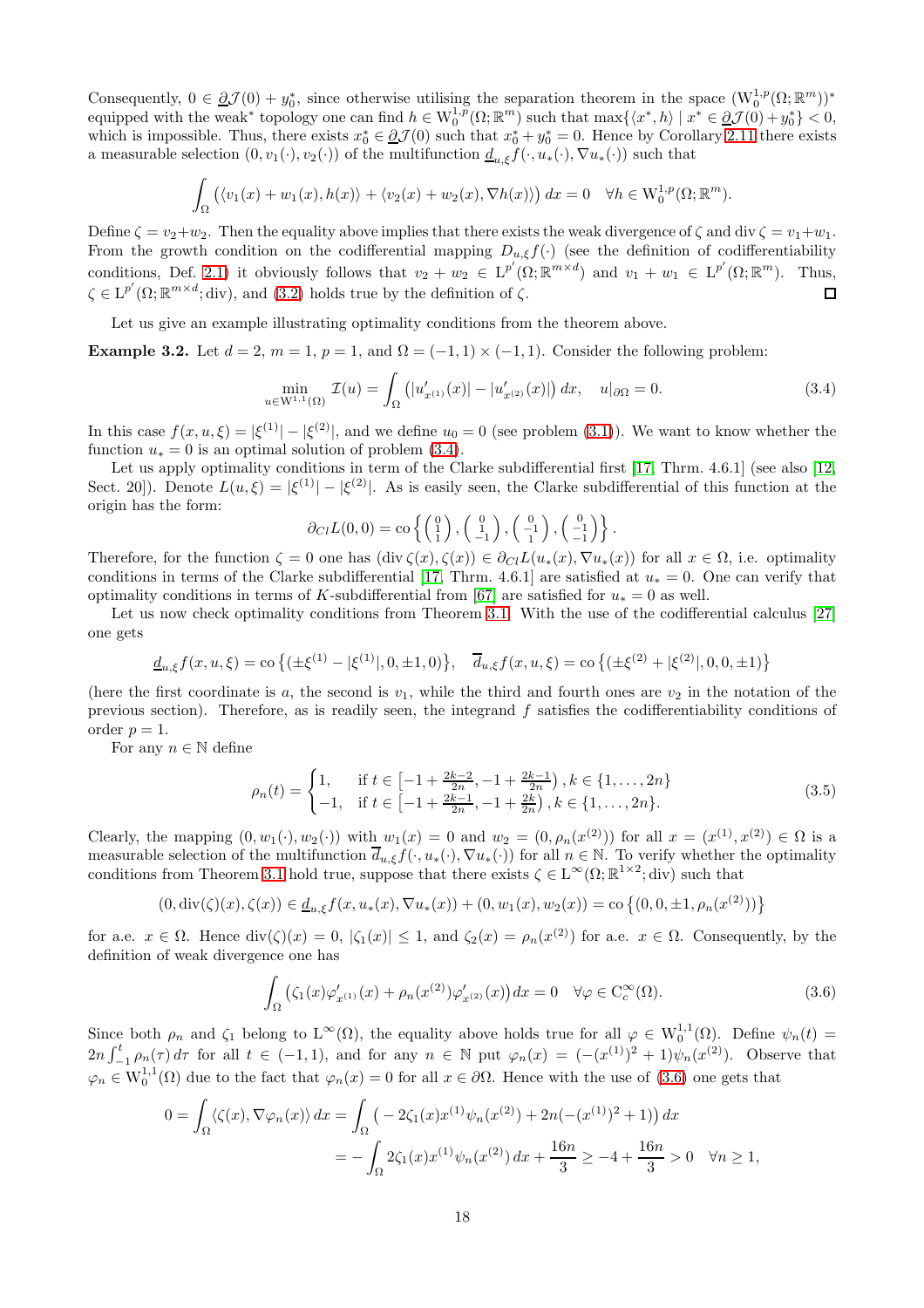Consequently, $0 \in \underline{\partial}\mathcal{J}(0) + y_0^*$, since otherwise utilising the separation theorem in the space $(\mathrm{W}_0^{1,p}(\Omega;\mathbb{R}^m))^*$ equipped with the weak* topology one can find $h \in \mathrm{W}_0^{1,p}(\Omega;\mathbb{R}^m)$ such that $\max\{\langle x^*, h\rangle \mid x^* \in \underline{\partial}\mathcal{J}(0) + y_0^*\} < 0$, which is impossible. Thus, there exists $x_0^* \in \underline{\partial}\mathcal{J}(0)$ such that $x_0^* + y_0^* = 0$. Hence by Corollary 2.11 there exists a measurable selection $(0, v_1(\cdot), v_2(\cdot))$ of the multifunction $\underline{d}_{u,\xi} f(\cdot, u_*(\cdot), \nabla u_*(\cdot))$ such that

$$\int_\Omega \big(\langle v_1(x) + w_1(x), h(x)\rangle + \langle v_2(x) + w_2(x), \nabla h(x)\rangle\big)\, dx = 0 \quad \forall h \in \mathrm{W}_0^{1,p}(\Omega;\mathbb{R}^m).$$

Define $\zeta = v_2 + w_2$. Then the equality above implies that there exists the weak divergence of $\zeta$ and $\operatorname{div}\zeta = v_1 + w_1$. From the growth condition on the codifferential mapping $D_{u,\xi} f(\cdot)$ (see the definition of codifferentiability conditions, Def. 2.1) it obviously follows that $v_2 + w_2 \in \mathrm{L}^{p'}(\Omega;\mathbb{R}^{m\times d})$ and $v_1 + w_1 \in \mathrm{L}^{p'}(\Omega;\mathbb{R}^m)$. Thus, $\zeta \in \mathrm{L}^{p'}(\Omega;\mathbb{R}^{m\times d};\operatorname{div})$, and (3.2) holds true by the definition of $\zeta$. $\square$

Let us give an example illustrating optimality conditions from the theorem above.

**Example 3.2.** Let $d = 2$, $m = 1$, $p = 1$, and $\Omega = (-1,1)\times(-1,1)$. Consider the following problem:

$$\min_{u \in \mathrm{W}^{1,1}(\Omega)} \mathcal{I}(u) = \int_\Omega \big(|u'_{x^{(1)}}(x)| - |u'_{x^{(2)}}(x)|\big)\, dx, \quad u|_{\partial\Omega} = 0. \tag{3.4}$$

In this case $f(x,u,\xi) = |\xi^{(1)}| - |\xi^{(2)}|$, and we define $u_0 = 0$ (see problem (3.1)). We want to know whether the function $u_* = 0$ is an optimal solution of problem (3.4).

Let us apply optimality conditions in term of the Clarke subdifferential first [17, Thrm. 4.6.1] (see also [12, Sect. 20]). Denote $L(u,\xi) = |\xi^{(1)}| - |\xi^{(2)}|$. As is easily seen, the Clarke subdifferential of this function at the origin has the form:

$$\partial_{Cl} L(0,0) = \operatorname{co}\left\{ \begin{pmatrix} 0 \\ 1 \\ 1 \end{pmatrix}, \begin{pmatrix} 0 \\ 1 \\ -1 \end{pmatrix}, \begin{pmatrix} 0 \\ -1 \\ 1 \end{pmatrix}, \begin{pmatrix} 0 \\ -1 \\ -1 \end{pmatrix} \right\}.$$

Therefore, for the function $\zeta = 0$ one has $(\operatorname{div}\zeta(x), \zeta(x)) \in \partial_{Cl} L(u_*(x), \nabla u_*(x))$ for all $x \in \Omega$, i.e. optimality conditions in terms of the Clarke subdifferential [17, Thrm. 4.6.1] are satisfied at $u_* = 0$. One can verify that optimality conditions in terms of $K$-subdifferential from [67] are satisfied for $u_* = 0$ as well.

Let us now check optimality conditions from Theorem 3.1. With the use of the codifferential calculus [27] one gets

$$\underline{d}_{u,\xi} f(x,u,\xi) = \operatorname{co}\big\{(\pm\xi^{(1)} - |\xi^{(1)}|, 0, \pm 1, 0)\big\}, \quad \overline{d}_{u,\xi} f(x,u,\xi) = \operatorname{co}\big\{(\pm\xi^{(2)} + |\xi^{(2)}|, 0, 0, \pm 1)\big\}$$

(here the first coordinate is $a$, the second is $v_1$, while the third and fourth ones are $v_2$ in the notation of the previous section). Therefore, as is readily seen, the integrand $f$ satisfies the codifferentiability conditions of order $p = 1$.

For any $n \in \mathbb{N}$ define

$$\rho_n(t) = \begin{cases} 1, & \text{if } t \in \left[-1 + \frac{2k-2}{2n}, -1 + \frac{2k-1}{2n}\right), k \in \{1,\ldots,2n\} \\ -1, & \text{if } t \in \left[-1 + \frac{2k-1}{2n}, -1 + \frac{2k}{2n}\right), k \in \{1,\ldots,2n\}. \end{cases} \tag{3.5}$$

Clearly, the mapping $(0, w_1(\cdot), w_2(\cdot))$ with $w_1(x) = 0$ and $w_2 = (0, \rho_n(x^{(2)}))$ for all $x = (x^{(1)}, x^{(2)}) \in \Omega$ is a measurable selection of the multifunction $\overline{d}_{u,\xi} f(\cdot, u_*(\cdot), \nabla u_*(\cdot))$ for all $n \in \mathbb{N}$. To verify whether the optimality conditions from Theorem 3.1 hold true, suppose that there exists $\zeta \in \mathrm{L}^\infty(\Omega;\mathbb{R}^{1\times 2};\operatorname{div})$ such that

$$(0, \operatorname{div}(\zeta)(x), \zeta(x)) \in \underline{d}_{u,\xi} f(x, u_*(x), \nabla u_*(x)) + (0, w_1(x), w_2(x)) = \operatorname{co}\big\{(0, 0, \pm 1, \rho_n(x^{(2)}))\big\}$$

for a.e. $x \in \Omega$. Hence $\operatorname{div}(\zeta)(x) = 0$, $|\zeta_1(x)| \le 1$, and $\zeta_2(x) = \rho_n(x^{(2)})$ for a.e. $x \in \Omega$. Consequently, by the definition of weak divergence one has

$$\int_\Omega \big(\zeta_1(x)\varphi'_{x^{(1)}}(x) + \rho_n(x^{(2)})\varphi'_{x^{(2)}}(x)\big)\, dx = 0 \quad \forall \varphi \in \mathrm{C}_c^\infty(\Omega). \tag{3.6}$$

Since both $\rho_n$ and $\zeta_1$ belong to $\mathrm{L}^\infty(\Omega)$, the equality above holds true for all $\varphi \in \mathrm{W}_0^{1,1}(\Omega)$. Define $\psi_n(t) = 2n\int_{-1}^t \rho_n(\tau)\, d\tau$ for all $t \in (-1,1)$, and for any $n \in \mathbb{N}$ put $\varphi_n(x) = (-(x^{(1)})^2 + 1)\psi_n(x^{(2)})$. Observe that $\varphi_n \in \mathrm{W}_0^{1,1}(\Omega)$ due to the fact that $\varphi_n(x) = 0$ for all $x \in \partial\Omega$. Hence with the use of (3.6) one gets that

$$\begin{aligned} 0 = \int_\Omega \langle \zeta(x), \nabla\varphi_n(x)\rangle\, dx &= \int_\Omega \big(-2\zeta_1(x)x^{(1)}\psi_n(x^{(2)}) + 2n(-(x^{(1)})^2 + 1)\big)\, dx \\ &= -\int_\Omega 2\zeta_1(x)x^{(1)}\psi_n(x^{(2)})\, dx + \frac{16n}{3} \ge -4 + \frac{16n}{3} > 0 \quad \forall n \ge 1, \end{aligned}$$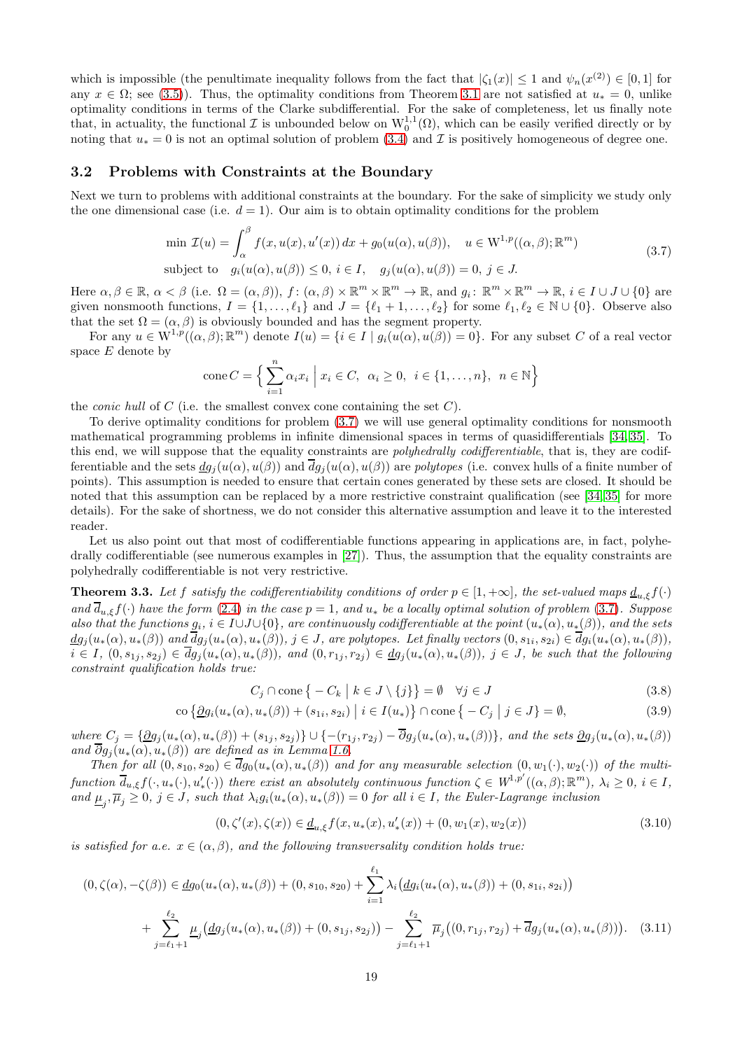which is impossible (the penultimate inequality follows from the fact that $|\zeta_1(x)| \le 1$ and $\psi_n(x^{(2)}) \in [0,1]$ for any $x \in \Omega$; see (3.5)). Thus, the optimality conditions from Theorem 3.1 are not satisfied at $u_* = 0$, unlike optimality conditions in terms of the Clarke subdifferential. For the sake of completeness, let us finally note that, in actuality, the functional $\mathcal{I}$ is unbounded below on $\mathrm{W}_0^{1,1}(\Omega)$, which can be easily verified directly or by noting that $u_* = 0$ is not an optimal solution of problem (3.4) and $\mathcal{I}$ is positively homogeneous of degree one.

### 3.2 Problems with Constraints at the Boundary

Next we turn to problems with additional constraints at the boundary. For the sake of simplicity we study only the one dimensional case (i.e. $d = 1$). Our aim is to obtain optimality conditions for the problem

$$
\begin{aligned}
&\min \ \mathcal{I}(u) = \int_\alpha^\beta f(x, u(x), u'(x))\, dx + g_0(u(\alpha), u(\beta)), \quad u \in \mathrm{W}^{1,p}((\alpha,\beta);\mathbb{R}^m) \\
&\text{subject to} \quad g_i(u(\alpha), u(\beta)) \le 0, \ i \in I, \quad g_j(u(\alpha), u(\beta)) = 0, \ j \in J.
\end{aligned}
\tag{3.7}
$$

Here $\alpha, \beta \in \mathbb{R}$, $\alpha < \beta$ (i.e. $\Omega = (\alpha,\beta)$), $f \colon (\alpha,\beta) \times \mathbb{R}^m \times \mathbb{R}^m \to \mathbb{R}$, and $g_i \colon \mathbb{R}^m \times \mathbb{R}^m \to \mathbb{R}$, $i \in I \cup J \cup \{0\}$ are given nonsmooth functions, $I = \{1, \ldots, \ell_1\}$ and $J = \{\ell_1 + 1, \ldots, \ell_2\}$ for some $\ell_1, \ell_2 \in \mathbb{N} \cup \{0\}$. Observe also that the set $\Omega = (\alpha,\beta)$ is obviously bounded and has the segment property.

For any $u \in \mathrm{W}^{1,p}((\alpha,\beta);\mathbb{R}^m)$ denote $I(u) = \{i \in I \mid g_i(u(\alpha), u(\beta)) = 0\}$. For any subset $C$ of a real vector space $E$ denote by

$$
\operatorname{cone} C = \Big\{ \sum_{i=1}^n \alpha_i x_i \ \Big| \ x_i \in C, \ \alpha_i \ge 0, \ i \in \{1, \ldots, n\}, \ n \in \mathbb{N} \Big\}
$$

the *conic hull* of $C$ (i.e. the smallest convex cone containing the set $C$).

To derive optimality conditions for problem (3.7) we will use general optimality conditions for nonsmooth mathematical programming problems in infinite dimensional spaces in terms of quasidifferentials [34,35]. To this end, we will suppose that the equality constraints are *polyhedrally codifferentiable*, that is, they are codifferentiable and the sets $\underline{d} g_j(u(\alpha), u(\beta))$ and $\overline{d} g_j(u(\alpha), u(\beta))$ are *polytopes* (i.e. convex hulls of a finite number of points). This assumption is needed to ensure that certain cones generated by these sets are closed. It should be noted that this assumption can be replaced by a more restrictive constraint qualification (see [34,35] for more details). For the sake of shortness, we do not consider this alternative assumption and leave it to the interested reader.

Let us also point out that most of codifferentiable functions appearing in applications are, in fact, polyhedrally codifferentiable (see numerous examples in [27]). Thus, the assumption that the equality constraints are polyhedrally codifferentiable is not very restrictive.

**Theorem 3.3.** *Let $f$ satisfy the codifferentiability conditions of order $p \in [1, +\infty]$, the set-valued maps $\underline{d}_{u,\xi} f(\cdot)$ and $\overline{d}_{u,\xi} f(\cdot)$ have the form (2.4) in the case $p = 1$, and $u_*$ be a locally optimal solution of problem (3.7). Suppose also that the functions $g_i$, $i \in I \cup J \cup \{0\}$, are continuously codifferentiable at the point $(u_*(\alpha), u_*(\beta))$, and the sets $\underline{d} g_j(u_*(\alpha), u_*(\beta))$ and $\overline{d} g_j(u_*(\alpha), u_*(\beta))$, $j \in J$, are polytopes. Let finally vectors $(0, s_{1i}, s_{2i}) \in \overline{d} g_i(u_*(\alpha), u_*(\beta))$, $i \in I$, $(0, s_{1j}, s_{2j}) \in \overline{d} g_j(u_*(\alpha), u_*(\beta))$, and $(0, r_{1j}, r_{2j}) \in \underline{d} g_j(u_*(\alpha), u_*(\beta))$, $j \in J$, be such that the following constraint qualification holds true:*

$$
C_j \cap \operatorname{cone}\big\{ -C_k \ \big| \ k \in J \setminus \{j\} \big\} = \emptyset \quad \forall j \in J \tag{3.8}
$$

$$
\operatorname{co}\big\{ \underline{\partial} g_i(u_*(\alpha), u_*(\beta)) + (s_{1i}, s_{2i}) \ \big| \ i \in I(u_*) \big\} \cap \operatorname{cone}\big\{ -C_j \ \big| \ j \in J \big\} = \emptyset, \tag{3.9}
$$

*where $C_j = \{\underline{\partial} g_j(u_*(\alpha), u_*(\beta)) + (s_{1j}, s_{2j})\} \cup \{-(r_{1j}, r_{2j}) - \overline{\partial} g_j(u_*(\alpha), u_*(\beta))\}$, and the sets $\underline{\partial} g_j(u_*(\alpha), u_*(\beta))$ and $\overline{\partial} g_j(u_*(\alpha), u_*(\beta))$ are defined as in Lemma 1.6.*

*Then for all $(0, s_{10}, s_{20}) \in \overline{d} g_0(u_*(\alpha), u_*(\beta))$ and for any measurable selection $(0, w_1(\cdot), w_2(\cdot))$ of the multifunction $\overline{d}_{u,\xi} f(\cdot, u_*(\cdot), u_*'(\cdot))$ there exist an absolutely continuous function $\zeta \in W^{1,p'}((\alpha,\beta);\mathbb{R}^m)$, $\lambda_i \ge 0$, $i \in I$, and $\underline{\mu}_j, \overline{\mu}_j \ge 0$, $j \in J$, such that $\lambda_i g_i(u_*(\alpha), u_*(\beta)) = 0$ for all $i \in I$, the Euler-Lagrange inclusion*

$$
(0, \zeta'(x), \zeta(x)) \in \underline{d}_{u,\xi} f(x, u_*(x), u_*'(x)) + (0, w_1(x), w_2(x)) \tag{3.10}
$$

*is satisfied for a.e. $x \in (\alpha,\beta)$, and the following transversality condition holds true:*

$$
\begin{aligned}
(0, \zeta(\alpha), -\zeta(\beta)) \in \underline{d} g_0(u_*(\alpha), u_*(\beta)) + (0, s_{10}, s_{20}) + \sum_{i=1}^{\ell_1} \lambda_i \big( \underline{d} g_i(u_*(\alpha), u_*(\beta)) + (0, s_{1i}, s_{2i}) \big) \\
+ \sum_{j=\ell_1+1}^{\ell_2} \underline{\mu}_j \big( \underline{d} g_j(u_*(\alpha), u_*(\beta)) + (0, s_{1j}, s_{2j}) \big) - \sum_{j=\ell_1+1}^{\ell_2} \overline{\mu}_j \big( (0, r_{1j}, r_{2j}) + \overline{d} g_j(u_*(\alpha), u_*(\beta)) \big).
\end{aligned}
\tag{3.11}
$$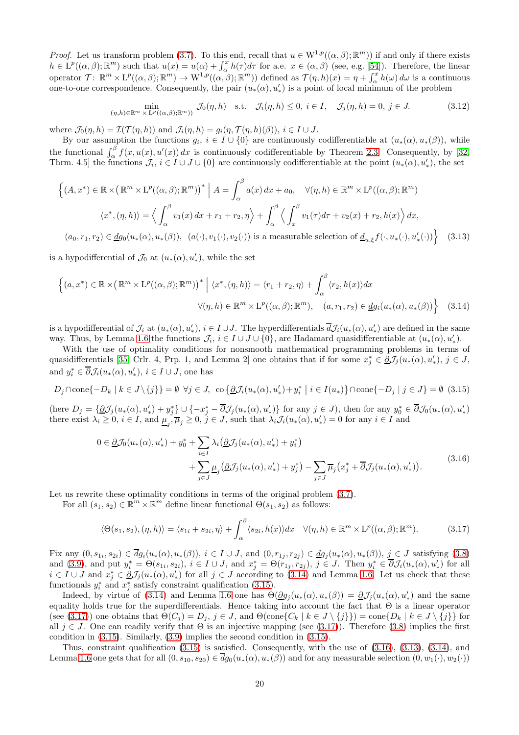*Proof.* Let us transform problem (3.7). To this end, recall that $u \in \mathrm{W}^{1,p}((\alpha,\beta);\mathbb{R}^m))$ if and only if there exists $h \in \mathrm{L}^p((\alpha,\beta);\mathbb{R}^m)$ such that $u(x) = u(\alpha) + \int_\alpha^x h(\tau) d\tau$ for a.e. $x \in (\alpha,\beta)$ (see, e.g. [54]). Therefore, the linear operator $\mathcal{T} \colon \mathbb{R}^m \times \mathrm{L}^p((\alpha,\beta);\mathbb{R}^m) \to \mathrm{W}^{1,p}((\alpha,\beta);\mathbb{R}^m))$ defined as $\mathcal{T}(\eta,h)(x) = \eta + \int_\alpha^x h(\omega)\, d\omega$ is a continuous one-to-one correspondence. Consequently, the pair $(u_*(\alpha), u_*')$ is a point of local minimum of the problem

$$\min_{(\eta,h) \in \mathbb{R}^m \times \mathrm{L}^p((\alpha,\beta);\mathbb{R}^m))} \mathcal{J}_0(\eta,h) \quad \text{s.t.} \quad \mathcal{J}_i(\eta,h) \le 0, \ i \in I, \quad \mathcal{J}_j(\eta,h) = 0, \ j \in J. \tag{3.12}$$

where $\mathcal{J}_0(\eta,h) = \mathcal{I}(\mathcal{T}(\eta,h))$ and $\mathcal{J}_i(\eta,h) = g_i(\eta, \mathcal{T}(\eta,h)(\beta))$, $i \in I \cup J$.

By our assumption the functions $g_i$, $i \in I \cup \{0\}$ are continuously codifferentiable at $(u_*(\alpha), u_*(\beta))$, while the functional $\int_\alpha^\beta f(x,u(x),u'(x))\,dx$ is continuously codifferentiable by Theorem 2.3. Consequently, by [32, Thrm. 4.5] the functions $\mathcal{J}_i$, $i \in I \cup J \cup \{0\}$ are continuously codifferentiable at the point $(u_*(\alpha), u_*')$, the set

$$\begin{aligned}
\Big\{ (A, x^*) \in \mathbb{R} \times \big( \mathbb{R}^m \times \mathrm{L}^p((\alpha,\beta);\mathbb{R}^m) \big)^* \ \Big| \ A = \int_\alpha^\beta a(x)\,dx + a_0, \quad \forall (\eta,h) \in \mathbb{R}^m \times \mathrm{L}^p((\alpha,\beta);\mathbb{R}^m) \\
\langle x^*, (\eta,h) \rangle = \Big\langle \int_\alpha^\beta v_1(x)\,dx + r_1 + r_2, \eta \Big\rangle + \int_\alpha^\beta \Big\langle \int_x^\beta v_1(\tau) d\tau + v_2(x) + r_2, h(x) \Big\rangle dx, \\
(a_0, r_1, r_2) \in \underline{d} g_0(u_*(\alpha), u_*(\beta)), \ \ (a(\cdot), v_1(\cdot), v_2(\cdot)) \text{ is a measurable selection of } \underline{d}_{u,\xi} f(\cdot, u_*(\cdot), u_*'(\cdot)) \Big\}
\end{aligned} \tag{3.13}$$

is a hypodifferential of $\mathcal{J}_0$ at $(u_*(\alpha), u_*')$, while the set

$$\begin{aligned}
\Big\{ (a, x^*) \in \mathbb{R} \times \big( \mathbb{R}^m \times \mathrm{L}^p((\alpha,\beta);\mathbb{R}^m) \big)^* \ \Big| \ \langle x^*, (\eta,h) \rangle = \langle r_1 + r_2, \eta \rangle + \int_\alpha^\beta \langle r_2, h(x) \rangle dx \\
\forall (\eta,h) \in \mathbb{R}^m \times \mathrm{L}^p((\alpha,\beta);\mathbb{R}^m), \quad (a, r_1, r_2) \in \underline{d} g_i(u_*(\alpha), u_*(\beta)) \Big\}
\end{aligned} \tag{3.14}$$

is a hypodifferential of $\mathcal{J}_i$ at $(u_*(\alpha), u_*')$, $i \in I \cup J$. The hyperdifferentials $\overline{d}\mathcal{J}_i(u_*(\alpha), u_*')$ are defined in the same way. Thus, by Lemma 1.6 the functions $\mathcal{J}_i$, $i \in I \cup J \cup \{0\}$, are Hadamard quasidifferentiable at $(u_*(\alpha), u_*')$.

With the use of optimality conditions for nonsmooth mathematical programming problems in terms of quasidifferentials [35, Crlr. 4, Prp. 1, and Lemma 2] one obtains that if for some $x_j^* \in \underline{\partial}\mathcal{J}_j(u_*(\alpha), u_*')$, $j \in J$, and $y_i^* \in \overline{\partial}\mathcal{J}_i(u_*(\alpha), u_*')$, $i \in I \cup J$, one has

$$D_j \cap \operatorname{cone}\{-D_k \mid k \in J \setminus \{j\}\} = \emptyset \ \ \forall j \in J, \ \ \operatorname{co}\big\{ \underline{\partial}\mathcal{J}_i(u_*(\alpha), u_*') + y_i^* \ \big| \ i \in I(u_*) \big\} \cap \operatorname{cone}\{-D_j \mid j \in J\} = \emptyset \tag{3.15}$$

(here $D_j = \{\underline{\partial}\mathcal{J}_j(u_*(\alpha), u_*') + y_j^*\} \cup \{-x_j^* - \overline{\partial}\mathcal{J}_j(u_*(\alpha), u_*')\}$ for any $j \in J$), then for any $y_0^* \in \overline{\partial}\mathcal{J}_0(u_*(\alpha), u_*')$ there exist $\lambda_i \ge 0$, $i \in I$, and $\underline{\mu}_j, \overline{\mu}_j \ge 0$, $j \in J$, such that $\lambda_i \mathcal{J}_i(u_*(\alpha), u_*') = 0$ for any $i \in I$ and

$$\begin{aligned}
0 \in \underline{\partial}\mathcal{J}_0(u_*(\alpha), u_*') + y_0^* + \sum_{i \in I} \lambda_i \big( \underline{\partial}\mathcal{J}_j(u_*(\alpha), u_*') + y_i^* \big) \\
+ \sum_{j \in J} \underline{\mu}_j \big( \underline{\partial}\mathcal{J}_j(u_*(\alpha), u_*') + y_j^* \big) - \sum_{j \in J} \overline{\mu}_j \big( x_j^* + \overline{\partial}\mathcal{J}_j(u_*(\alpha), u_*') \big).
\end{aligned} \tag{3.16}$$

Let us rewrite these optimality conditions in terms of the original problem (3.7).

For all $(s_1, s_2) \in \mathbb{R}^m \times \mathbb{R}^m$ define linear functional $\Theta(s_1, s_2)$ as follows:

$$\langle \Theta(s_1, s_2), (\eta, h) \rangle = \langle s_{1i} + s_{2i}, \eta \rangle + \int_\alpha^\beta \langle s_{2i}, h(x) \rangle dx \quad \forall (\eta,h) \in \mathbb{R}^m \times \mathrm{L}^p((\alpha,\beta);\mathbb{R}^m). \tag{3.17}$$

Fix any $(0, s_{1i}, s_{2i}) \in \overline{d} g_i(u_*(\alpha), u_*(\beta))$, $i \in I \cup J$, and $(0, r_{1j}, r_{2j}) \in \underline{d} g_j(u_*(\alpha), u_*(\beta))$, $j \in J$ satisfying (3.8) and (3.9), and put $y_i^* = \Theta(s_{1i}, s_{2i})$, $i \in I \cup J$, and $x_j^* = \Theta(r_{1j}, r_{2j})$, $j \in J$. Then $y_i^* \in \overline{\partial}\mathcal{J}_i(u_*(\alpha), u_*')$ for all $i \in I \cup J$ and $x_j^* \in \underline{\partial}\mathcal{J}_j(u_*(\alpha), u_*')$ for all $j \in J$ according to (3.14) and Lemma 1.6. Let us check that these functionals $y_i^*$ and $x_j^*$ satisfy constraint qualification (3.15).

Indeed, by virtue of (3.14) and Lemma 1.6 one has $\Theta(\underline{\partial} g_j(u_*(\alpha), u_*(\beta))) = \underline{\partial}\mathcal{J}_j(u_*(\alpha), u_*')$ and the same equality holds true for the superdifferentials. Hence taking into account the fact that $\Theta$ is a linear operator (see (3.17)) one obtains that $\Theta(C_j) = D_j$, $j \in J$, and $\Theta(\operatorname{cone}\{C_k \mid k \in J \setminus \{j\}\}) = \operatorname{cone}\{D_k \mid k \in J \setminus \{j\}\}$ for all $j \in J$. One can readily verify that $\Theta$ is an injective mapping (see (3.17)). Therefore (3.8) implies the first condition in (3.15). Similarly, (3.9) implies the second condition in (3.15).

Thus, constraint qualification (3.15) is satisfied. Consequently, with the use of (3.16), (3.13), (3.14), and Lemma 1.6 one gets that for all $(0, s_{10}, s_{20}) \in \overline{d} g_0(u_*(\alpha), u_*(\beta))$ and for any measurable selection $(0, w_1(\cdot), w_2(\cdot))$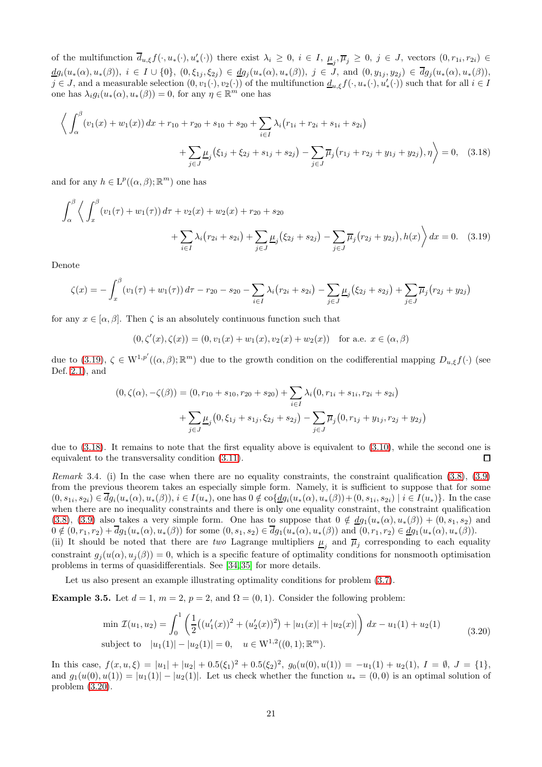of the multifunction $\overline{d}_{u,\xi} f(\cdot, u_*(\cdot), u_*'(\cdot))$ there exist $\lambda_i \ge 0$, $i \in I$, $\underline{\mu}_j, \overline{\mu}_j \ge 0$, $j \in J$, vectors $(0, r_{1i}, r_{2i}) \in \underline{d} g_i(u_*(\alpha), u_*(\beta))$, $i \in I \cup \{0\}$, $(0, \xi_{1j}, \xi_{2j}) \in \underline{d} g_j(u_*(\alpha), u_*(\beta))$, $j \in J$, and $(0, y_{1j}, y_{2j}) \in \overline{d} g_j(u_*(\alpha), u_*(\beta))$, $j \in J$, and a measurable selection $(0, v_1(\cdot), v_2(\cdot))$ of the multifunction $\underline{d}_{u,\xi} f(\cdot, u_*(\cdot), u_*'(\cdot))$ such that for all $i \in I$ one has $\lambda_i g_i(u_*(\alpha), u_*(\beta)) = 0$, for any $\eta \in \mathbb{R}^m$ one has

$$
\begin{aligned}
\bigg\langle \int_\alpha^\beta (v_1(x) + w_1(x))\, dx + r_{10} + r_{20} + s_{10} + s_{20} + \sum_{i \in I} \lambda_i \big( r_{1i} + r_{2i} + s_{1i} + s_{2i} \big) \\
+ \sum_{j \in J} \underline{\mu}_j \big( \xi_{1j} + \xi_{2j} + s_{1j} + s_{2j} \big) - \sum_{j \in J} \overline{\mu}_j \big( r_{1j} + r_{2j} + y_{1j} + y_{2j} \big), \eta \bigg\rangle = 0, \quad (3.18)
\end{aligned}
$$

and for any $h \in L^p((\alpha, \beta); \mathbb{R}^m)$ one has

$$
\begin{aligned}
\int_\alpha^\beta \bigg\langle \int_x^\beta (v_1(\tau) + w_1(\tau))\, d\tau + v_2(x) + w_2(x) + r_{20} + s_{20} \\
+ \sum_{i \in I} \lambda_i \big( r_{2i} + s_{2i} \big) + \sum_{j \in J} \underline{\mu}_j \big( \xi_{2j} + s_{2j} \big) - \sum_{j \in J} \overline{\mu}_j \big( r_{2j} + y_{2j} \big), h(x) \bigg\rangle\, dx = 0. \quad (3.19)
\end{aligned}
$$

Denote

$$
\zeta(x) = -\int_x^\beta (v_1(\tau) + w_1(\tau))\, d\tau - r_{20} - s_{20} - \sum_{i \in I} \lambda_i \big( r_{2i} + s_{2i} \big) - \sum_{j \in J} \underline{\mu}_j \big( \xi_{2j} + s_{2j} \big) + \sum_{j \in J} \overline{\mu}_j \big( r_{2j} + y_{2j} \big)
$$

for any $x \in [\alpha, \beta]$. Then $\zeta$ is an absolutely continuous function such that

$$
(0, \zeta'(x), \zeta(x)) = (0, v_1(x) + w_1(x), v_2(x) + w_2(x)) \quad \text{for a.e. } x \in (\alpha, \beta)
$$

due to (3.19), $\zeta \in W^{1,p'}((\alpha, \beta); \mathbb{R}^m)$ due to the growth condition on the codifferential mapping $D_{u,\xi} f(\cdot)$ (see Def. 2.1), and

$$
\begin{aligned}
(0, \zeta(\alpha), -\zeta(\beta)) = (0, r_{10} + s_{10}, r_{20} + s_{20}) + \sum_{i \in I} \lambda_i \big( 0, r_{1i} + s_{1i}, r_{2i} + s_{2i} \big) \\
+ \sum_{j \in J} \underline{\mu}_j \big( 0, \xi_{1j} + s_{1j}, \xi_{2j} + s_{2j} \big) - \sum_{j \in J} \overline{\mu}_j \big( 0, r_{1j} + y_{1j}, r_{2j} + y_{2j} \big)
\end{aligned}
$$

due to (3.18). It remains to note that the first equality above is equivalent to (3.10), while the second one is equivalent to the transversality condition (3.11). $\square$

*Remark* 3.4. (i) In the case when there are no equality constraints, the constraint qualification (3.8), (3.9) from the previous theorem takes an especially simple form. Namely, it is sufficient to suppose that for some $(0, s_{1i}, s_{2i}) \in \overline{d} g_i(u_*(\alpha), u_*(\beta))$, $i \in I(u_*)$, one has $0 \notin \operatorname{co}\{\underline{d} g_i(u_*(\alpha), u_*(\beta)) + (0, s_{1i}, s_{2i}) \mid i \in I(u_*)\}$. In the case when there are no inequality constraints and there is only one equality constraint, the constraint qualification (3.8), (3.9) also takes a very simple form. One has to suppose that $0 \notin \underline{d} g_1(u_*(\alpha), u_*(\beta)) + (0, s_1, s_2)$ and $0 \notin (0, r_1, r_2) + \overline{d} g_1(u_*(\alpha), u_*(\beta))$ for some $(0, s_1, s_2) \in \overline{d} g_1(u_*(\alpha), u_*(\beta))$ and $(0, r_1, r_2) \in \underline{d} g_1(u_*(\alpha), u_*(\beta))$.
(ii) It should be noted that there are *two* Lagrange multipliers $\underline{\mu}_j$ and $\overline{\mu}_j$ corresponding to each equality constraint $g_j(u(\alpha), u_j(\beta)) = 0$, which is a specific feature of optimality conditions for nonsmooth optimisation problems in terms of quasidifferentials. See [34, 35] for more details.

Let us also present an example illustrating optimality conditions for problem (3.7).

**Example 3.5.** Let $d = 1$, $m = 2$, $p = 2$, and $\Omega = (0, 1)$. Consider the following problem:

$$
\begin{aligned}
&\min\ \mathcal{I}(u_1, u_2) = \int_0^1 \left( \frac{1}{2}\big( (u_1'(x))^2 + (u_2'(x))^2 \big) + |u_1(x)| + |u_2(x)| \right) dx - u_1(1) + u_2(1) \\
&\text{subject to} \quad |u_1(1)| - |u_2(1)| = 0, \quad u \in W^{1,2}((0,1); \mathbb{R}^m).
\end{aligned} \quad (3.20)
$$

In this case, $f(x, u, \xi) = |u_1| + |u_2| + 0.5(\xi_1)^2 + 0.5(\xi_2)^2$, $g_0(u(0), u(1)) = -u_1(1) + u_2(1)$, $I = \emptyset$, $J = \{1\}$, and $g_1(u(0), u(1)) = |u_1(1)| - |u_2(1)|$. Let us check whether the function $u_* = (0, 0)$ is an optimal solution of problem (3.20).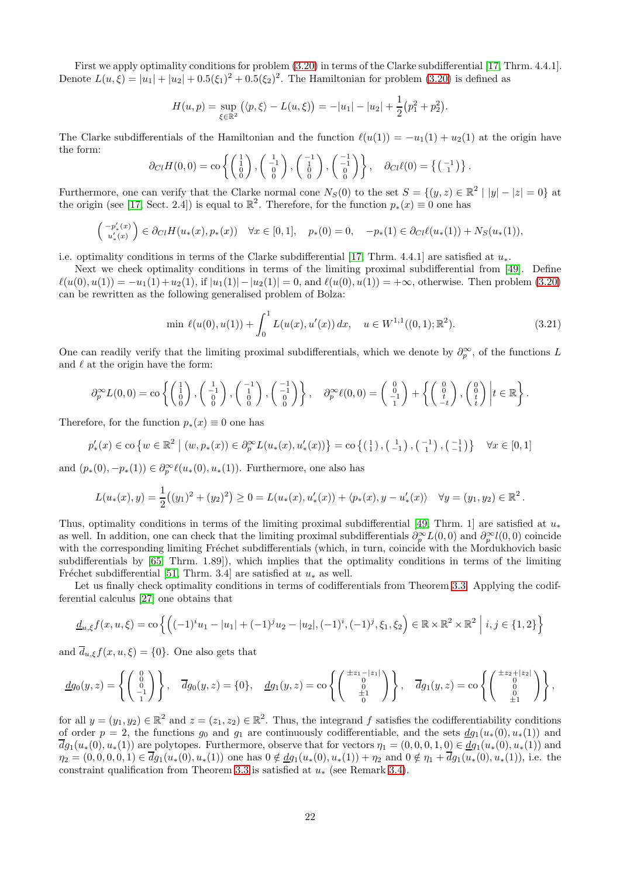First we apply optimality conditions for problem (3.20) in terms of the Clarke subdifferential [17, Thrm. 4.4.1]. Denote $L(u,\xi) = |u_1| + |u_2| + 0.5(\xi_1)^2 + 0.5(\xi_2)^2$. The Hamiltonian for problem (3.20) is defined as

$$H(u,p) = \sup_{\xi \in \mathbb{R}^2} \big( \langle p, \xi \rangle - L(u,\xi) \big) = -|u_1| - |u_2| + \frac{1}{2}\big(p_1^2 + p_2^2\big).$$

The Clarke subdifferentials of the Hamiltonian and the function $\ell(u(1)) = -u_1(1) + u_2(1)$ at the origin have the form:

$$\partial_{Cl} H(0,0) = \operatorname{co}\left\{ \begin{pmatrix} 1 \\ 1 \\ 0 \\ 0 \end{pmatrix}, \begin{pmatrix} 1 \\ -1 \\ 0 \\ 0 \end{pmatrix}, \begin{pmatrix} -1 \\ 1 \\ 0 \\ 0 \end{pmatrix}, \begin{pmatrix} -1 \\ -1 \\ 0 \\ 0 \end{pmatrix} \right\}, \quad \partial_{Cl} \ell(0) = \left\{ \begin{pmatrix} -1 \\ 1 \end{pmatrix} \right\}.$$

Furthermore, one can verify that the Clarke normal cone $N_S(0)$ to the set $S = \{(y,z) \in \mathbb{R}^2 \mid |y| - |z| = 0\}$ at the origin (see [17, Sect. 2.4]) is equal to $\mathbb{R}^2$. Therefore, for the function $p_*(x) \equiv 0$ one has

$$\begin{pmatrix} -p_*'(x) \\ u_*'(x) \end{pmatrix} \in \partial_{Cl} H(u_*(x), p_*(x)) \quad \forall x \in [0,1], \quad p_*(0) = 0, \quad -p_*(1) \in \partial_{Cl} \ell(u_*(1)) + N_S(u_*(1)),$$

i.e. optimality conditions in terms of the Clarke subdifferential [17, Thrm. 4.4.1] are satisfied at $u_*$.

Next we check optimality conditions in terms of the limiting proximal subdifferential from [49]. Define $\ell(u(0), u(1)) = -u_1(1) + u_2(1)$, if $|u_1(1)| - |u_2(1)| = 0$, and $\ell(u(0), u(1)) = +\infty$, otherwise. Then problem (3.20) can be rewritten as the following generalised problem of Bolza:

$$\min \; \ell(u(0), u(1)) + \int_0^1 L(u(x), u'(x)) \, dx, \quad u \in W^{1,1}((0,1); \mathbb{R}^2). \tag{3.21}$$

One can readily verify that the limiting proximal subdifferentials, which we denote by $\partial_p^\infty$, of the functions $L$ and $\ell$ at the origin have the form:

$$\partial_p^\infty L(0,0) = \operatorname{co}\left\{ \begin{pmatrix} 1 \\ 1 \\ 0 \\ 0 \end{pmatrix}, \begin{pmatrix} 1 \\ -1 \\ 0 \\ 0 \end{pmatrix}, \begin{pmatrix} -1 \\ 1 \\ 0 \\ 0 \end{pmatrix}, \begin{pmatrix} -1 \\ -1 \\ 0 \\ 0 \end{pmatrix} \right\}, \quad \partial_p^\infty \ell(0,0) = \begin{pmatrix} 0 \\ 0 \\ -1 \\ 1 \end{pmatrix} + \left\{ \begin{pmatrix} 0 \\ 0 \\ t \\ -t \end{pmatrix}, \begin{pmatrix} 0 \\ 0 \\ t \\ t \end{pmatrix} \,\middle|\, t \in \mathbb{R} \right\}.$$

Therefore, for the function $p_*(x) \equiv 0$ one has

$$p_*'(x) \in \operatorname{co}\left\{ w \in \mathbb{R}^2 \;\middle|\; (w, p_*(x)) \in \partial_p^\infty L(u_*(x), u_*'(x)) \right\} = \operatorname{co}\left\{ \begin{pmatrix} 1 \\ 1 \end{pmatrix}, \begin{pmatrix} 1 \\ -1 \end{pmatrix}, \begin{pmatrix} -1 \\ 1 \end{pmatrix}, \begin{pmatrix} -1 \\ -1 \end{pmatrix} \right\} \quad \forall x \in [0,1]$$

and $(p_*(0), -p_*(1)) \in \partial_p^\infty \ell(u_*(0), u_*(1))$. Furthermore, one also has

$$L(u_*(x), y) = \frac{1}{2}\big((y_1)^2 + (y_2)^2\big) \geq 0 = L(u_*(x), u_*'(x)) + \langle p_*(x), y - u_*'(x) \rangle \quad \forall y = (y_1, y_2) \in \mathbb{R}^2.$$

Thus, optimality conditions in terms of the limiting proximal subdifferential [49, Thrm. 1] are satisfied at $u_*$ as well. In addition, one can check that the limiting proximal subdifferentials $\partial_p^\infty L(0,0)$ and $\partial_p^\infty l(0,0)$ coincide with the corresponding limiting Fréchet subdifferentials (which, in turn, coincide with the Mordukhovich basic subdifferentials by [65, Thrm. 1.89]), which implies that the optimality conditions in terms of the limiting Fréchet subdifferential [51, Thrm. 3.4] are satisfied at $u_*$ as well.

Let us finally check optimality conditions in terms of codifferentials from Theorem 3.3. Applying the codifferential calculus [27] one obtains that

$$\underline{d}_{u,\xi} f(x,u,\xi) = \operatorname{co}\Big\{ \Big( (-1)^i u_1 - |u_1| + (-1)^j u_2 - |u_2|, (-1)^i, (-1)^j, \xi_1, \xi_2 \Big) \in \mathbb{R} \times \mathbb{R}^2 \times \mathbb{R}^2 \;\Big|\; i,j \in \{1,2\} \Big\}$$

and $\overline{d}_{u,\xi} f(x,u,\xi) = \{0\}$. One also gets that

$$\underline{d} g_0(y,z) = \left\{ \begin{pmatrix} 0 \\ 0 \\ 0 \\ -1 \\ 1 \end{pmatrix} \right\}, \quad \overline{d} g_0(y,z) = \{0\}, \quad \underline{d} g_1(y,z) = \operatorname{co}\left\{ \begin{pmatrix} \pm z_1 - |z_1| \\ 0 \\ 0 \\ \pm 1 \\ 0 \end{pmatrix} \right\}, \quad \overline{d} g_1(y,z) = \operatorname{co}\left\{ \begin{pmatrix} \pm z_2 + |z_2| \\ 0 \\ 0 \\ 0 \\ \pm 1 \end{pmatrix} \right\},$$

for all $y = (y_1, y_2) \in \mathbb{R}^2$ and $z = (z_1, z_2) \in \mathbb{R}^2$. Thus, the integrand $f$ satisfies the codifferentiability conditions of order $p = 2$, the functions $g_0$ and $g_1$ are continuously codifferentiable, and the sets $\underline{d} g_1(u_*(0), u_*(1))$ and $\overline{d} g_1(u_*(0), u_*(1))$ are polytopes. Furthermore, observe that for vectors $\eta_1 = (0,0,0,1,0) \in \underline{d} g_1(u_*(0), u_*(1))$ and $\eta_2 = (0,0,0,0,1) \in \overline{d} g_1(u_*(0), u_*(1))$ one has $0 \notin \underline{d} g_1(u_*(0), u_*(1)) + \eta_2$ and $0 \notin \eta_1 + \overline{d} g_1(u_*(0), u_*(1))$, i.e. the constraint qualification from Theorem 3.3 is satisfied at $u_*$ (see Remark 3.4).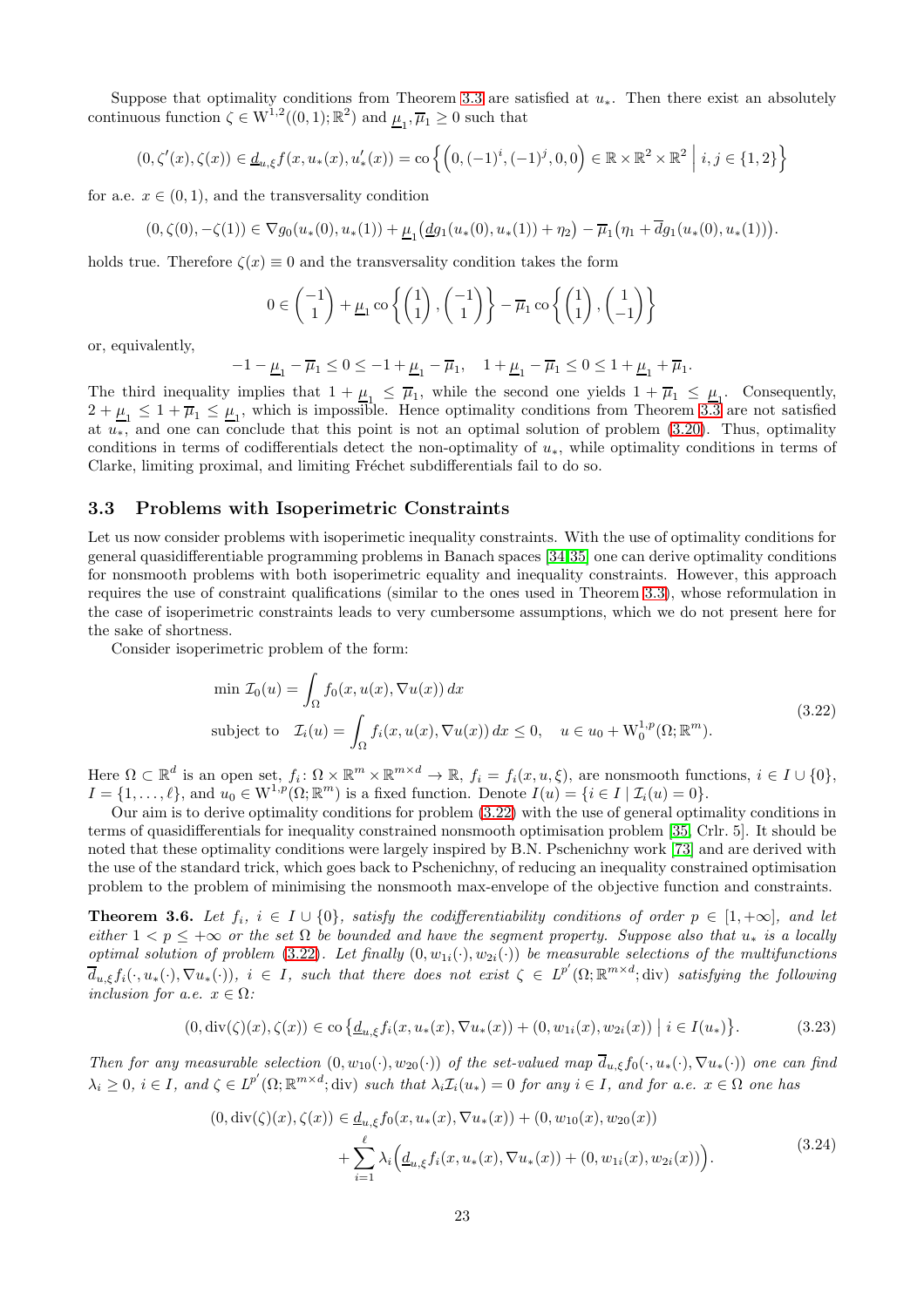Suppose that optimality conditions from Theorem 3.3 are satisfied at $u_*$. Then there exist an absolutely continuous function $\zeta \in \mathrm{W}^{1,2}((0,1);\mathbb{R}^2)$ and $\underline{\mu}_1, \overline{\mu}_1 \geq 0$ such that

$$(0, \zeta'(x), \zeta(x)) \in \underline{d}_{u,\xi} f(x, u_*(x), u_*'(x)) = \operatorname{co}\Big\{ \Big(0, (-1)^i, (-1)^j, 0, 0\Big) \in \mathbb{R} \times \mathbb{R}^2 \times \mathbb{R}^2 \ \Big| \ i, j \in \{1, 2\} \Big\}$$

for a.e. $x \in (0,1)$, and the transversality condition

$$(0, \zeta(0), -\zeta(1)) \in \nabla g_0(u_*(0), u_*(1)) + \underline{\mu}_1 \big( \underline{d} g_1(u_*(0), u_*(1)) + \eta_2 \big) - \overline{\mu}_1 \big( \eta_1 + \overline{d} g_1(u_*(0), u_*(1)) \big).$$

holds true. Therefore $\zeta(x) \equiv 0$ and the transversality condition takes the form

$$0 \in \begin{pmatrix} -1 \\ 1 \end{pmatrix} + \underline{\mu}_1 \operatorname{co}\left\{ \begin{pmatrix} 1 \\ 1 \end{pmatrix}, \begin{pmatrix} -1 \\ 1 \end{pmatrix} \right\} - \overline{\mu}_1 \operatorname{co}\left\{ \begin{pmatrix} 1 \\ 1 \end{pmatrix}, \begin{pmatrix} 1 \\ -1 \end{pmatrix} \right\}$$

or, equivalently,

$$-1 - \underline{\mu}_1 - \overline{\mu}_1 \leq 0 \leq -1 + \underline{\mu}_1 - \overline{\mu}_1, \quad 1 + \underline{\mu}_1 - \overline{\mu}_1 \leq 0 \leq 1 + \underline{\mu}_1 + \overline{\mu}_1.$$

The third inequality implies that $1 + \underline{\mu}_1 \leq \overline{\mu}_1$, while the second one yields $1 + \overline{\mu}_1 \leq \underline{\mu}_1$. Consequently, $2 + \underline{\mu}_1 \leq 1 + \overline{\mu}_1 \leq \underline{\mu}_1$, which is impossible. Hence optimality conditions from Theorem 3.3 are not satisfied at $u_*$, and one can conclude that this point is not an optimal solution of problem (3.20). Thus, optimality conditions in terms of codifferentials detect the non-optimality of $u_*$, while optimality conditions in terms of Clarke, limiting proximal, and limiting Fréchet subdifferentials fail to do so.

### 3.3 Problems with Isoperimetric Constraints

Let us now consider problems with isoperimetic inequality constraints. With the use of optimality conditions for general quasidifferentiable programming problems in Banach spaces [34,35] one can derive optimality conditions for nonsmooth problems with both isoperimetric equality and inequality constraints. However, this approach requires the use of constraint qualifications (similar to the ones used in Theorem 3.3), whose reformulation in the case of isoperimetric constraints leads to very cumbersome assumptions, which we do not present here for the sake of shortness.

Consider isoperimetric problem of the form:

$$\begin{aligned}
&\min \ \mathcal{I}_0(u) = \int_\Omega f_0(x, u(x), \nabla u(x)) \, dx \\
&\text{subject to} \quad \mathcal{I}_i(u) = \int_\Omega f_i(x, u(x), \nabla u(x)) \, dx \leq 0, \quad u \in u_0 + \mathrm{W}_0^{1,p}(\Omega; \mathbb{R}^m).
\end{aligned} \tag{3.22}$$

Here $\Omega \subset \mathbb{R}^d$ is an open set, $f_i \colon \Omega \times \mathbb{R}^m \times \mathbb{R}^{m \times d} \to \mathbb{R}$, $f_i = f_i(x, u, \xi)$, are nonsmooth functions, $i \in I \cup \{0\}$, $I = \{1, \ldots, \ell\}$, and $u_0 \in \mathrm{W}^{1,p}(\Omega; \mathbb{R}^m)$ is a fixed function. Denote $I(u) = \{ i \in I \mid \mathcal{I}_i(u) = 0 \}$.

Our aim is to derive optimality conditions for problem (3.22) with the use of general optimality conditions in terms of quasidifferentials for inequality constrained nonsmooth optimisation problem [35, Crlr. 5]. It should be noted that these optimality conditions were largely inspired by B.N. Pschenichny work [73] and are derived with the use of the standard trick, which goes back to Pschenichny, of reducing an inequality constrained optimisation problem to the problem of minimising the nonsmooth max-envelope of the objective function and constraints.

**Theorem 3.6.** *Let $f_i$, $i \in I \cup \{0\}$, satisfy the codifferentiability conditions of order $p \in [1, +\infty]$, and let either $1 < p \leq +\infty$ or the set $\Omega$ be bounded and have the segment property. Suppose also that $u_*$ is a locally optimal solution of problem (3.22). Let finally $(0, w_{1i}(\cdot), w_{2i}(\cdot))$ be measurable selections of the multifunctions $\overline{d}_{u,\xi} f_i(\cdot, u_*(\cdot), \nabla u_*(\cdot))$, $i \in I$, such that there does not exist $\zeta \in L^{p'}(\Omega; \mathbb{R}^{m \times d}; \operatorname{div})$ satisfying the following inclusion for a.e. $x \in \Omega$:*

$$(0, \operatorname{div}(\zeta)(x), \zeta(x)) \in \operatorname{co}\big\{ \underline{d}_{u,\xi} f_i(x, u_*(x), \nabla u_*(x)) + (0, w_{1i}(x), w_{2i}(x)) \ \big| \ i \in I(u_*) \big\}. \tag{3.23}$$

*Then for any measurable selection $(0, w_{10}(\cdot), w_{20}(\cdot))$ of the set-valued map $\overline{d}_{u,\xi} f_0(\cdot, u_*(\cdot), \nabla u_*(\cdot))$ one can find $\lambda_i \geq 0$, $i \in I$, and $\zeta \in L^{p'}(\Omega; \mathbb{R}^{m \times d}; \operatorname{div})$ such that $\lambda_i \mathcal{I}_i(u_*) = 0$ for any $i \in I$, and for a.e. $x \in \Omega$ one has*

$$\begin{aligned}
(0, \operatorname{div}(\zeta)(x), \zeta(x)) \in \ &\underline{d}_{u,\xi} f_0(x, u_*(x), \nabla u_*(x)) + (0, w_{10}(x), w_{20}(x)) \\
&+ \sum_{i=1}^{\ell} \lambda_i \Big( \underline{d}_{u,\xi} f_i(x, u_*(x), \nabla u_*(x)) + (0, w_{1i}(x), w_{2i}(x)) \Big).
\end{aligned} \tag{3.24}$$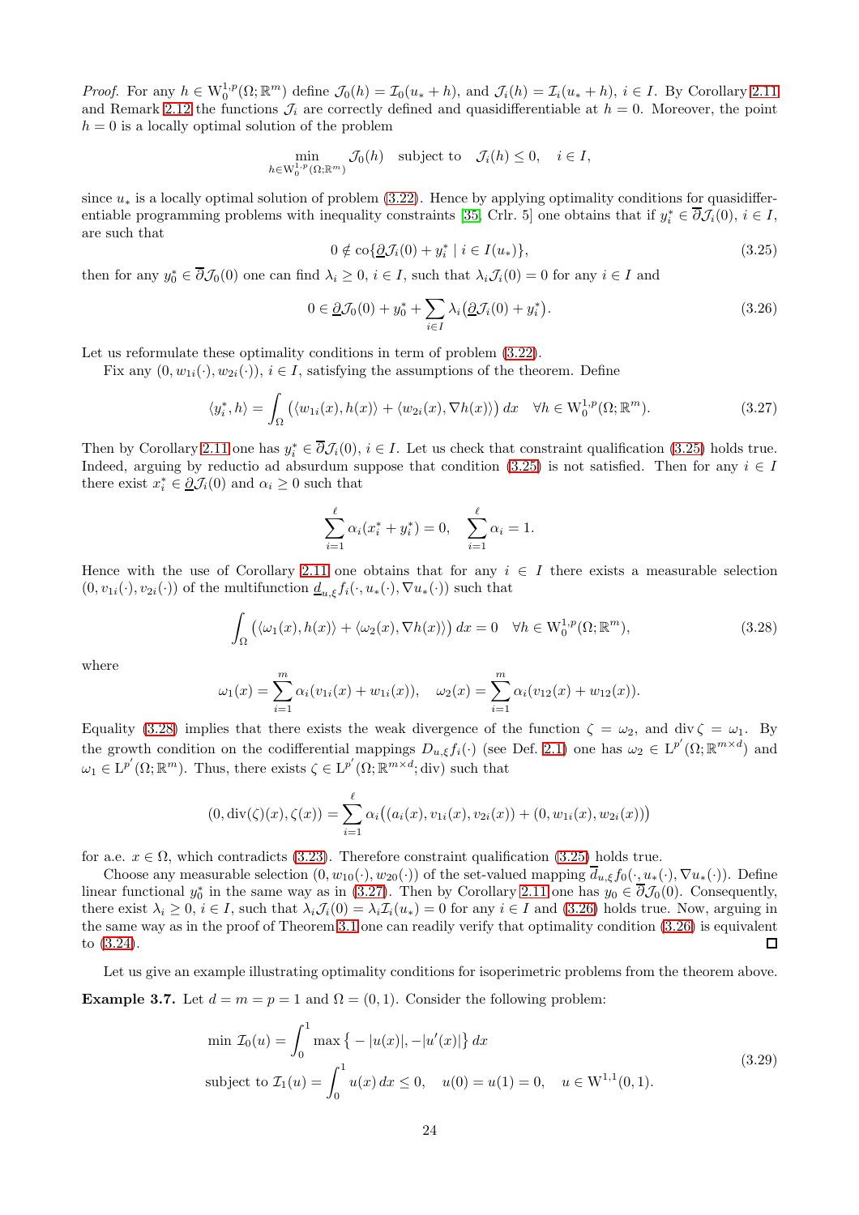*Proof.* For any $h \in W_0^{1,p}(\Omega; \mathbb{R}^m)$ define $\mathcal{J}_0(h) = \mathcal{I}_0(u_* + h)$, and $\mathcal{J}_i(h) = \mathcal{I}_i(u_* + h)$, $i \in I$. By Corollary 2.11 and Remark 2.12 the functions $\mathcal{J}_i$ are correctly defined and quasidifferentiable at $h = 0$. Moreover, the point $h = 0$ is a locally optimal solution of the problem

$$\min_{h \in W_0^{1,p}(\Omega; \mathbb{R}^m)} \mathcal{J}_0(h) \quad \text{subject to} \quad \mathcal{J}_i(h) \le 0, \quad i \in I,$$

since $u_*$ is a locally optimal solution of problem (3.22). Hence by applying optimality conditions for quasidifferentiable programming problems with inequality constraints [35, Crlr. 5] one obtains that if $y_i^* \in \overline{\partial} \mathcal{J}_i(0)$, $i \in I$, are such that

$$0 \notin \operatorname{co}\{\underline{\partial} \mathcal{J}_i(0) + y_i^* \mid i \in I(u_*)\}, \tag{3.25}$$

then for any $y_0^* \in \overline{\partial} \mathcal{J}_0(0)$ one can find $\lambda_i \ge 0$, $i \in I$, such that $\lambda_i \mathcal{J}_i(0) = 0$ for any $i \in I$ and

$$0 \in \underline{\partial} \mathcal{J}_0(0) + y_0^* + \sum_{i \in I} \lambda_i \big( \underline{\partial} \mathcal{J}_i(0) + y_i^* \big). \tag{3.26}$$

Let us reformulate these optimality conditions in term of problem (3.22).

Fix any $(0, w_{1i}(\cdot), w_{2i}(\cdot))$, $i \in I$, satisfying the assumptions of the theorem. Define

$$\langle y_i^*, h \rangle = \int_\Omega \big( \langle w_{1i}(x), h(x) \rangle + \langle w_{2i}(x), \nabla h(x) \rangle \big)\, dx \quad \forall h \in W_0^{1,p}(\Omega; \mathbb{R}^m). \tag{3.27}$$

Then by Corollary 2.11 one has $y_i^* \in \overline{\partial} \mathcal{J}_i(0)$, $i \in I$. Let us check that constraint qualification (3.25) holds true. Indeed, arguing by reductio ad absurdum suppose that condition (3.25) is not satisfied. Then for any $i \in I$ there exist $x_i^* \in \underline{\partial} \mathcal{J}_i(0)$ and $\alpha_i \ge 0$ such that

$$\sum_{i=1}^{\ell} \alpha_i (x_i^* + y_i^*) = 0, \quad \sum_{i=1}^{\ell} \alpha_i = 1.$$

Hence with the use of Corollary 2.11 one obtains that for any $i \in I$ there exists a measurable selection $(0, v_{1i}(\cdot), v_{2i}(\cdot))$ of the multifunction $\underline{d}_{u,\xi} f_i(\cdot, u_*(\cdot), \nabla u_*(\cdot))$ such that

$$\int_\Omega \big( \langle \omega_1(x), h(x) \rangle + \langle \omega_2(x), \nabla h(x) \rangle \big)\, dx = 0 \quad \forall h \in W_0^{1,p}(\Omega; \mathbb{R}^m), \tag{3.28}$$

where

$$\omega_1(x) = \sum_{i=1}^{m} \alpha_i (v_{1i}(x) + w_{1i}(x)), \quad \omega_2(x) = \sum_{i=1}^{m} \alpha_i (v_{12}(x) + w_{12}(x)).$$

Equality (3.28) implies that there exists the weak divergence of the function $\zeta = \omega_2$, and $\operatorname{div} \zeta = \omega_1$. By the growth condition on the codifferential mappings $D_{u,\xi} f_i(\cdot)$ (see Def. 2.1) one has $\omega_2 \in L^{p'}(\Omega; \mathbb{R}^{m \times d})$ and $\omega_1 \in L^{p'}(\Omega; \mathbb{R}^m)$. Thus, there exists $\zeta \in L^{p'}(\Omega; \mathbb{R}^{m \times d}; \operatorname{div})$ such that

$$(0, \operatorname{div}(\zeta)(x), \zeta(x)) = \sum_{i=1}^{\ell} \alpha_i \big( (a_i(x), v_{1i}(x), v_{2i}(x)) + (0, w_{1i}(x), w_{2i}(x)) \big)$$

for a.e. $x \in \Omega$, which contradicts (3.23). Therefore constraint qualification (3.25) holds true.

Choose any measurable selection $(0, w_{10}(\cdot), w_{20}(\cdot))$ of the set-valued mapping $\overline{d}_{u,\xi} f_0(\cdot, u_*(\cdot), \nabla u_*(\cdot))$. Define linear functional $y_0^*$ in the same way as in (3.27). Then by Corollary 2.11 one has $y_0 \in \overline{\partial} \mathcal{J}_0(0)$. Consequently, there exist $\lambda_i \ge 0$, $i \in I$, such that $\lambda_i \mathcal{J}_i(0) = \lambda_i \mathcal{I}_i(u_*) = 0$ for any $i \in I$ and (3.26) holds true. Now, arguing in the same way as in the proof of Theorem 3.1 one can readily verify that optimality condition (3.26) is equivalent to (3.24). $\square$

Let us give an example illustrating optimality conditions for isoperimetric problems from the theorem above.

**Example 3.7.** Let $d = m = p = 1$ and $\Omega = (0, 1)$. Consider the following problem:

$$\begin{aligned}
&\min \ \mathcal{I}_0(u) = \int_0^1 \max\big\{ -|u(x)|, -|u'(x)| \big\}\, dx \\
&\text{subject to } \mathcal{I}_1(u) = \int_0^1 u(x)\, dx \le 0, \quad u(0) = u(1) = 0, \quad u \in W^{1,1}(0,1).
\end{aligned} \tag{3.29}$$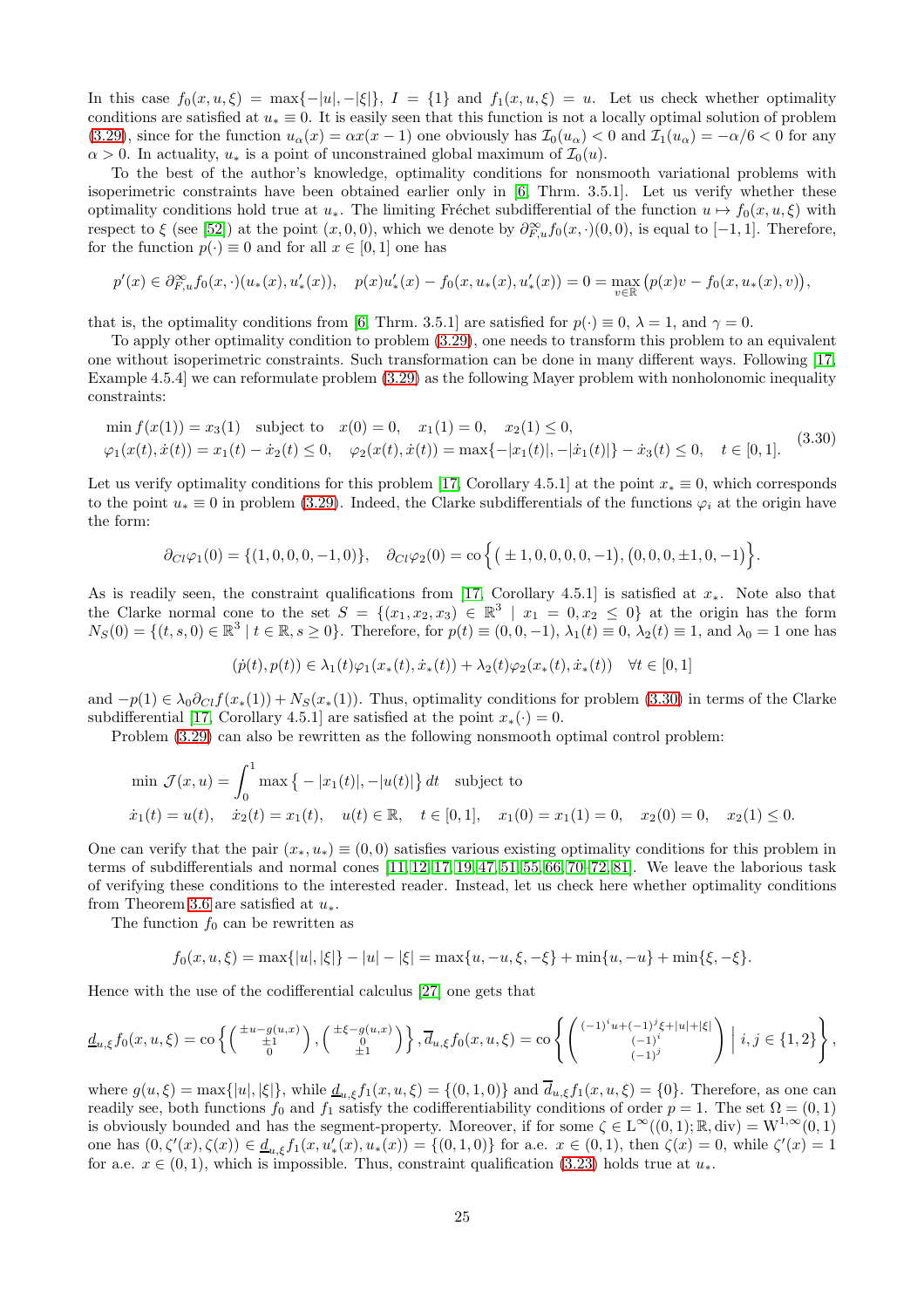In this case $f_0(x,u,\xi) = \max\{-|u|, -|\xi|\}$, $I = \{1\}$ and $f_1(x,u,\xi) = u$. Let us check whether optimality conditions are satisfied at $u_* \equiv 0$. It is easily seen that this function is not a locally optimal solution of problem (3.29), since for the function $u_\alpha(x) = \alpha x(x-1)$ one obviously has $\mathcal{I}_0(u_\alpha) < 0$ and $\mathcal{I}_1(u_\alpha) = -\alpha/6 < 0$ for any $\alpha > 0$. In actuality, $u_*$ is a point of unconstrained global maximum of $\mathcal{I}_0(u)$.

To the best of the author's knowledge, optimality conditions for nonsmooth variational problems with isoperimetric constraints have been obtained earlier only in [6, Thrm. 3.5.1]. Let us verify whether these optimality conditions hold true at $u_*$. The limiting Fréchet subdifferential of the function $u \mapsto f_0(x,u,\xi)$ with respect to $\xi$ (see [52]) at the point $(x,0,0)$, which we denote by $\partial^\infty_{F,u} f_0(x,\cdot)(0,0)$, is equal to $[-1,1]$. Therefore, for the function $p(\cdot) \equiv 0$ and for all $x \in [0,1]$ one has

$$
p'(x) \in \partial^\infty_{F,u} f_0(x,\cdot)(u_*(x), u_*'(x)), \quad p(x)u_*'(x) - f_0(x, u_*(x), u_*'(x)) = 0 = \max_{v \in \mathbb{R}} \big( p(x)v - f_0(x, u_*(x), v) \big),
$$

that is, the optimality conditions from [6, Thrm. 3.5.1] are satisfied for $p(\cdot) \equiv 0$, $\lambda = 1$, and $\gamma = 0$.

To apply other optimality condition to problem (3.29), one needs to transform this problem to an equivalent one without isoperimetric constraints. Such transformation can be done in many different ways. Following [17, Example 4.5.4] we can reformulate problem (3.29) as the following Mayer problem with nonholonomic inequality constraints:

$$
\begin{aligned}
&\min f(x(1)) = x_3(1) \quad \text{subject to} \quad x(0) = 0, \quad x_1(1) = 0, \quad x_2(1) \le 0, \\
&\varphi_1(x(t), \dot{x}(t)) = x_1(t) - \dot{x}_2(t) \le 0, \quad \varphi_2(x(t), \dot{x}(t)) = \max\{-|x_1(t)|, -|\dot{x}_1(t)|\} - \dot{x}_3(t) \le 0, \quad t \in [0,1].
\end{aligned}
\tag{3.30}
$$

Let us verify optimality conditions for this problem [17, Corollary 4.5.1] at the point $x_* \equiv 0$, which corresponds to the point $u_* \equiv 0$ in problem (3.29). Indeed, the Clarke subdifferentials of the functions $\varphi_i$ at the origin have the form:

$$
\partial_{Cl}\varphi_1(0) = \{(1,0,0,0,-1,0)\}, \quad \partial_{Cl}\varphi_2(0) = \operatorname{co}\Big\{ \big( \pm 1, 0, 0, 0, 0, -1 \big), \big( 0, 0, 0, \pm 1, 0, -1 \big) \Big\}.
$$

As is readily seen, the constraint qualifications from [17, Corollary 4.5.1] is satisfied at $x_*$. Note also that the Clarke normal cone to the set $S = \{(x_1,x_2,x_3) \in \mathbb{R}^3 \mid x_1 = 0, x_2 \le 0\}$ at the origin has the form $N_S(0) = \{(t,s,0) \in \mathbb{R}^3 \mid t \in \mathbb{R}, s \ge 0\}$. Therefore, for $p(t) \equiv (0,0,-1)$, $\lambda_1(t) \equiv 0$, $\lambda_2(t) \equiv 1$, and $\lambda_0 = 1$ one has

$$
(\dot{p}(t), p(t)) \in \lambda_1(t)\varphi_1(x_*(t), \dot{x}_*(t)) + \lambda_2(t)\varphi_2(x_*(t), \dot{x}_*(t)) \quad \forall t \in [0,1]
$$

and $-p(1) \in \lambda_0 \partial_{Cl} f(x_*(1)) + N_S(x_*(1))$. Thus, optimality conditions for problem (3.30) in terms of the Clarke subdifferential [17, Corollary 4.5.1] are satisfied at the point $x_*(\cdot) = 0$.

Problem (3.29) can also be rewritten as the following nonsmooth optimal control problem:

$$
\begin{aligned}
&\min \mathcal{J}(x,u) = \int_0^1 \max\big\{ -|x_1(t)|, -|u(t)| \big\}\, dt \quad \text{subject to} \\
&\dot{x}_1(t) = u(t), \quad \dot{x}_2(t) = x_1(t), \quad u(t) \in \mathbb{R}, \quad t \in [0,1], \quad x_1(0) = x_1(1) = 0, \quad x_2(0) = 0, \quad x_2(1) \le 0.
\end{aligned}
$$

One can verify that the pair $(x_*, u_*) \equiv (0,0)$ satisfies various existing optimality conditions for this problem in terms of subdifferentials and normal cones [11, 12, 17, 19, 47, 51, 55, 66, 70–72, 81]. We leave the laborious task of verifying these conditions to the interested reader. Instead, let us check here whether optimality conditions from Theorem 3.6 are satisfied at $u_*$.

The function $f_0$ can be rewritten as

$$
f_0(x,u,\xi) = \max\{|u|, |\xi|\} - |u| - |\xi| = \max\{u, -u, \xi, -\xi\} + \min\{u, -u\} + \min\{\xi, -\xi\}.
$$

Hence with the use of the codifferential calculus [27] one gets that

$$
\underline{d}_{u,\xi} f_0(x,u,\xi) = \operatorname{co}\left\{ \begin{pmatrix} \pm u - g(u,x) \\ \pm 1 \\ 0 \end{pmatrix}, \begin{pmatrix} \pm \xi - g(u,x) \\ 0 \\ \pm 1 \end{pmatrix} \right\}, \overline{d}_{u,\xi} f_0(x,u,\xi) = \operatorname{co}\left\{ \begin{pmatrix} (-1)^i u + (-1)^j \xi + |u| + |\xi| \\ (-1)^i \\ (-1)^j \end{pmatrix} \;\middle|\; i,j \in \{1,2\} \right\},
$$

where $g(u,\xi) = \max\{|u|, |\xi|\}$, while $\underline{d}_{u,\xi} f_1(x,u,\xi) = \{(0,1,0)\}$ and $\overline{d}_{u,\xi} f_1(x,u,\xi) = \{0\}$. Therefore, as one can readily see, both functions $f_0$ and $f_1$ satisfy the codifferentiability conditions of order $p = 1$. The set $\Omega = (0,1)$ is obviously bounded and has the segment-property. Moreover, if for some $\zeta \in \mathrm{L}^\infty((0,1); \mathbb{R}, \operatorname{div}) = \mathrm{W}^{1,\infty}(0,1)$ one has $(0, \zeta'(x), \zeta(x)) \in \underline{d}_{u,\xi} f_1(x, u_*'(x), u_*(x)) = \{(0,1,0)\}$ for a.e. $x \in (0,1)$, then $\zeta(x) = 0$, while $\zeta'(x) = 1$ for a.e. $x \in (0,1)$, which is impossible. Thus, constraint qualification (3.23) holds true at $u_*$.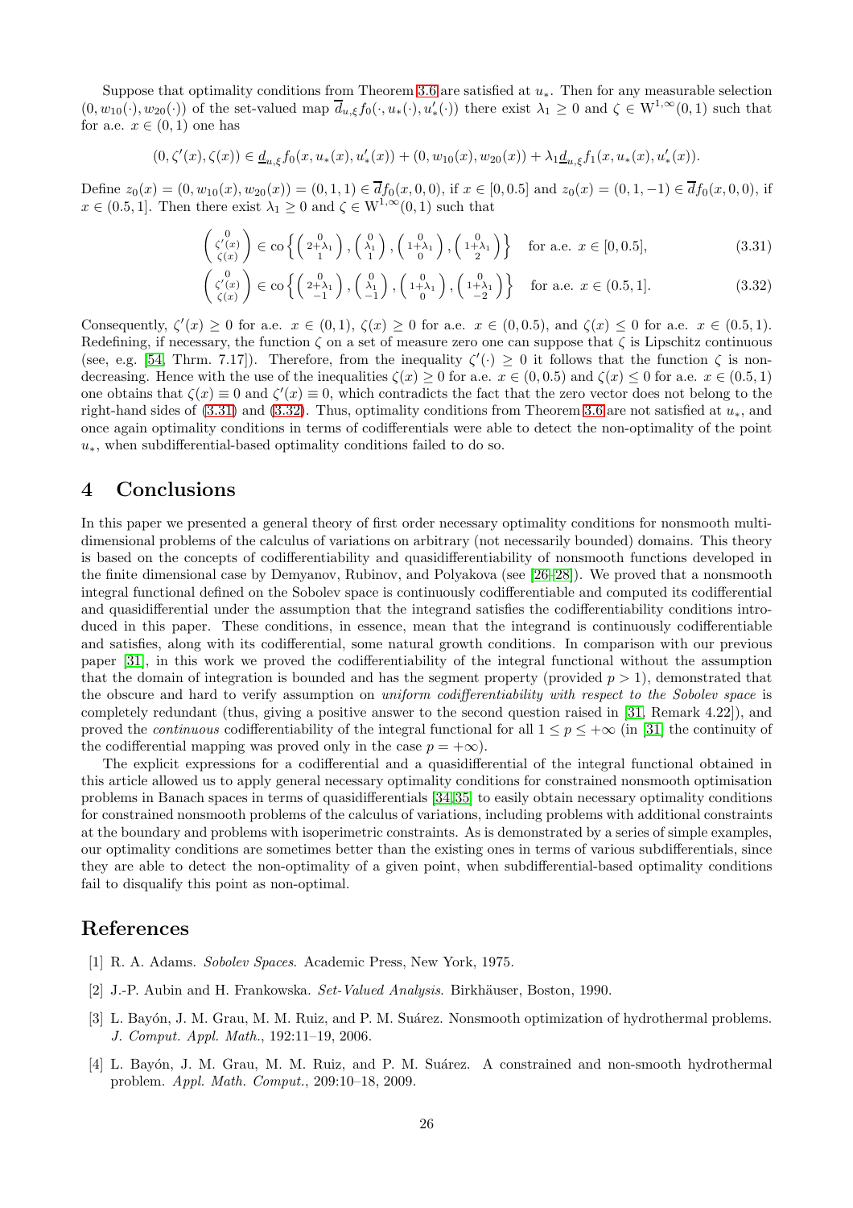Suppose that optimality conditions from Theorem 3.6 are satisfied at $u_*$. Then for any measurable selection $(0, w_{10}(\cdot), w_{20}(\cdot))$ of the set-valued map $\overline{d}_{u,\xi} f_0(\cdot, u_*(\cdot), u_*'(\cdot))$ there exist $\lambda_1 \geq 0$ and $\zeta \in \mathrm{W}^{1,\infty}(0,1)$ such that for a.e. $x \in (0,1)$ one has

$$(0, \zeta'(x), \zeta(x)) \in \underline{d}_{u,\xi} f_0(x, u_*(x), u_*'(x)) + (0, w_{10}(x), w_{20}(x)) + \lambda_1 \underline{d}_{u,\xi} f_1(x, u_*(x), u_*'(x)).$$

Define $z_0(x) = (0, w_{10}(x), w_{20}(x)) = (0, 1, 1) \in \overline{d} f_0(x, 0, 0)$, if $x \in [0, 0.5]$ and $z_0(x) = (0, 1, -1) \in \overline{d} f_0(x, 0, 0)$, if $x \in (0.5, 1]$. Then there exist $\lambda_1 \geq 0$ and $\zeta \in \mathrm{W}^{1,\infty}(0,1)$ such that

$$\begin{pmatrix} 0 \\ \zeta'(x) \\ \zeta(x) \end{pmatrix} \in \operatorname{co} \left\{ \begin{pmatrix} 0 \\ 2+\lambda_1 \\ 1 \end{pmatrix}, \begin{pmatrix} 0 \\ \lambda_1 \\ 1 \end{pmatrix}, \begin{pmatrix} 0 \\ 1+\lambda_1 \\ 0 \end{pmatrix}, \begin{pmatrix} 0 \\ 1+\lambda_1 \\ 2 \end{pmatrix} \right\} \quad \text{for a.e. } x \in [0, 0.5], \tag{3.31}$$

$$\begin{pmatrix} 0 \\ \zeta'(x) \\ \zeta(x) \end{pmatrix} \in \operatorname{co} \left\{ \begin{pmatrix} 0 \\ 2+\lambda_1 \\ -1 \end{pmatrix}, \begin{pmatrix} 0 \\ \lambda_1 \\ -1 \end{pmatrix}, \begin{pmatrix} 0 \\ 1+\lambda_1 \\ 0 \end{pmatrix}, \begin{pmatrix} 0 \\ 1+\lambda_1 \\ -2 \end{pmatrix} \right\} \quad \text{for a.e. } x \in (0.5, 1]. \tag{3.32}$$

Consequently, $\zeta'(x) \geq 0$ for a.e. $x \in (0,1)$, $\zeta(x) \geq 0$ for a.e. $x \in (0, 0.5)$, and $\zeta(x) \leq 0$ for a.e. $x \in (0.5, 1)$. Redefining, if necessary, the function $\zeta$ on a set of measure zero one can suppose that $\zeta$ is Lipschitz continuous (see, e.g. [54, Thrm. 7.17]). Therefore, from the inequality $\zeta'(\cdot) \geq 0$ it follows that the function $\zeta$ is non-decreasing. Hence with the use of the inequalities $\zeta(x) \geq 0$ for a.e. $x \in (0, 0.5)$ and $\zeta(x) \leq 0$ for a.e. $x \in (0.5, 1)$ one obtains that $\zeta(x) \equiv 0$ and $\zeta'(x) \equiv 0$, which contradicts the fact that the zero vector does not belong to the right-hand sides of (3.31) and (3.32). Thus, optimality conditions from Theorem 3.6 are not satisfied at $u_*$, and once again optimality conditions in terms of codifferentials were able to detect the non-optimality of the point $u_*$, when subdifferential-based optimality conditions failed to do so.

# 4 Conclusions

In this paper we presented a general theory of first order necessary optimality conditions for nonsmooth multi-dimensional problems of the calculus of variations on arbitrary (not necessarily bounded) domains. This theory is based on the concepts of codifferentiability and quasidifferentiability of nonsmooth functions developed in the finite dimensional case by Demyanov, Rubinov, and Polyakova (see [26–28]). We proved that a nonsmooth integral functional defined on the Sobolev space is continuously codifferentiable and computed its codifferential and quasidifferential under the assumption that the integrand satisfies the codifferentiability conditions introduced in this paper. These conditions, in essence, mean that the integrand is continuously codifferentiable and satisfies, along with its codifferential, some natural growth conditions. In comparison with our previous paper [31], in this work we proved the codifferentiability of the integral functional without the assumption that the domain of integration is bounded and has the segment property (provided $p > 1$), demonstrated that the obscure and hard to verify assumption on *uniform codifferentiability with respect to the Sobolev space* is completely redundant (thus, giving a positive answer to the second question raised in [31, Remark 4.22]), and proved the *continuous* codifferentiability of the integral functional for all $1 \leq p \leq +\infty$ (in [31] the continuity of the codifferential mapping was proved only in the case $p = +\infty$).

The explicit expressions for a codifferential and a quasidifferential of the integral functional obtained in this article allowed us to apply general necessary optimality conditions for constrained nonsmooth optimisation problems in Banach spaces in terms of quasidifferentials [34,35] to easily obtain necessary optimality conditions for constrained nonsmooth problems of the calculus of variations, including problems with additional constraints at the boundary and problems with isoperimetric constraints. As is demonstrated by a series of simple examples, our optimality conditions are sometimes better than the existing ones in terms of various subdifferentials, since they are able to detect the non-optimality of a given point, when subdifferential-based optimality conditions fail to disqualify this point as non-optimal.

# References

[1] R. A. Adams. *Sobolev Spaces*. Academic Press, New York, 1975.

[2] J.-P. Aubin and H. Frankowska. *Set-Valued Analysis*. Birkhäuser, Boston, 1990.

[3] L. Bayón, J. M. Grau, M. M. Ruiz, and P. M. Suárez. Nonsmooth optimization of hydrothermal problems. *J. Comput. Appl. Math.*, 192:11–19, 2006.

[4] L. Bayón, J. M. Grau, M. M. Ruiz, and P. M. Suárez. A constrained and non-smooth hydrothermal problem. *Appl. Math. Comput.*, 209:10–18, 2009.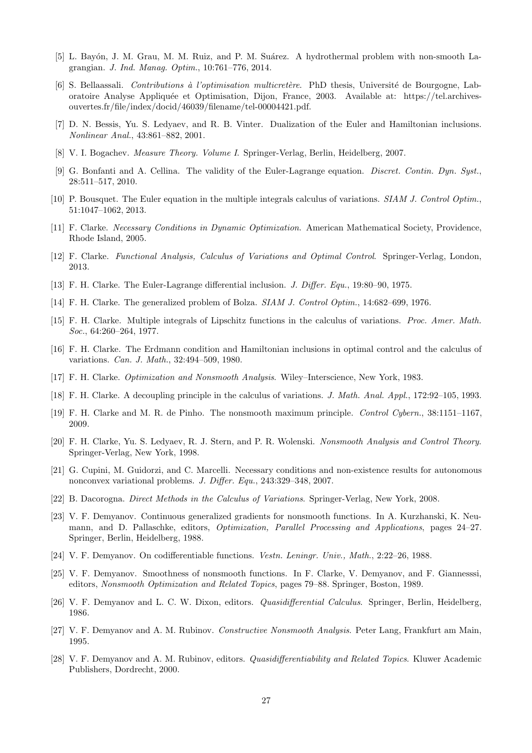[5] L. Bayón, J. M. Grau, M. M. Ruiz, and P. M. Suárez. A hydrothermal problem with non-smooth Lagrangian. *J. Ind. Manag. Optim.*, 10:761–776, 2014.

[6] S. Bellaassali. *Contributions à l'optimisation multicretère*. PhD thesis, Université de Bourgogne, Laboratoire Analyse Appliquée et Optimisation, Dijon, France, 2003. Available at: https://tel.archives-ouvertes.fr/file/index/docid/46039/filename/tel-00004421.pdf.

[7] D. N. Bessis, Yu. S. Ledyaev, and R. B. Vinter. Dualization of the Euler and Hamiltonian inclusions. *Nonlinear Anal.*, 43:861–882, 2001.

[8] V. I. Bogachev. *Measure Theory. Volume I*. Springer-Verlag, Berlin, Heidelberg, 2007.

[9] G. Bonfanti and A. Cellina. The validity of the Euler-Lagrange equation. *Discret. Contin. Dyn. Syst.*, 28:511–517, 2010.

[10] P. Bousquet. The Euler equation in the multiple integrals calculus of variations. *SIAM J. Control Optim.*, 51:1047–1062, 2013.

[11] F. Clarke. *Necessary Conditions in Dynamic Optimization*. American Mathematical Society, Providence, Rhode Island, 2005.

[12] F. Clarke. *Functional Analysis, Calculus of Variations and Optimal Control*. Springer-Verlag, London, 2013.

[13] F. H. Clarke. The Euler-Lagrange differential inclusion. *J. Differ. Equ.*, 19:80–90, 1975.

[14] F. H. Clarke. The generalized problem of Bolza. *SIAM J. Control Optim.*, 14:682–699, 1976.

[15] F. H. Clarke. Multiple integrals of Lipschitz functions in the calculus of variations. *Proc. Amer. Math. Soc.*, 64:260–264, 1977.

[16] F. H. Clarke. The Erdmann condition and Hamiltonian inclusions in optimal control and the calculus of variations. *Can. J. Math.*, 32:494–509, 1980.

[17] F. H. Clarke. *Optimization and Nonsmooth Analysis*. Wiley–Interscience, New York, 1983.

[18] F. H. Clarke. A decoupling principle in the calculus of variations. *J. Math. Anal. Appl.*, 172:92–105, 1993.

[19] F. H. Clarke and M. R. de Pinho. The nonsmooth maximum principle. *Control Cybern.*, 38:1151–1167, 2009.

[20] F. H. Clarke, Yu. S. Ledyaev, R. J. Stern, and P. R. Wolenski. *Nonsmooth Analysis and Control Theory*. Springer-Verlag, New York, 1998.

[21] G. Cupini, M. Guidorzi, and C. Marcelli. Necessary conditions and non-existence results for autonomous nonconvex variational problems. *J. Differ. Equ.*, 243:329–348, 2007.

[22] B. Dacorogna. *Direct Methods in the Calculus of Variations*. Springer-Verlag, New York, 2008.

[23] V. F. Demyanov. Continuous generalized gradients for nonsmooth functions. In A. Kurzhanski, K. Neumann, and D. Pallaschke, editors, *Optimization, Parallel Processing and Applications*, pages 24–27. Springer, Berlin, Heidelberg, 1988.

[24] V. F. Demyanov. On codifferentiable functions. *Vestn. Leningr. Univ., Math.*, 2:22–26, 1988.

[25] V. F. Demyanov. Smoothness of nonsmooth functions. In F. Clarke, V. Demyanov, and F. Giannesssi, editors, *Nonsmooth Optimization and Related Topics*, pages 79–88. Springer, Boston, 1989.

[26] V. F. Demyanov and L. C. W. Dixon, editors. *Quasidifferential Calculus*. Springer, Berlin, Heidelberg, 1986.

[27] V. F. Demyanov and A. M. Rubinov. *Constructive Nonsmooth Analysis*. Peter Lang, Frankfurt am Main, 1995.

[28] V. F. Demyanov and A. M. Rubinov, editors. *Quasidifferentiability and Related Topics*. Kluwer Academic Publishers, Dordrecht, 2000.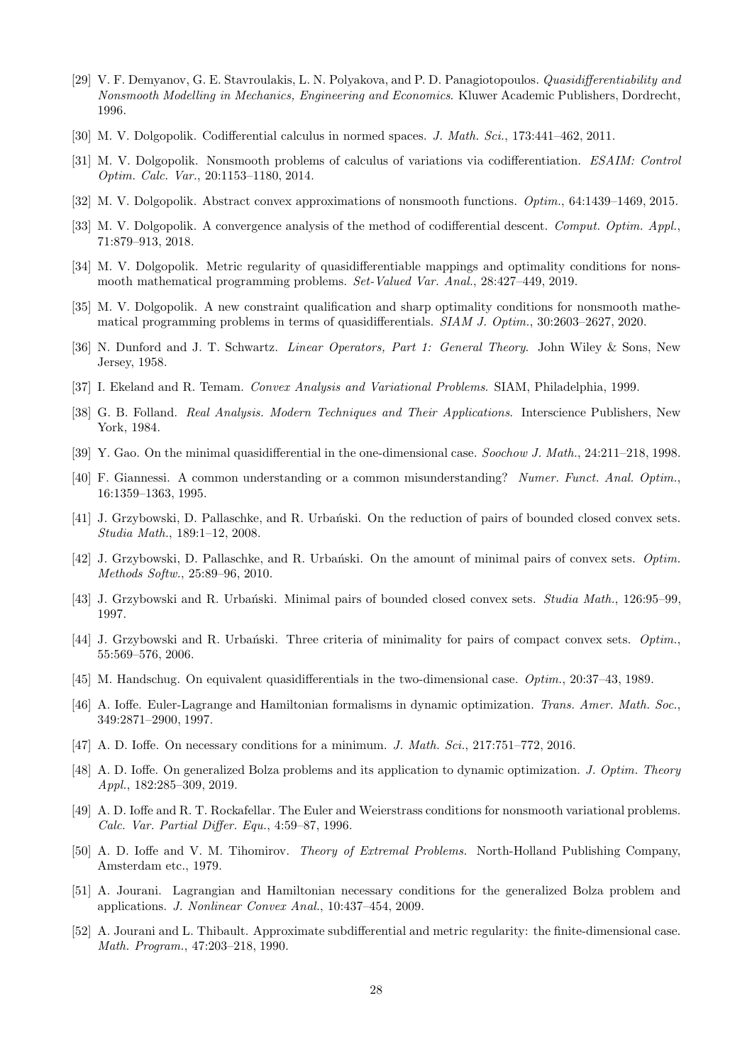[29] V. F. Demyanov, G. E. Stavroulakis, L. N. Polyakova, and P. D. Panagiotopoulos. *Quasidifferentiability and Nonsmooth Modelling in Mechanics, Engineering and Economics*. Kluwer Academic Publishers, Dordrecht, 1996.

[30] M. V. Dolgopolik. Codifferential calculus in normed spaces. *J. Math. Sci.*, 173:441–462, 2011.

[31] M. V. Dolgopolik. Nonsmooth problems of calculus of variations via codifferentiation. *ESAIM: Control Optim. Calc. Var.*, 20:1153–1180, 2014.

[32] M. V. Dolgopolik. Abstract convex approximations of nonsmooth functions. *Optim.*, 64:1439–1469, 2015.

[33] M. V. Dolgopolik. A convergence analysis of the method of codifferential descent. *Comput. Optim. Appl.*, 71:879–913, 2018.

[34] M. V. Dolgopolik. Metric regularity of quasidifferentiable mappings and optimality conditions for nonsmooth mathematical programming problems. *Set-Valued Var. Anal.*, 28:427–449, 2019.

[35] M. V. Dolgopolik. A new constraint qualification and sharp optimality conditions for nonsmooth mathematical programming problems in terms of quasidifferentials. *SIAM J. Optim.*, 30:2603–2627, 2020.

[36] N. Dunford and J. T. Schwartz. *Linear Operators, Part 1: General Theory.* John Wiley & Sons, New Jersey, 1958.

[37] I. Ekeland and R. Temam. *Convex Analysis and Variational Problems*. SIAM, Philadelphia, 1999.

[38] G. B. Folland. *Real Analysis. Modern Techniques and Their Applications*. Interscience Publishers, New York, 1984.

[39] Y. Gao. On the minimal quasidifferential in the one-dimensional case. *Soochow J. Math.*, 24:211–218, 1998.

[40] F. Giannessi. A common understanding or a common misunderstanding? *Numer. Funct. Anal. Optim.*, 16:1359–1363, 1995.

[41] J. Grzybowski, D. Pallaschke, and R. Urbański. On the reduction of pairs of bounded closed convex sets. *Studia Math.*, 189:1–12, 2008.

[42] J. Grzybowski, D. Pallaschke, and R. Urbański. On the amount of minimal pairs of convex sets. *Optim. Methods Softw.*, 25:89–96, 2010.

[43] J. Grzybowski and R. Urbański. Minimal pairs of bounded closed convex sets. *Studia Math.*, 126:95–99, 1997.

[44] J. Grzybowski and R. Urbański. Three criteria of minimality for pairs of compact convex sets. *Optim.*, 55:569–576, 2006.

[45] M. Handschug. On equivalent quasidifferentials in the two-dimensional case. *Optim.*, 20:37–43, 1989.

[46] A. Ioffe. Euler-Lagrange and Hamiltonian formalisms in dynamic optimization. *Trans. Amer. Math. Soc.*, 349:2871–2900, 1997.

[47] A. D. Ioffe. On necessary conditions for a minimum. *J. Math. Sci.*, 217:751–772, 2016.

[48] A. D. Ioffe. On generalized Bolza problems and its application to dynamic optimization. *J. Optim. Theory Appl.*, 182:285–309, 2019.

[49] A. D. Ioffe and R. T. Rockafellar. The Euler and Weierstrass conditions for nonsmooth variational problems. *Calc. Var. Partial Differ. Equ.*, 4:59–87, 1996.

[50] A. D. Ioffe and V. M. Tihomirov. *Theory of Extremal Problems.* North-Holland Publishing Company, Amsterdam etc., 1979.

[51] A. Jourani. Lagrangian and Hamiltonian necessary conditions for the generalized Bolza problem and applications. *J. Nonlinear Convex Anal.*, 10:437–454, 2009.

[52] A. Jourani and L. Thibault. Approximate subdifferential and metric regularity: the finite-dimensional case. *Math. Program.*, 47:203–218, 1990.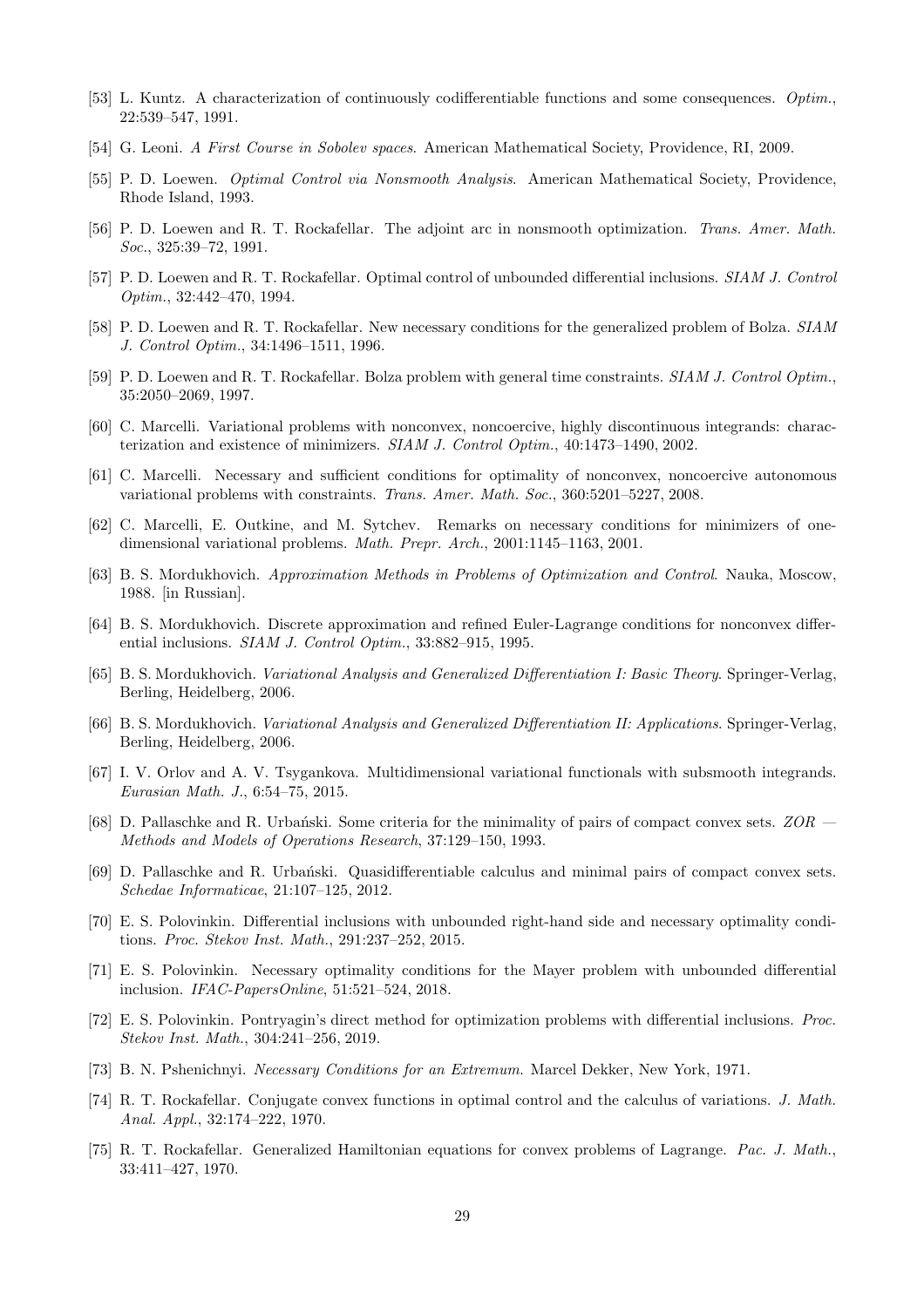[53] L. Kuntz. A characterization of continuously codifferentiable functions and some consequences. *Optim.*, 22:539–547, 1991.

[54] G. Leoni. *A First Course in Sobolev spaces*. American Mathematical Society, Providence, RI, 2009.

[55] P. D. Loewen. *Optimal Control via Nonsmooth Analysis*. American Mathematical Society, Providence, Rhode Island, 1993.

[56] P. D. Loewen and R. T. Rockafellar. The adjoint arc in nonsmooth optimization. *Trans. Amer. Math. Soc.*, 325:39–72, 1991.

[57] P. D. Loewen and R. T. Rockafellar. Optimal control of unbounded differential inclusions. *SIAM J. Control Optim.*, 32:442–470, 1994.

[58] P. D. Loewen and R. T. Rockafellar. New necessary conditions for the generalized problem of Bolza. *SIAM J. Control Optim.*, 34:1496–1511, 1996.

[59] P. D. Loewen and R. T. Rockafellar. Bolza problem with general time constraints. *SIAM J. Control Optim.*, 35:2050–2069, 1997.

[60] C. Marcelli. Variational problems with nonconvex, noncoercive, highly discontinuous integrands: characterization and existence of minimizers. *SIAM J. Control Optim.*, 40:1473–1490, 2002.

[61] C. Marcelli. Necessary and sufficient conditions for optimality of nonconvex, noncoercive autonomous variational problems with constraints. *Trans. Amer. Math. Soc.*, 360:5201–5227, 2008.

[62] C. Marcelli, E. Outkine, and M. Sytchev. Remarks on necessary conditions for minimizers of one-dimensional variational problems. *Math. Prepr. Arch.*, 2001:1145–1163, 2001.

[63] B. S. Mordukhovich. *Approximation Methods in Problems of Optimization and Control*. Nauka, Moscow, 1988. [in Russian].

[64] B. S. Mordukhovich. Discrete approximation and refined Euler-Lagrange conditions for nonconvex differential inclusions. *SIAM J. Control Optim.*, 33:882–915, 1995.

[65] B. S. Mordukhovich. *Variational Analysis and Generalized Differentiation I: Basic Theory*. Springer-Verlag, Berling, Heidelberg, 2006.

[66] B. S. Mordukhovich. *Variational Analysis and Generalized Differentiation II: Applications*. Springer-Verlag, Berling, Heidelberg, 2006.

[67] I. V. Orlov and A. V. Tsygankova. Multidimensional variational functionals with subsmooth integrands. *Eurasian Math. J.*, 6:54–75, 2015.

[68] D. Pallaschke and R. Urbański. Some criteria for the minimality of pairs of compact convex sets. *ZOR — Methods and Models of Operations Research*, 37:129–150, 1993.

[69] D. Pallaschke and R. Urbański. Quasidifferentiable calculus and minimal pairs of compact convex sets. *Schedae Informaticae*, 21:107–125, 2012.

[70] E. S. Polovinkin. Differential inclusions with unbounded right-hand side and necessary optimality conditions. *Proc. Stekov Inst. Math.*, 291:237–252, 2015.

[71] E. S. Polovinkin. Necessary optimality conditions for the Mayer problem with unbounded differential inclusion. *IFAC-PapersOnline*, 51:521–524, 2018.

[72] E. S. Polovinkin. Pontryagin's direct method for optimization problems with differential inclusions. *Proc. Stekov Inst. Math.*, 304:241–256, 2019.

[73] B. N. Pshenichnyi. *Necessary Conditions for an Extremum*. Marcel Dekker, New York, 1971.

[74] R. T. Rockafellar. Conjugate convex functions in optimal control and the calculus of variations. *J. Math. Anal. Appl.*, 32:174–222, 1970.

[75] R. T. Rockafellar. Generalized Hamiltonian equations for convex problems of Lagrange. *Pac. J. Math.*, 33:411–427, 1970.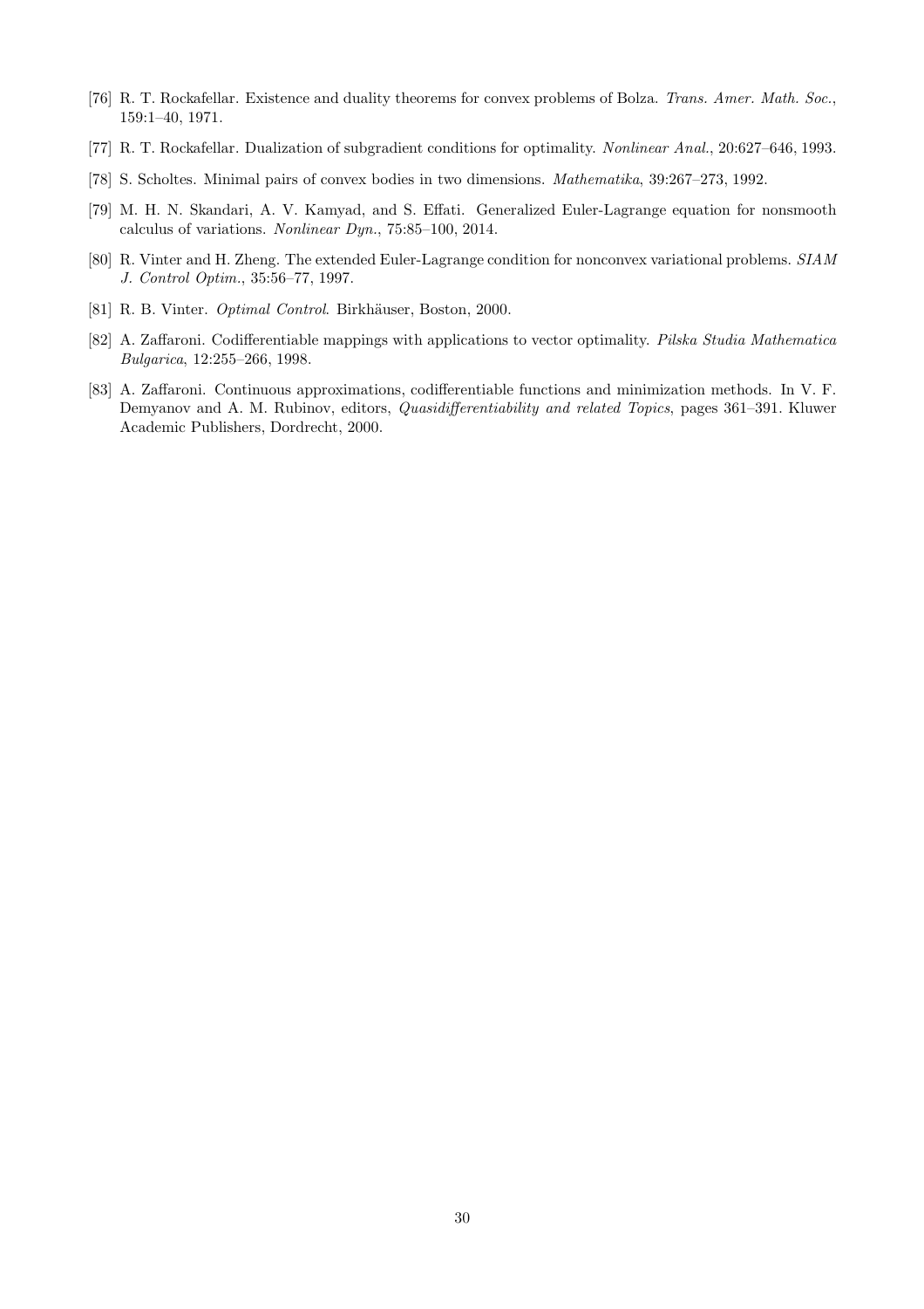[76] R. T. Rockafellar. Existence and duality theorems for convex problems of Bolza. *Trans. Amer. Math. Soc.*, 159:1–40, 1971.

[77] R. T. Rockafellar. Dualization of subgradient conditions for optimality. *Nonlinear Anal.*, 20:627–646, 1993.

[78] S. Scholtes. Minimal pairs of convex bodies in two dimensions. *Mathematika*, 39:267–273, 1992.

[79] M. H. N. Skandari, A. V. Kamyad, and S. Effati. Generalized Euler-Lagrange equation for nonsmooth calculus of variations. *Nonlinear Dyn.*, 75:85–100, 2014.

[80] R. Vinter and H. Zheng. The extended Euler-Lagrange condition for nonconvex variational problems. *SIAM J. Control Optim.*, 35:56–77, 1997.

[81] R. B. Vinter. *Optimal Control*. Birkhäuser, Boston, 2000.

[82] A. Zaffaroni. Codifferentiable mappings with applications to vector optimality. *Pilska Studia Mathematica Bulgarica*, 12:255–266, 1998.

[83] A. Zaffaroni. Continuous approximations, codifferentiable functions and minimization methods. In V. F. Demyanov and A. M. Rubinov, editors, *Quasidifferentiability and related Topics*, pages 361–391. Kluwer Academic Publishers, Dordrecht, 2000.